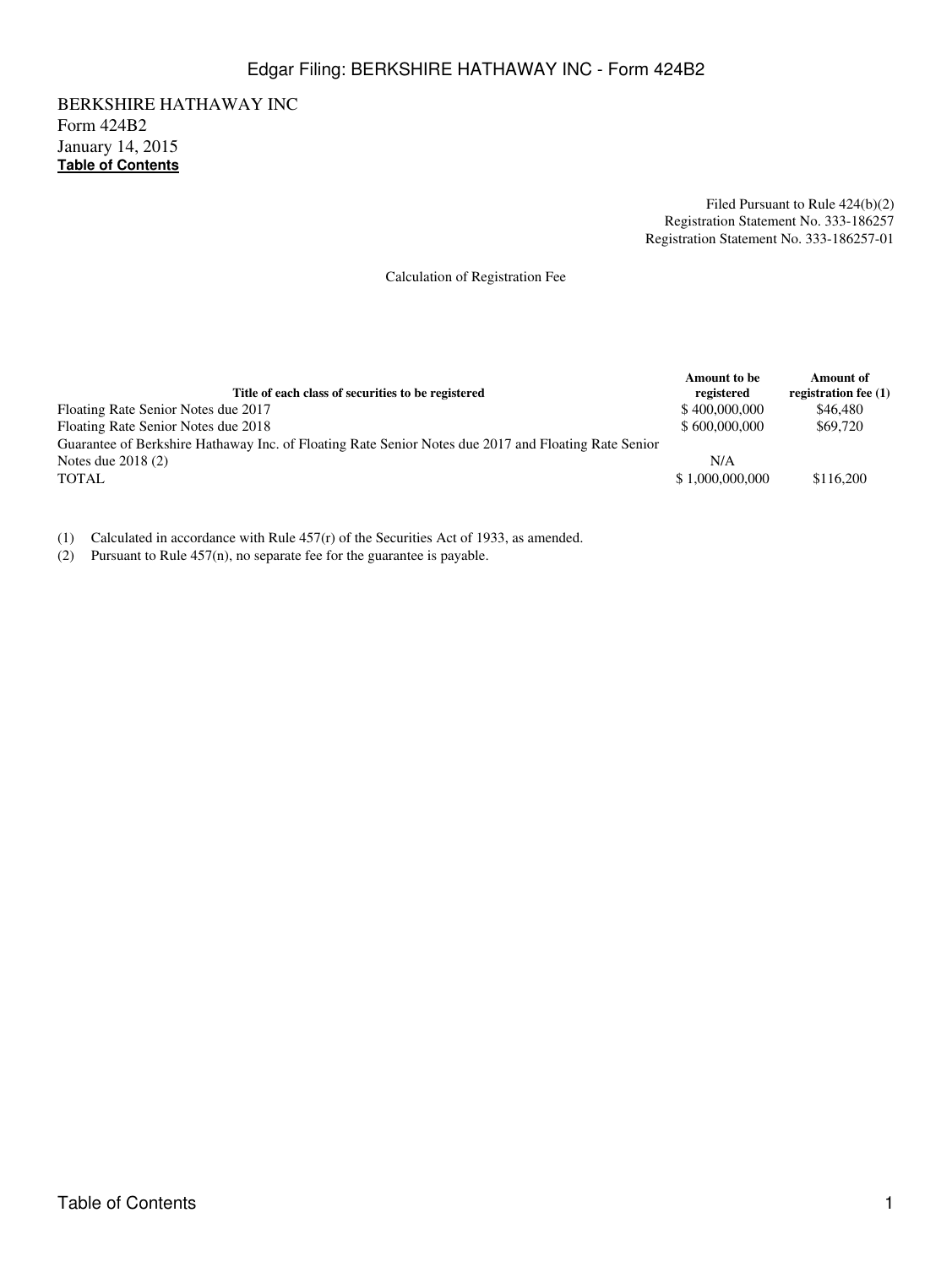BERKSHIRE HATHAWAY INC
Form 424B2
January 14, 2015
**Table of Contents**

Filed Pursuant to Rule 424(b)(2)
Registration Statement No. 333-186257
Registration Statement No. 333-186257-01

Calculation of Registration Fee

| Title of each class of securities to be registered | Amount to be registered | Amount of registration fee (1) |
|---|---|---|
| Floating Rate Senior Notes due 2017 | $ 400,000,000 | $46,480 |
| Floating Rate Senior Notes due 2018 | $ 600,000,000 | $69,720 |
| Guarantee of Berkshire Hathaway Inc. of Floating Rate Senior Notes due 2017 and Floating Rate Senior Notes due 2018 (2) | N/A | |
| TOTAL | $ 1,000,000,000 | $116,200 |

(1) Calculated in accordance with Rule 457(r) of the Securities Act of 1933, as amended.
(2) Pursuant to Rule 457(n), no separate fee for the guarantee is payable.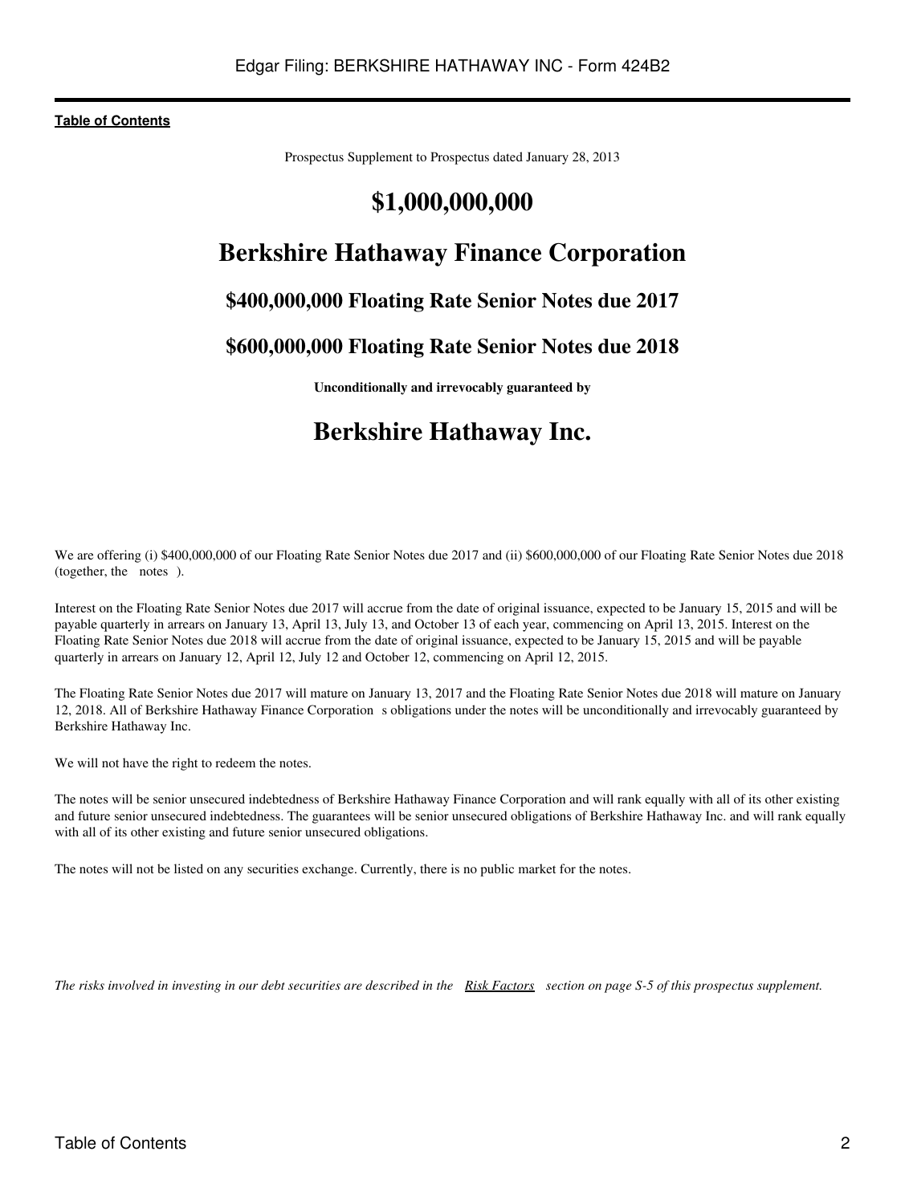**Table of Contents**

Prospectus Supplement to Prospectus dated January 28, 2013

# $1,000,000,000

# Berkshire Hathaway Finance Corporation

## $400,000,000 Floating Rate Senior Notes due 2017

## $600,000,000 Floating Rate Senior Notes due 2018

**Unconditionally and irrevocably guaranteed by**

# Berkshire Hathaway Inc.

We are offering (i) $400,000,000 of our Floating Rate Senior Notes due 2017 and (ii) $600,000,000 of our Floating Rate Senior Notes due 2018 (together, the notes ).

Interest on the Floating Rate Senior Notes due 2017 will accrue from the date of original issuance, expected to be January 15, 2015 and will be payable quarterly in arrears on January 13, April 13, July 13, and October 13 of each year, commencing on April 13, 2015. Interest on the Floating Rate Senior Notes due 2018 will accrue from the date of original issuance, expected to be January 15, 2015 and will be payable quarterly in arrears on January 12, April 12, July 12 and October 12, commencing on April 12, 2015.

The Floating Rate Senior Notes due 2017 will mature on January 13, 2017 and the Floating Rate Senior Notes due 2018 will mature on January 12, 2018. All of Berkshire Hathaway Finance Corporation s obligations under the notes will be unconditionally and irrevocably guaranteed by Berkshire Hathaway Inc.

We will not have the right to redeem the notes.

The notes will be senior unsecured indebtedness of Berkshire Hathaway Finance Corporation and will rank equally with all of its other existing and future senior unsecured indebtedness. The guarantees will be senior unsecured obligations of Berkshire Hathaway Inc. and will rank equally with all of its other existing and future senior unsecured obligations.

The notes will not be listed on any securities exchange. Currently, there is no public market for the notes.

*The risks involved in investing in our debt securities are described in the Risk Factors section on page S-5 of this prospectus supplement.*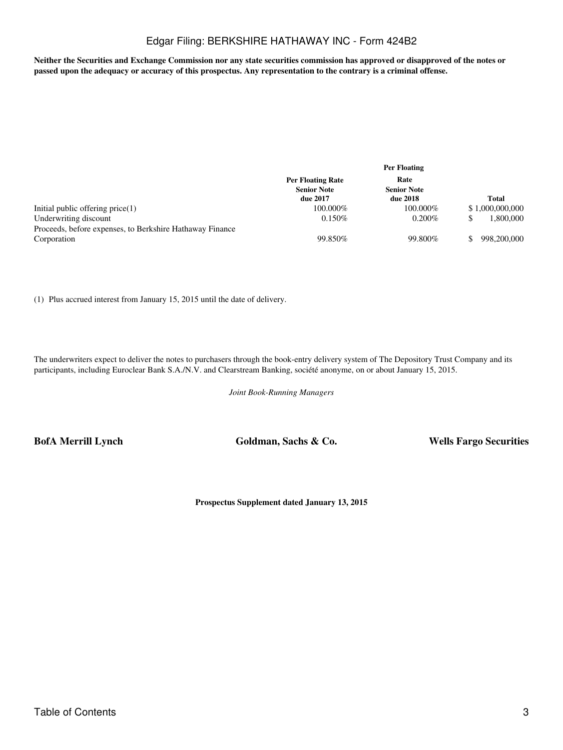**Neither the Securities and Exchange Commission nor any state securities commission has approved or disapproved of the notes or passed upon the adequacy or accuracy of this prospectus. Any representation to the contrary is a criminal offense.**

| | Per Floating Rate Senior Note due 2017 | Per Floating Rate Senior Note due 2018 | Total |
|---|---|---|---|
| Initial public offering price(1) | 100.000% | 100.000% | $ 1,000,000,000 |
| Underwriting discount | 0.150% | 0.200% | $ 1,800,000 |
| Proceeds, before expenses, to Berkshire Hathaway Finance Corporation | 99.850% | 99.800% | $ 998,200,000 |

(1) Plus accrued interest from January 15, 2015 until the date of delivery.

The underwriters expect to deliver the notes to purchasers through the book-entry delivery system of The Depository Trust Company and its participants, including Euroclear Bank S.A./N.V. and Clearstream Banking, société anonyme, on or about January 15, 2015.

*Joint Book-Running Managers*

**BofA Merrill Lynch** **Goldman, Sachs & Co.** **Wells Fargo Securities**

**Prospectus Supplement dated January 13, 2015**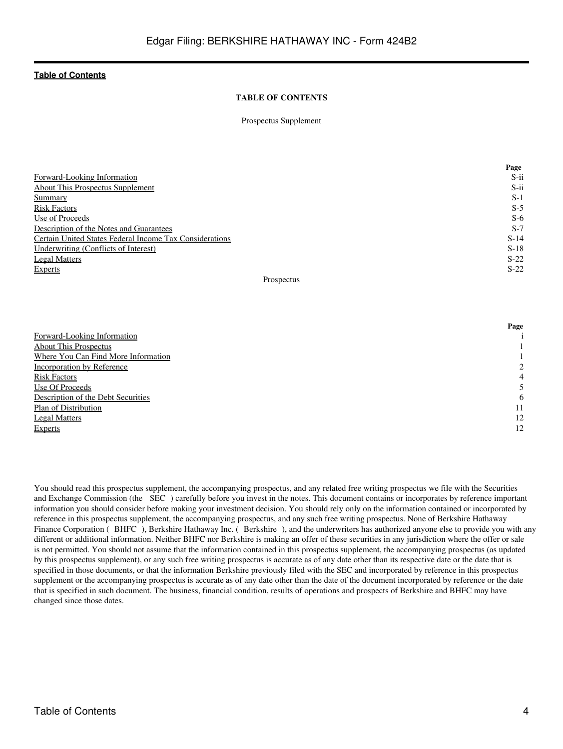**Table of Contents**

**TABLE OF CONTENTS**

Prospectus Supplement

| | Page |
|---|---|
| Forward-Looking Information | S-ii |
| About This Prospectus Supplement | S-ii |
| Summary | S-1 |
| Risk Factors | S-5 |
| Use of Proceeds | S-6 |
| Description of the Notes and Guarantees | S-7 |
| Certain United States Federal Income Tax Considerations | S-14 |
| Underwriting (Conflicts of Interest) | S-18 |
| Legal Matters | S-22 |
| Experts | S-22 |

Prospectus

| | Page |
|---|---|
| Forward-Looking Information | i |
| About This Prospectus | 1 |
| Where You Can Find More Information | 1 |
| Incorporation by Reference | 2 |
| Risk Factors | 4 |
| Use Of Proceeds | 5 |
| Description of the Debt Securities | 6 |
| Plan of Distribution | 11 |
| Legal Matters | 12 |
| Experts | 12 |

You should read this prospectus supplement, the accompanying prospectus, and any related free writing prospectus we file with the Securities and Exchange Commission (the SEC) carefully before you invest in the notes. This document contains or incorporates by reference important information you should consider before making your investment decision. You should rely only on the information contained or incorporated by reference in this prospectus supplement, the accompanying prospectus, and any such free writing prospectus. None of Berkshire Hathaway Finance Corporation ( BHFC ), Berkshire Hathaway Inc. ( Berkshire ), and the underwriters has authorized anyone else to provide you with any different or additional information. Neither BHFC nor Berkshire is making an offer of these securities in any jurisdiction where the offer or sale is not permitted. You should not assume that the information contained in this prospectus supplement, the accompanying prospectus (as updated by this prospectus supplement), or any such free writing prospectus is accurate as of any date other than its respective date or the date that is specified in those documents, or that the information Berkshire previously filed with the SEC and incorporated by reference in this prospectus supplement or the accompanying prospectus is accurate as of any date other than the date of the document incorporated by reference or the date that is specified in such document. The business, financial condition, results of operations and prospects of Berkshire and BHFC may have changed since those dates.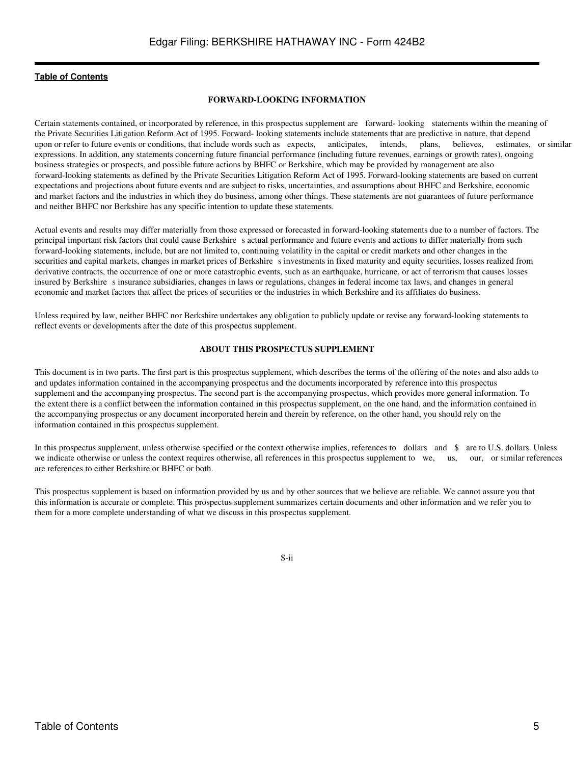[Table of Contents](#)

## FORWARD-LOOKING INFORMATION

Certain statements contained, or incorporated by reference, in this prospectus supplement are forward- looking statements within the meaning of the Private Securities Litigation Reform Act of 1995. Forward- looking statements include statements that are predictive in nature, that depend upon or refer to future events or conditions, that include words such as expects, anticipates, intends, plans, believes, estimates, or similar expressions. In addition, any statements concerning future financial performance (including future revenues, earnings or growth rates), ongoing business strategies or prospects, and possible future actions by BHFC or Berkshire, which may be provided by management are also forward-looking statements as defined by the Private Securities Litigation Reform Act of 1995. Forward-looking statements are based on current expectations and projections about future events and are subject to risks, uncertainties, and assumptions about BHFC and Berkshire, economic and market factors and the industries in which they do business, among other things. These statements are not guarantees of future performance and neither BHFC nor Berkshire has any specific intention to update these statements.

Actual events and results may differ materially from those expressed or forecasted in forward-looking statements due to a number of factors. The principal important risk factors that could cause Berkshire s actual performance and future events and actions to differ materially from such forward-looking statements, include, but are not limited to, continuing volatility in the capital or credit markets and other changes in the securities and capital markets, changes in market prices of Berkshire s investments in fixed maturity and equity securities, losses realized from derivative contracts, the occurrence of one or more catastrophic events, such as an earthquake, hurricane, or act of terrorism that causes losses insured by Berkshire s insurance subsidiaries, changes in laws or regulations, changes in federal income tax laws, and changes in general economic and market factors that affect the prices of securities or the industries in which Berkshire and its affiliates do business.

Unless required by law, neither BHFC nor Berkshire undertakes any obligation to publicly update or revise any forward-looking statements to reflect events or developments after the date of this prospectus supplement.

## ABOUT THIS PROSPECTUS SUPPLEMENT

This document is in two parts. The first part is this prospectus supplement, which describes the terms of the offering of the notes and also adds to and updates information contained in the accompanying prospectus and the documents incorporated by reference into this prospectus supplement and the accompanying prospectus. The second part is the accompanying prospectus, which provides more general information. To the extent there is a conflict between the information contained in this prospectus supplement, on the one hand, and the information contained in the accompanying prospectus or any document incorporated herein and therein by reference, on the other hand, you should rely on the information contained in this prospectus supplement.

In this prospectus supplement, unless otherwise specified or the context otherwise implies, references to dollars and $ are to U.S. dollars. Unless we indicate otherwise or unless the context requires otherwise, all references in this prospectus supplement to we, us, our, or similar references are references to either Berkshire or BHFC or both.

This prospectus supplement is based on information provided by us and by other sources that we believe are reliable. We cannot assure you that this information is accurate or complete. This prospectus supplement summarizes certain documents and other information and we refer you to them for a more complete understanding of what we discuss in this prospectus supplement.

S-ii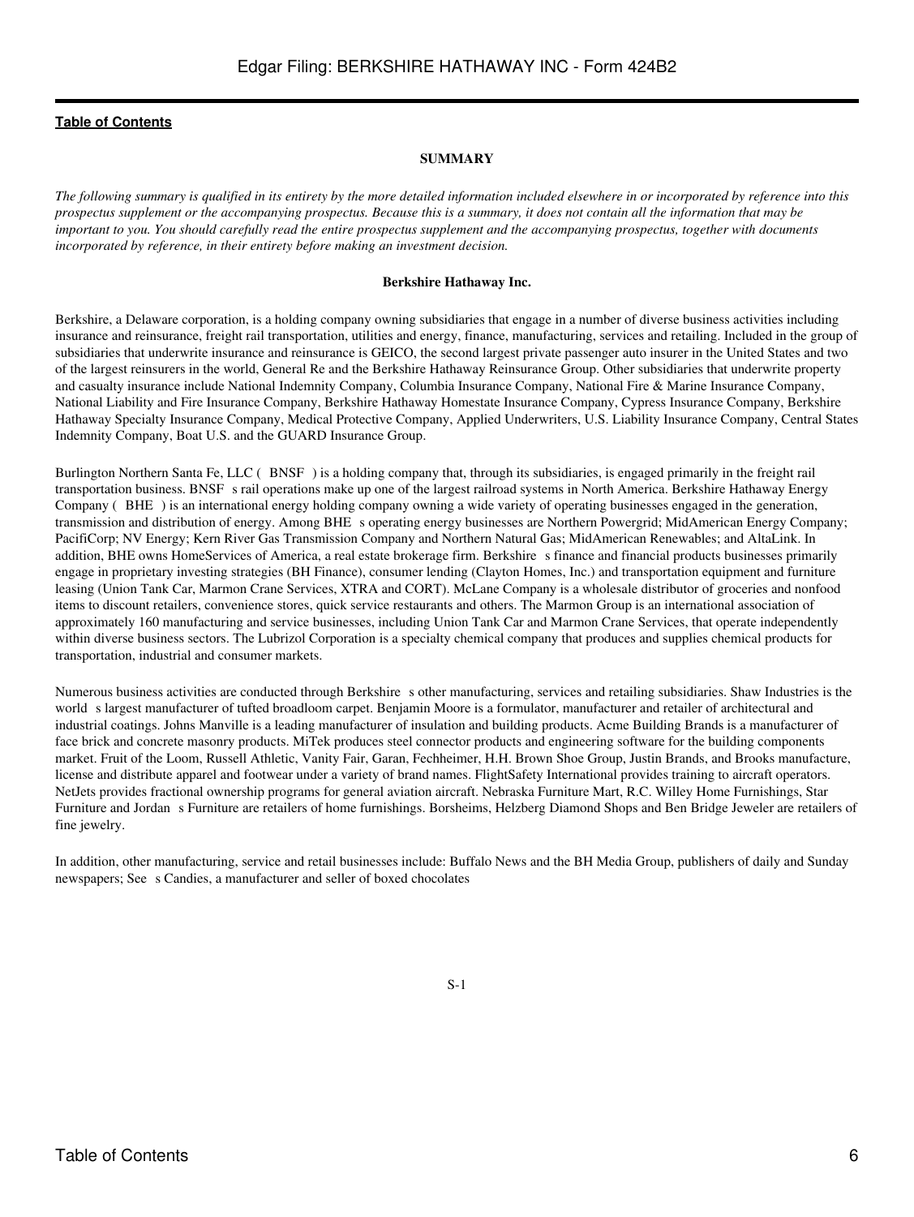[Table of Contents](#)

**SUMMARY**

*The following summary is qualified in its entirety by the more detailed information included elsewhere in or incorporated by reference into this prospectus supplement or the accompanying prospectus. Because this is a summary, it does not contain all the information that may be important to you. You should carefully read the entire prospectus supplement and the accompanying prospectus, together with documents incorporated by reference, in their entirety before making an investment decision.*

**Berkshire Hathaway Inc.**

Berkshire, a Delaware corporation, is a holding company owning subsidiaries that engage in a number of diverse business activities including insurance and reinsurance, freight rail transportation, utilities and energy, finance, manufacturing, services and retailing. Included in the group of subsidiaries that underwrite insurance and reinsurance is GEICO, the second largest private passenger auto insurer in the United States and two of the largest reinsurers in the world, General Re and the Berkshire Hathaway Reinsurance Group. Other subsidiaries that underwrite property and casualty insurance include National Indemnity Company, Columbia Insurance Company, National Fire & Marine Insurance Company, National Liability and Fire Insurance Company, Berkshire Hathaway Homestate Insurance Company, Cypress Insurance Company, Berkshire Hathaway Specialty Insurance Company, Medical Protective Company, Applied Underwriters, U.S. Liability Insurance Company, Central States Indemnity Company, Boat U.S. and the GUARD Insurance Group.

Burlington Northern Santa Fe, LLC ( BNSF ) is a holding company that, through its subsidiaries, is engaged primarily in the freight rail transportation business. BNSF s rail operations make up one of the largest railroad systems in North America. Berkshire Hathaway Energy Company ( BHE ) is an international energy holding company owning a wide variety of operating businesses engaged in the generation, transmission and distribution of energy. Among BHE s operating energy businesses are Northern Powergrid; MidAmerican Energy Company; PacifiCorp; NV Energy; Kern River Gas Transmission Company and Northern Natural Gas; MidAmerican Renewables; and AltaLink. In addition, BHE owns HomeServices of America, a real estate brokerage firm. Berkshire s finance and financial products businesses primarily engage in proprietary investing strategies (BH Finance), consumer lending (Clayton Homes, Inc.) and transportation equipment and furniture leasing (Union Tank Car, Marmon Crane Services, XTRA and CORT). McLane Company is a wholesale distributor of groceries and nonfood items to discount retailers, convenience stores, quick service restaurants and others. The Marmon Group is an international association of approximately 160 manufacturing and service businesses, including Union Tank Car and Marmon Crane Services, that operate independently within diverse business sectors. The Lubrizol Corporation is a specialty chemical company that produces and supplies chemical products for transportation, industrial and consumer markets.

Numerous business activities are conducted through Berkshire s other manufacturing, services and retailing subsidiaries. Shaw Industries is the world s largest manufacturer of tufted broadloom carpet. Benjamin Moore is a formulator, manufacturer and retailer of architectural and industrial coatings. Johns Manville is a leading manufacturer of insulation and building products. Acme Building Brands is a manufacturer of face brick and concrete masonry products. MiTek produces steel connector products and engineering software for the building components market. Fruit of the Loom, Russell Athletic, Vanity Fair, Garan, Fechheimer, H.H. Brown Shoe Group, Justin Brands, and Brooks manufacture, license and distribute apparel and footwear under a variety of brand names. FlightSafety International provides training to aircraft operators. NetJets provides fractional ownership programs for general aviation aircraft. Nebraska Furniture Mart, R.C. Willey Home Furnishings, Star Furniture and Jordan s Furniture are retailers of home furnishings. Borsheims, Helzberg Diamond Shops and Ben Bridge Jeweler are retailers of fine jewelry.

In addition, other manufacturing, service and retail businesses include: Buffalo News and the BH Media Group, publishers of daily and Sunday newspapers; See s Candies, a manufacturer and seller of boxed chocolates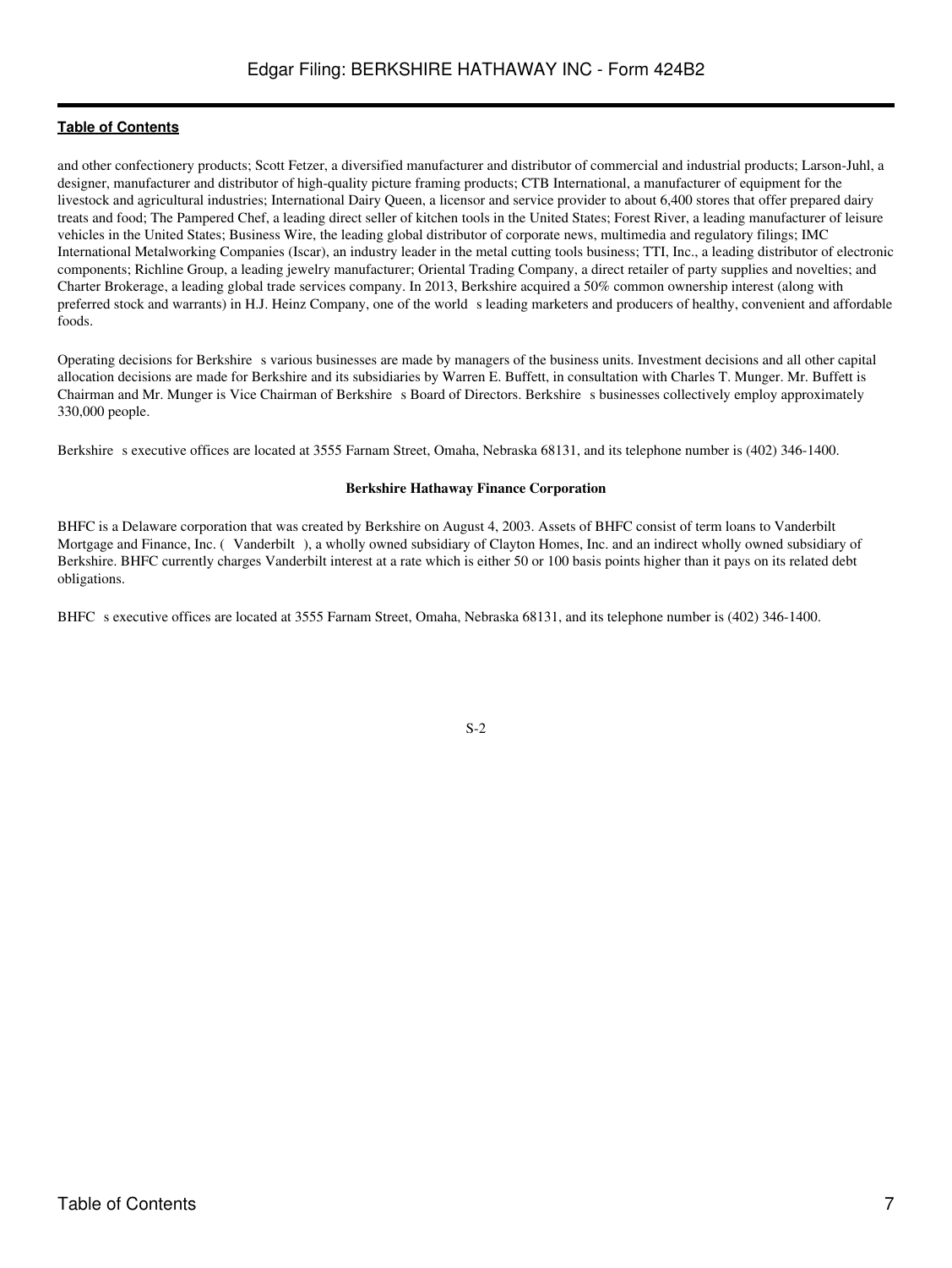and other confectionery products; Scott Fetzer, a diversified manufacturer and distributor of commercial and industrial products; Larson-Juhl, a designer, manufacturer and distributor of high-quality picture framing products; CTB International, a manufacturer of equipment for the livestock and agricultural industries; International Dairy Queen, a licensor and service provider to about 6,400 stores that offer prepared dairy treats and food; The Pampered Chef, a leading direct seller of kitchen tools in the United States; Forest River, a leading manufacturer of leisure vehicles in the United States; Business Wire, the leading global distributor of corporate news, multimedia and regulatory filings; IMC International Metalworking Companies (Iscar), an industry leader in the metal cutting tools business; TTI, Inc., a leading distributor of electronic components; Richline Group, a leading jewelry manufacturer; Oriental Trading Company, a direct retailer of party supplies and novelties; and Charter Brokerage, a leading global trade services company. In 2013, Berkshire acquired a 50% common ownership interest (along with preferred stock and warrants) in H.J. Heinz Company, one of the world s leading marketers and producers of healthy, convenient and affordable foods.

Operating decisions for Berkshire s various businesses are made by managers of the business units. Investment decisions and all other capital allocation decisions are made for Berkshire and its subsidiaries by Warren E. Buffett, in consultation with Charles T. Munger. Mr. Buffett is Chairman and Mr. Munger is Vice Chairman of Berkshire s Board of Directors. Berkshire s businesses collectively employ approximately 330,000 people.

Berkshire s executive offices are located at 3555 Farnam Street, Omaha, Nebraska 68131, and its telephone number is (402) 346-1400.

**Berkshire Hathaway Finance Corporation**

BHFC is a Delaware corporation that was created by Berkshire on August 4, 2003. Assets of BHFC consist of term loans to Vanderbilt Mortgage and Finance, Inc. ( Vanderbilt ), a wholly owned subsidiary of Clayton Homes, Inc. and an indirect wholly owned subsidiary of Berkshire. BHFC currently charges Vanderbilt interest at a rate which is either 50 or 100 basis points higher than it pays on its related debt obligations.

BHFC s executive offices are located at 3555 Farnam Street, Omaha, Nebraska 68131, and its telephone number is (402) 346-1400.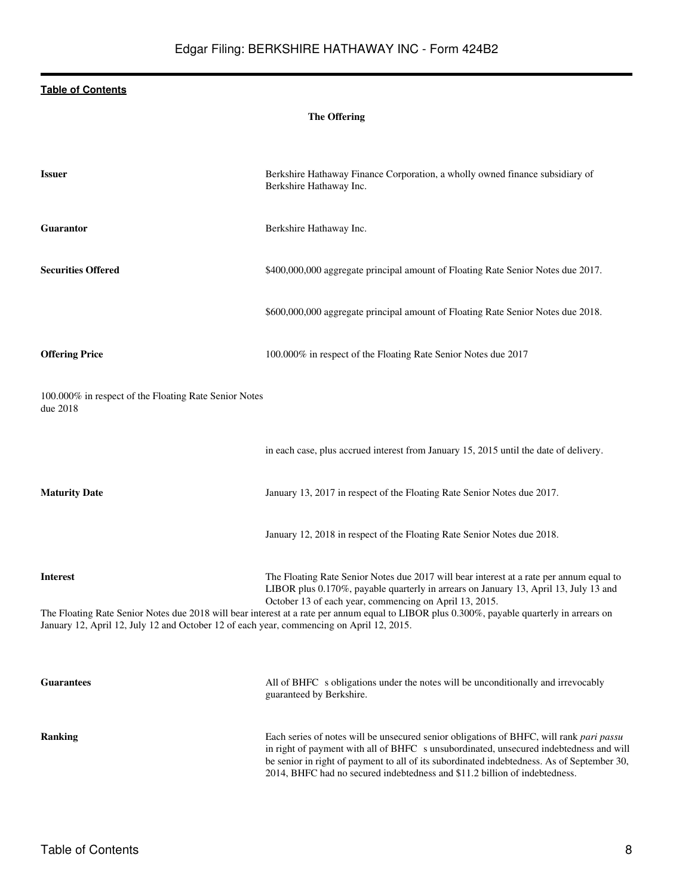## The Offering

| | |
|---|---|
| **Issuer** | Berkshire Hathaway Finance Corporation, a wholly owned finance subsidiary of Berkshire Hathaway Inc. |
| **Guarantor** | Berkshire Hathaway Inc. |
| **Securities Offered** | $400,000,000 aggregate principal amount of Floating Rate Senior Notes due 2017. |
| | $600,000,000 aggregate principal amount of Floating Rate Senior Notes due 2018. |
| **Offering Price** | 100.000% in respect of the Floating Rate Senior Notes due 2017 |
| | 100.000% in respect of the Floating Rate Senior Notes due 2018 |
| | in each case, plus accrued interest from January 15, 2015 until the date of delivery. |
| **Maturity Date** | January 13, 2017 in respect of the Floating Rate Senior Notes due 2017. |
| | January 12, 2018 in respect of the Floating Rate Senior Notes due 2018. |
| **Interest** | The Floating Rate Senior Notes due 2017 will bear interest at a rate per annum equal to LIBOR plus 0.170%, payable quarterly in arrears on January 13, April 13, July 13 and October 13 of each year, commencing on April 13, 2015. |
| | The Floating Rate Senior Notes due 2018 will bear interest at a rate per annum equal to LIBOR plus 0.300%, payable quarterly in arrears on January 12, April 12, July 12 and October 12 of each year, commencing on April 12, 2015. |
| **Guarantees** | All of BHFC s obligations under the notes will be unconditionally and irrevocably guaranteed by Berkshire. |
| **Ranking** | Each series of notes will be unsecured senior obligations of BHFC, will rank *pari passu* in right of payment with all of BHFC s unsubordinated, unsecured indebtedness and will be senior in right of payment to all of its subordinated indebtedness. As of September 30, 2014, BHFC had no secured indebtedness and $11.2 billion of indebtedness. |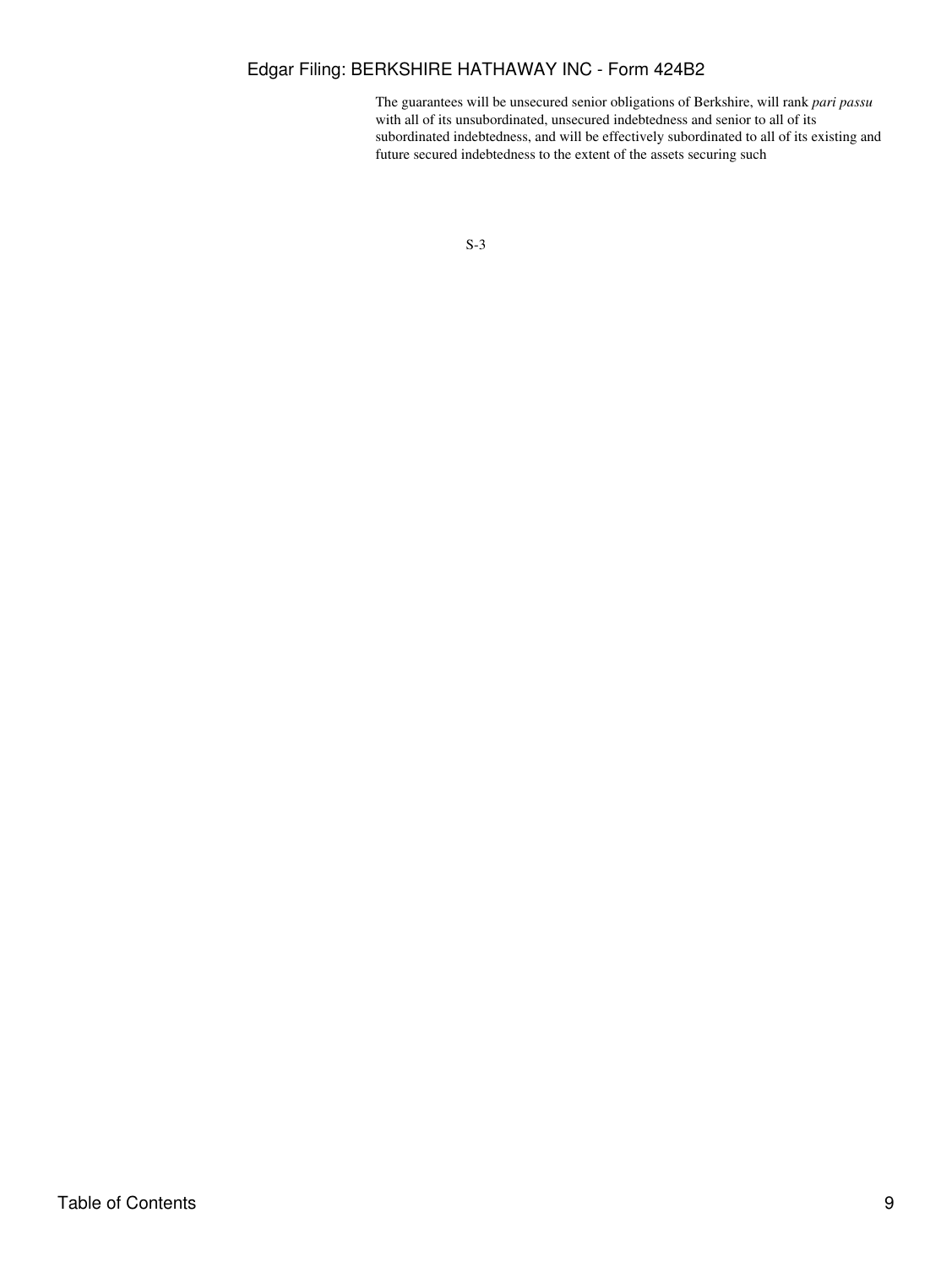The guarantees will be unsecured senior obligations of Berkshire, will rank *pari passu* with all of its unsubordinated, unsecured indebtedness and senior to all of its subordinated indebtedness, and will be effectively subordinated to all of its existing and future secured indebtedness to the extent of the assets securing such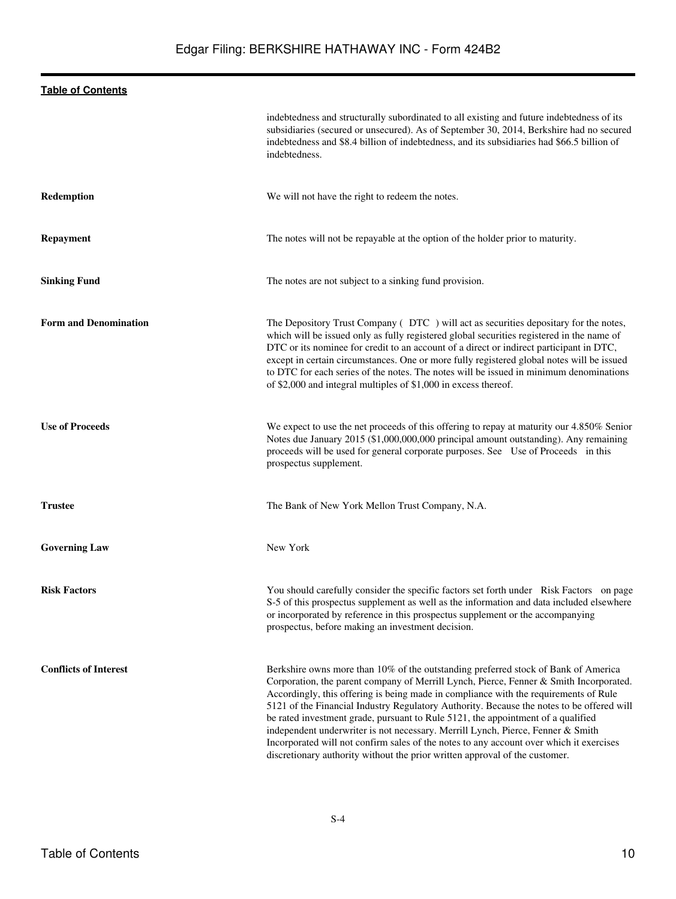| | |
|---|---|
| | indebtedness and structurally subordinated to all existing and future indebtedness of its subsidiaries (secured or unsecured). As of September 30, 2014, Berkshire had no secured indebtedness and $8.4 billion of indebtedness, and its subsidiaries had $66.5 billion of indebtedness. |
| **Redemption** | We will not have the right to redeem the notes. |
| **Repayment** | The notes will not be repayable at the option of the holder prior to maturity. |
| **Sinking Fund** | The notes are not subject to a sinking fund provision. |
| **Form and Denomination** | The Depository Trust Company ( DTC ) will act as securities depositary for the notes, which will be issued only as fully registered global securities registered in the name of DTC or its nominee for credit to an account of a direct or indirect participant in DTC, except in certain circumstances. One or more fully registered global notes will be issued to DTC for each series of the notes. The notes will be issued in minimum denominations of $2,000 and integral multiples of $1,000 in excess thereof. |
| **Use of Proceeds** | We expect to use the net proceeds of this offering to repay at maturity our 4.850% Senior Notes due January 2015 ($1,000,000,000 principal amount outstanding). Any remaining proceeds will be used for general corporate purposes. See Use of Proceeds in this prospectus supplement. |
| **Trustee** | The Bank of New York Mellon Trust Company, N.A. |
| **Governing Law** | New York |
| **Risk Factors** | You should carefully consider the specific factors set forth under Risk Factors on page S-5 of this prospectus supplement as well as the information and data included elsewhere or incorporated by reference in this prospectus supplement or the accompanying prospectus, before making an investment decision. |
| **Conflicts of Interest** | Berkshire owns more than 10% of the outstanding preferred stock of Bank of America Corporation, the parent company of Merrill Lynch, Pierce, Fenner & Smith Incorporated. Accordingly, this offering is being made in compliance with the requirements of Rule 5121 of the Financial Industry Regulatory Authority. Because the notes to be offered will be rated investment grade, pursuant to Rule 5121, the appointment of a qualified independent underwriter is not necessary. Merrill Lynch, Pierce, Fenner & Smith Incorporated will not confirm sales of the notes to any account over which it exercises discretionary authority without the prior written approval of the customer. |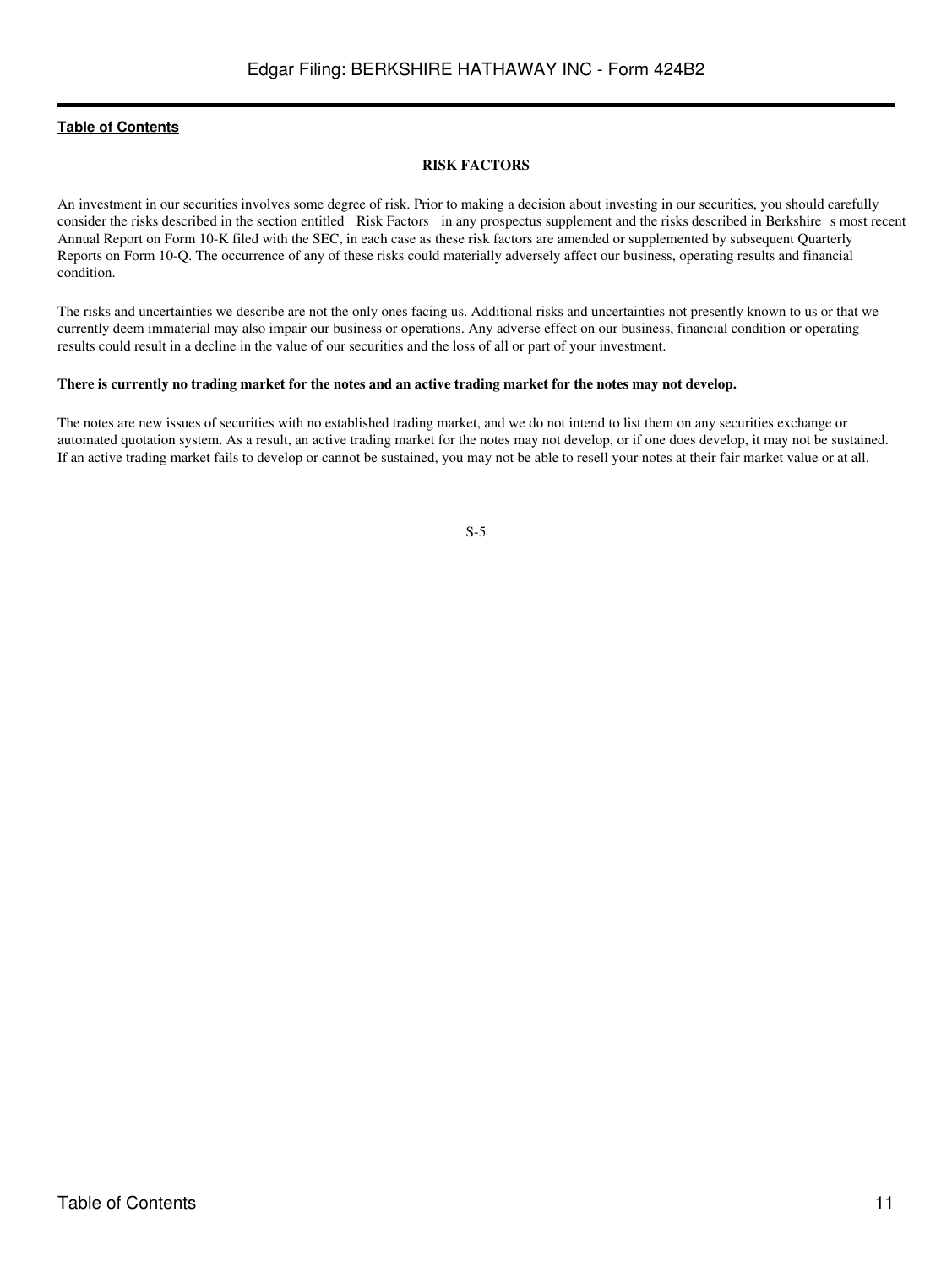[Table of Contents](#)

## RISK FACTORS

An investment in our securities involves some degree of risk. Prior to making a decision about investing in our securities, you should carefully consider the risks described in the section entitled Risk Factors in any prospectus supplement and the risks described in Berkshire s most recent Annual Report on Form 10-K filed with the SEC, in each case as these risk factors are amended or supplemented by subsequent Quarterly Reports on Form 10-Q. The occurrence of any of these risks could materially adversely affect our business, operating results and financial condition.

The risks and uncertainties we describe are not the only ones facing us. Additional risks and uncertainties not presently known to us or that we currently deem immaterial may also impair our business or operations. Any adverse effect on our business, financial condition or operating results could result in a decline in the value of our securities and the loss of all or part of your investment.

**There is currently no trading market for the notes and an active trading market for the notes may not develop.**

The notes are new issues of securities with no established trading market, and we do not intend to list them on any securities exchange or automated quotation system. As a result, an active trading market for the notes may not develop, or if one does develop, it may not be sustained. If an active trading market fails to develop or cannot be sustained, you may not be able to resell your notes at their fair market value or at all.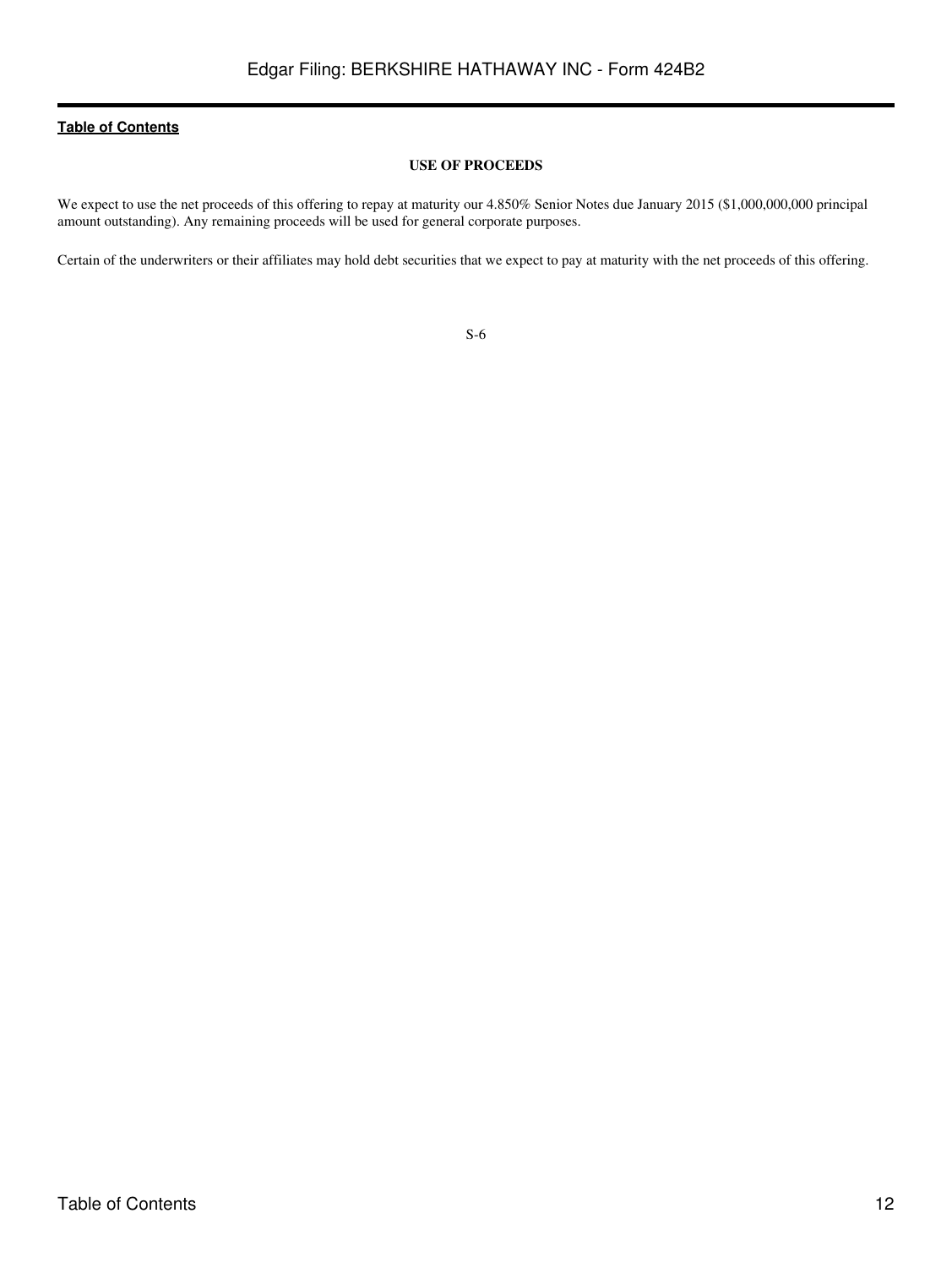## USE OF PROCEEDS

We expect to use the net proceeds of this offering to repay at maturity our 4.850% Senior Notes due January 2015 ($1,000,000,000 principal amount outstanding). Any remaining proceeds will be used for general corporate purposes.

Certain of the underwriters or their affiliates may hold debt securities that we expect to pay at maturity with the net proceeds of this offering.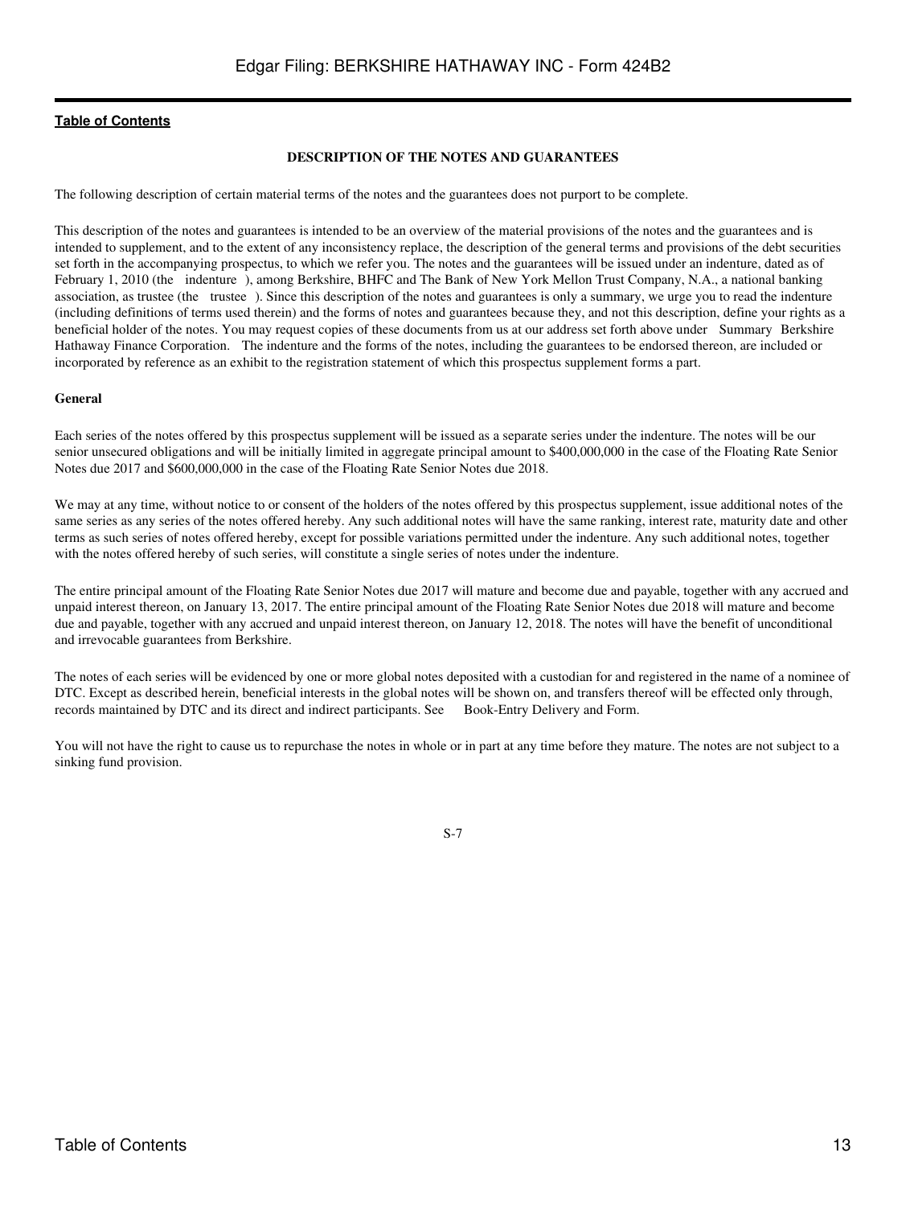## DESCRIPTION OF THE NOTES AND GUARANTEES

The following description of certain material terms of the notes and the guarantees does not purport to be complete.

This description of the notes and guarantees is intended to be an overview of the material provisions of the notes and the guarantees and is intended to supplement, and to the extent of any inconsistency replace, the description of the general terms and provisions of the debt securities set forth in the accompanying prospectus, to which we refer you. The notes and the guarantees will be issued under an indenture, dated as of February 1, 2010 (the indenture ), among Berkshire, BHFC and The Bank of New York Mellon Trust Company, N.A., a national banking association, as trustee (the trustee ). Since this description of the notes and guarantees is only a summary, we urge you to read the indenture (including definitions of terms used therein) and the forms of notes and guarantees because they, and not this description, define your rights as a beneficial holder of the notes. You may request copies of these documents from us at our address set forth above under Summary Berkshire Hathaway Finance Corporation. The indenture and the forms of the notes, including the guarantees to be endorsed thereon, are included or incorporated by reference as an exhibit to the registration statement of which this prospectus supplement forms a part.

### General

Each series of the notes offered by this prospectus supplement will be issued as a separate series under the indenture. The notes will be our senior unsecured obligations and will be initially limited in aggregate principal amount to $400,000,000 in the case of the Floating Rate Senior Notes due 2017 and $600,000,000 in the case of the Floating Rate Senior Notes due 2018.

We may at any time, without notice to or consent of the holders of the notes offered by this prospectus supplement, issue additional notes of the same series as any series of the notes offered hereby. Any such additional notes will have the same ranking, interest rate, maturity date and other terms as such series of notes offered hereby, except for possible variations permitted under the indenture. Any such additional notes, together with the notes offered hereby of such series, will constitute a single series of notes under the indenture.

The entire principal amount of the Floating Rate Senior Notes due 2017 will mature and become due and payable, together with any accrued and unpaid interest thereon, on January 13, 2017. The entire principal amount of the Floating Rate Senior Notes due 2018 will mature and become due and payable, together with any accrued and unpaid interest thereon, on January 12, 2018. The notes will have the benefit of unconditional and irrevocable guarantees from Berkshire.

The notes of each series will be evidenced by one or more global notes deposited with a custodian for and registered in the name of a nominee of DTC. Except as described herein, beneficial interests in the global notes will be shown on, and transfers thereof will be effected only through, records maintained by DTC and its direct and indirect participants. See Book-Entry Delivery and Form.

You will not have the right to cause us to repurchase the notes in whole or in part at any time before they mature. The notes are not subject to a sinking fund provision.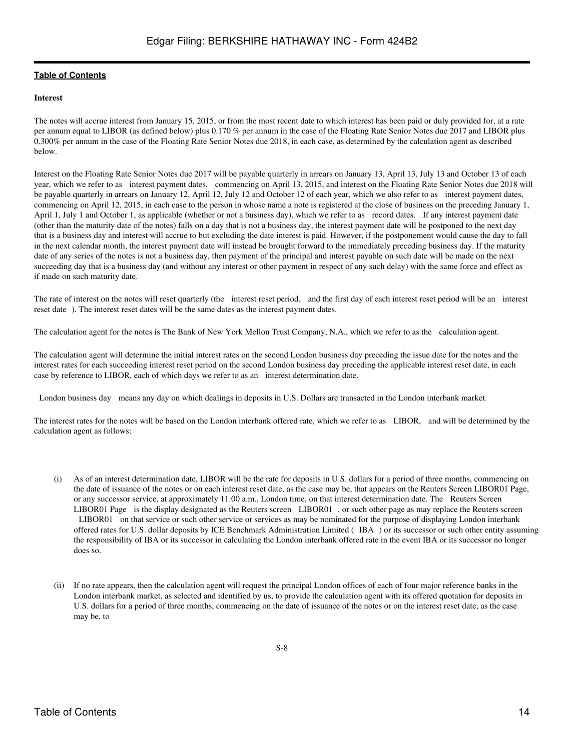**Interest**

The notes will accrue interest from January 15, 2015, or from the most recent date to which interest has been paid or duly provided for, at a rate per annum equal to LIBOR (as defined below) plus 0.170 % per annum in the case of the Floating Rate Senior Notes due 2017 and LIBOR plus 0.300% per annum in the case of the Floating Rate Senior Notes due 2018, in each case, as determined by the calculation agent as described below.

Interest on the Floating Rate Senior Notes due 2017 will be payable quarterly in arrears on January 13, April 13, July 13 and October 13 of each year, which we refer to as interest payment dates, commencing on April 13, 2015, and interest on the Floating Rate Senior Notes due 2018 will be payable quarterly in arrears on January 12, April 12, July 12 and October 12 of each year, which we also refer to as interest payment dates, commencing on April 12, 2015, in each case to the person in whose name a note is registered at the close of business on the preceding January 1, April 1, July 1 and October 1, as applicable (whether or not a business day), which we refer to as record dates. If any interest payment date (other than the maturity date of the notes) falls on a day that is not a business day, the interest payment date will be postponed to the next day that is a business day and interest will accrue to but excluding the date interest is paid. However, if the postponement would cause the day to fall in the next calendar month, the interest payment date will instead be brought forward to the immediately preceding business day. If the maturity date of any series of the notes is not a business day, then payment of the principal and interest payable on such date will be made on the next succeeding day that is a business day (and without any interest or other payment in respect of any such delay) with the same force and effect as if made on such maturity date.

The rate of interest on the notes will reset quarterly (the interest reset period, and the first day of each interest reset period will be an interest reset date). The interest reset dates will be the same dates as the interest payment dates.

The calculation agent for the notes is The Bank of New York Mellon Trust Company, N.A., which we refer to as the calculation agent.

The calculation agent will determine the initial interest rates on the second London business day preceding the issue date for the notes and the interest rates for each succeeding interest reset period on the second London business day preceding the applicable interest reset date, in each case by reference to LIBOR, each of which days we refer to as an interest determination date.

London business day means any day on which dealings in deposits in U.S. Dollars are transacted in the London interbank market.

The interest rates for the notes will be based on the London interbank offered rate, which we refer to as LIBOR, and will be determined by the calculation agent as follows:

(i) As of an interest determination date, LIBOR will be the rate for deposits in U.S. dollars for a period of three months, commencing on the date of issuance of the notes or on each interest reset date, as the case may be, that appears on the Reuters Screen LIBOR01 Page, or any successor service, at approximately 11:00 a.m., London time, on that interest determination date. The Reuters Screen LIBOR01 Page is the display designated as the Reuters screen LIBOR01, or such other page as may replace the Reuters screen LIBOR01 on that service or such other service or services as may be nominated for the purpose of displaying London interbank offered rates for U.S. dollar deposits by ICE Benchmark Administration Limited ( IBA ) or its successor or such other entity assuming the responsibility of IBA or its successor in calculating the London interbank offered rate in the event IBA or its successor no longer does so.

(ii) If no rate appears, then the calculation agent will request the principal London offices of each of four major reference banks in the London interbank market, as selected and identified by us, to provide the calculation agent with its offered quotation for deposits in U.S. dollars for a period of three months, commencing on the date of issuance of the notes or on the interest reset date, as the case may be, to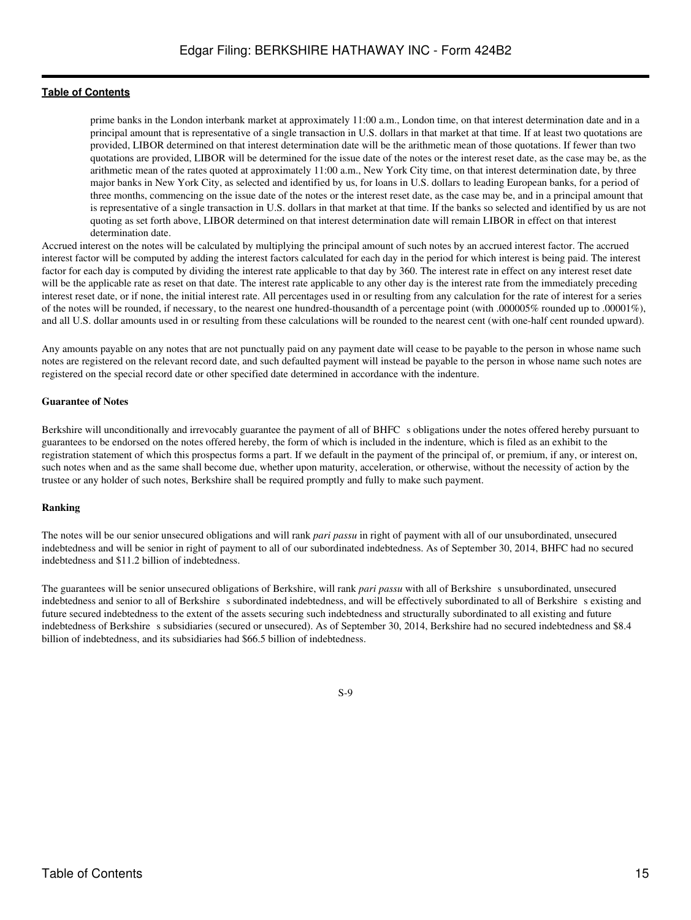prime banks in the London interbank market at approximately 11:00 a.m., London time, on that interest determination date and in a principal amount that is representative of a single transaction in U.S. dollars in that market at that time. If at least two quotations are provided, LIBOR determined on that interest determination date will be the arithmetic mean of those quotations. If fewer than two quotations are provided, LIBOR will be determined for the issue date of the notes or the interest reset date, as the case may be, as the arithmetic mean of the rates quoted at approximately 11:00 a.m., New York City time, on that interest determination date, by three major banks in New York City, as selected and identified by us, for loans in U.S. dollars to leading European banks, for a period of three months, commencing on the issue date of the notes or the interest reset date, as the case may be, and in a principal amount that is representative of a single transaction in U.S. dollars in that market at that time. If the banks so selected and identified by us are not quoting as set forth above, LIBOR determined on that interest determination date will remain LIBOR in effect on that interest determination date.

Accrued interest on the notes will be calculated by multiplying the principal amount of such notes by an accrued interest factor. The accrued interest factor will be computed by adding the interest factors calculated for each day in the period for which interest is being paid. The interest factor for each day is computed by dividing the interest rate applicable to that day by 360. The interest rate in effect on any interest reset date will be the applicable rate as reset on that date. The interest rate applicable to any other day is the interest rate from the immediately preceding interest reset date, or if none, the initial interest rate. All percentages used in or resulting from any calculation for the rate of interest for a series of the notes will be rounded, if necessary, to the nearest one hundred-thousandth of a percentage point (with .000005% rounded up to .00001%), and all U.S. dollar amounts used in or resulting from these calculations will be rounded to the nearest cent (with one-half cent rounded upward).

Any amounts payable on any notes that are not punctually paid on any payment date will cease to be payable to the person in whose name such notes are registered on the relevant record date, and such defaulted payment will instead be payable to the person in whose name such notes are registered on the special record date or other specified date determined in accordance with the indenture.

#### Guarantee of Notes

Berkshire will unconditionally and irrevocably guarantee the payment of all of BHFC s obligations under the notes offered hereby pursuant to guarantees to be endorsed on the notes offered hereby, the form of which is included in the indenture, which is filed as an exhibit to the registration statement of which this prospectus forms a part. If we default in the payment of the principal of, or premium, if any, or interest on, such notes when and as the same shall become due, whether upon maturity, acceleration, or otherwise, without the necessity of action by the trustee or any holder of such notes, Berkshire shall be required promptly and fully to make such payment.

#### Ranking

The notes will be our senior unsecured obligations and will rank *pari passu* in right of payment with all of our unsubordinated, unsecured indebtedness and will be senior in right of payment to all of our subordinated indebtedness. As of September 30, 2014, BHFC had no secured indebtedness and $11.2 billion of indebtedness.

The guarantees will be senior unsecured obligations of Berkshire, will rank *pari passu* with all of Berkshire s unsubordinated, unsecured indebtedness and senior to all of Berkshire s subordinated indebtedness, and will be effectively subordinated to all of Berkshire s existing and future secured indebtedness to the extent of the assets securing such indebtedness and structurally subordinated to all existing and future indebtedness of Berkshire s subsidiaries (secured or unsecured). As of September 30, 2014, Berkshire had no secured indebtedness and $8.4 billion of indebtedness, and its subsidiaries had $66.5 billion of indebtedness.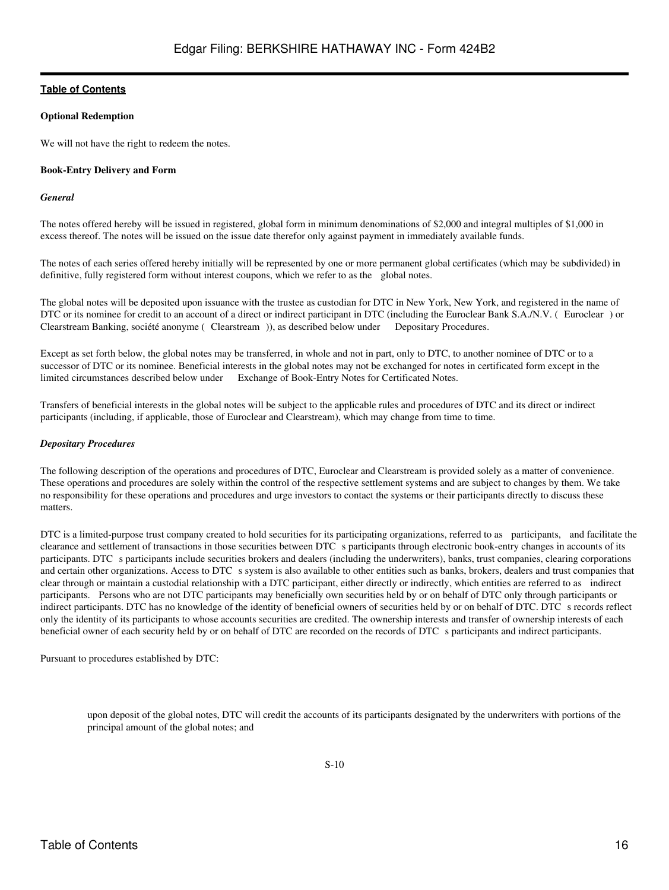**Optional Redemption**

We will not have the right to redeem the notes.

**Book-Entry Delivery and Form**

***General***

The notes offered hereby will be issued in registered, global form in minimum denominations of $2,000 and integral multiples of $1,000 in excess thereof. The notes will be issued on the issue date therefor only against payment in immediately available funds.

The notes of each series offered hereby initially will be represented by one or more permanent global certificates (which may be subdivided) in definitive, fully registered form without interest coupons, which we refer to as the global notes.

The global notes will be deposited upon issuance with the trustee as custodian for DTC in New York, New York, and registered in the name of DTC or its nominee for credit to an account of a direct or indirect participant in DTC (including the Euroclear Bank S.A./N.V. ( Euroclear ) or Clearstream Banking, société anonyme ( Clearstream )), as described below under Depositary Procedures.

Except as set forth below, the global notes may be transferred, in whole and not in part, only to DTC, to another nominee of DTC or to a successor of DTC or its nominee. Beneficial interests in the global notes may not be exchanged for notes in certificated form except in the limited circumstances described below under Exchange of Book-Entry Notes for Certificated Notes.

Transfers of beneficial interests in the global notes will be subject to the applicable rules and procedures of DTC and its direct or indirect participants (including, if applicable, those of Euroclear and Clearstream), which may change from time to time.

***Depositary Procedures***

The following description of the operations and procedures of DTC, Euroclear and Clearstream is provided solely as a matter of convenience. These operations and procedures are solely within the control of the respective settlement systems and are subject to changes by them. We take no responsibility for these operations and procedures and urge investors to contact the systems or their participants directly to discuss these matters.

DTC is a limited-purpose trust company created to hold securities for its participating organizations, referred to as participants, and facilitate the clearance and settlement of transactions in those securities between DTC s participants through electronic book-entry changes in accounts of its participants. DTC s participants include securities brokers and dealers (including the underwriters), banks, trust companies, clearing corporations and certain other organizations. Access to DTC s system is also available to other entities such as banks, brokers, dealers and trust companies that clear through or maintain a custodial relationship with a DTC participant, either directly or indirectly, which entities are referred to as indirect participants. Persons who are not DTC participants may beneficially own securities held by or on behalf of DTC only through participants or indirect participants. DTC has no knowledge of the identity of beneficial owners of securities held by or on behalf of DTC. DTC s records reflect only the identity of its participants to whose accounts securities are credited. The ownership interests and transfer of ownership interests of each beneficial owner of each security held by or on behalf of DTC are recorded on the records of DTC s participants and indirect participants.

Pursuant to procedures established by DTC:

- upon deposit of the global notes, DTC will credit the accounts of its participants designated by the underwriters with portions of the principal amount of the global notes; and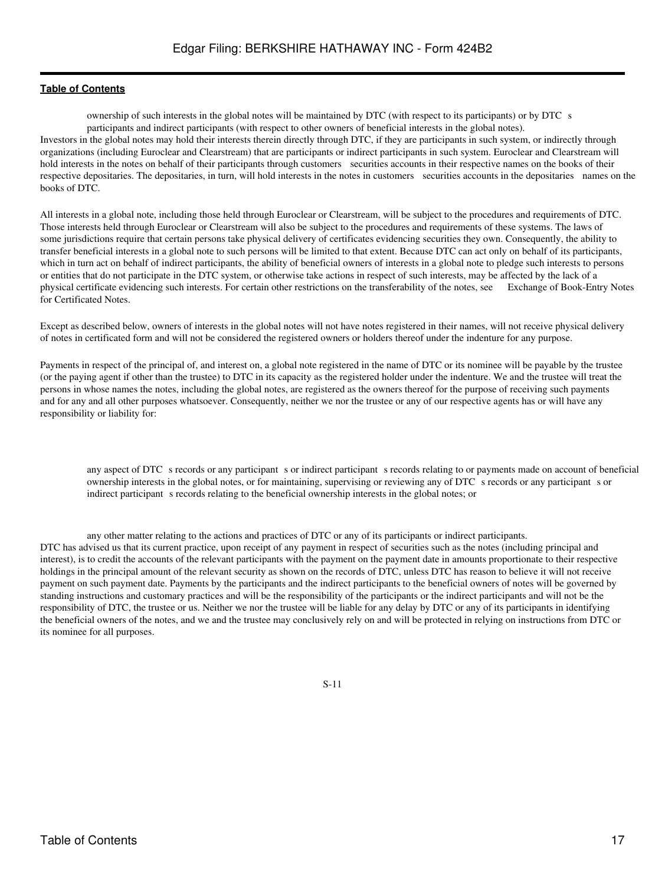ownership of such interests in the global notes will be maintained by DTC (with respect to its participants) or by DTC s participants and indirect participants (with respect to other owners of beneficial interests in the global notes).

Investors in the global notes may hold their interests therein directly through DTC, if they are participants in such system, or indirectly through organizations (including Euroclear and Clearstream) that are participants or indirect participants in such system. Euroclear and Clearstream will hold interests in the notes on behalf of their participants through customers securities accounts in their respective names on the books of their respective depositaries. The depositaries, in turn, will hold interests in the notes in customers securities accounts in the depositaries names on the books of DTC.

All interests in a global note, including those held through Euroclear or Clearstream, will be subject to the procedures and requirements of DTC. Those interests held through Euroclear or Clearstream will also be subject to the procedures and requirements of these systems. The laws of some jurisdictions require that certain persons take physical delivery of certificates evidencing securities they own. Consequently, the ability to transfer beneficial interests in a global note to such persons will be limited to that extent. Because DTC can act only on behalf of its participants, which in turn act on behalf of indirect participants, the ability of beneficial owners of interests in a global note to pledge such interests to persons or entities that do not participate in the DTC system, or otherwise take actions in respect of such interests, may be affected by the lack of a physical certificate evidencing such interests. For certain other restrictions on the transferability of the notes, see Exchange of Book-Entry Notes for Certificated Notes.

Except as described below, owners of interests in the global notes will not have notes registered in their names, will not receive physical delivery of notes in certificated form and will not be considered the registered owners or holders thereof under the indenture for any purpose.

Payments in respect of the principal of, and interest on, a global note registered in the name of DTC or its nominee will be payable by the trustee (or the paying agent if other than the trustee) to DTC in its capacity as the registered holder under the indenture. We and the trustee will treat the persons in whose names the notes, including the global notes, are registered as the owners thereof for the purpose of receiving such payments and for any and all other purposes whatsoever. Consequently, neither we nor the trustee or any of our respective agents has or will have any responsibility or liability for:

- any aspect of DTC s records or any participant s or indirect participant s records relating to or payments made on account of beneficial ownership interests in the global notes, or for maintaining, supervising or reviewing any of DTC s records or any participant s or indirect participant s records relating to the beneficial ownership interests in the global notes; or

- any other matter relating to the actions and practices of DTC or any of its participants or indirect participants.

DTC has advised us that its current practice, upon receipt of any payment in respect of securities such as the notes (including principal and interest), is to credit the accounts of the relevant participants with the payment on the payment date in amounts proportionate to their respective holdings in the principal amount of the relevant security as shown on the records of DTC, unless DTC has reason to believe it will not receive payment on such payment date. Payments by the participants and the indirect participants to the beneficial owners of notes will be governed by standing instructions and customary practices and will be the responsibility of the participants or the indirect participants and will not be the responsibility of DTC, the trustee or us. Neither we nor the trustee will be liable for any delay by DTC or any of its participants in identifying the beneficial owners of the notes, and we and the trustee may conclusively rely on and will be protected in relying on instructions from DTC or its nominee for all purposes.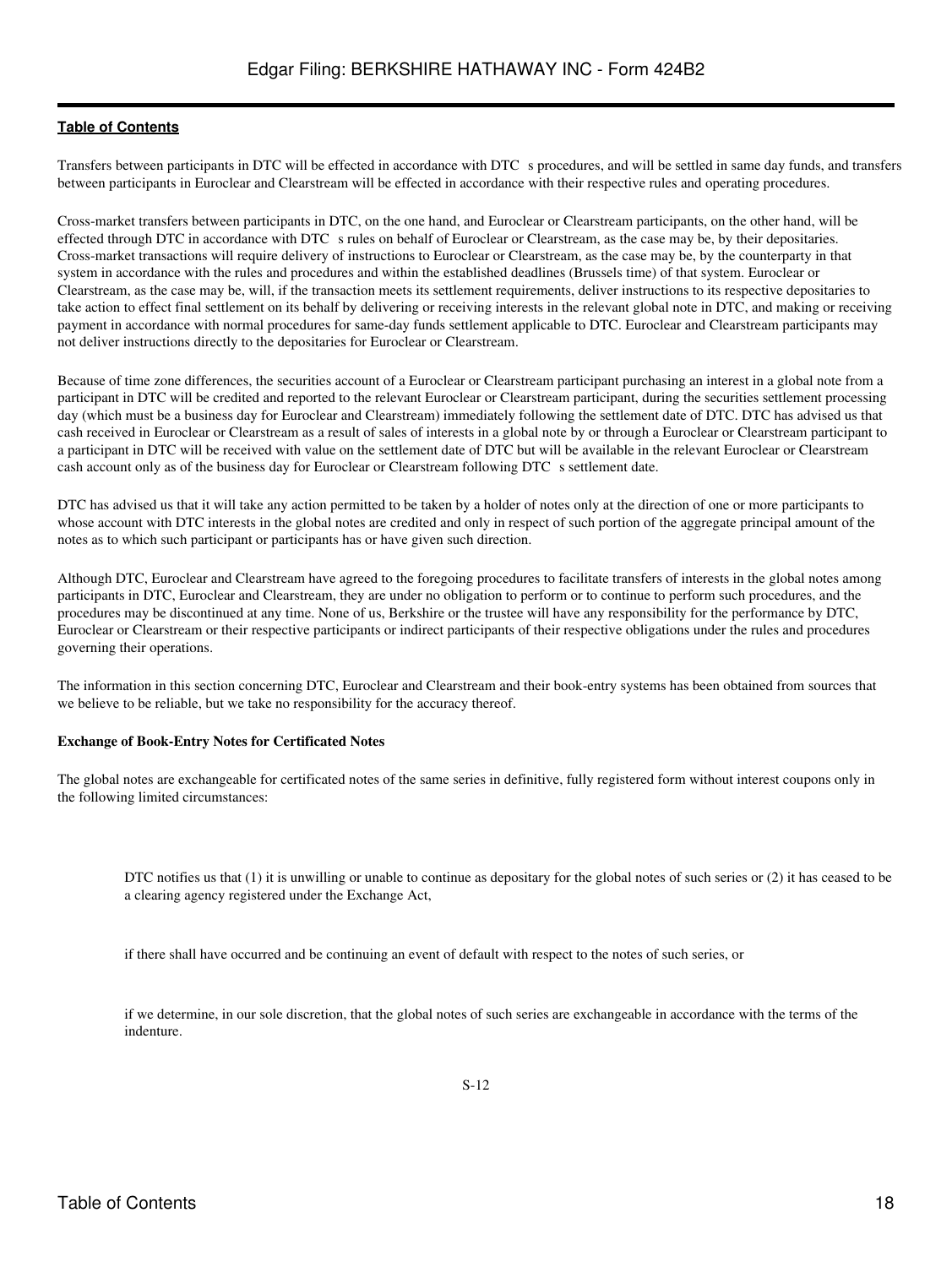Transfers between participants in DTC will be effected in accordance with DTC s procedures, and will be settled in same day funds, and transfers between participants in Euroclear and Clearstream will be effected in accordance with their respective rules and operating procedures.

Cross-market transfers between participants in DTC, on the one hand, and Euroclear or Clearstream participants, on the other hand, will be effected through DTC in accordance with DTC s rules on behalf of Euroclear or Clearstream, as the case may be, by their depositaries. Cross-market transactions will require delivery of instructions to Euroclear or Clearstream, as the case may be, by the counterparty in that system in accordance with the rules and procedures and within the established deadlines (Brussels time) of that system. Euroclear or Clearstream, as the case may be, will, if the transaction meets its settlement requirements, deliver instructions to its respective depositaries to take action to effect final settlement on its behalf by delivering or receiving interests in the relevant global note in DTC, and making or receiving payment in accordance with normal procedures for same-day funds settlement applicable to DTC. Euroclear and Clearstream participants may not deliver instructions directly to the depositaries for Euroclear or Clearstream.

Because of time zone differences, the securities account of a Euroclear or Clearstream participant purchasing an interest in a global note from a participant in DTC will be credited and reported to the relevant Euroclear or Clearstream participant, during the securities settlement processing day (which must be a business day for Euroclear and Clearstream) immediately following the settlement date of DTC. DTC has advised us that cash received in Euroclear or Clearstream as a result of sales of interests in a global note by or through a Euroclear or Clearstream participant to a participant in DTC will be received with value on the settlement date of DTC but will be available in the relevant Euroclear or Clearstream cash account only as of the business day for Euroclear or Clearstream following DTC s settlement date.

DTC has advised us that it will take any action permitted to be taken by a holder of notes only at the direction of one or more participants to whose account with DTC interests in the global notes are credited and only in respect of such portion of the aggregate principal amount of the notes as to which such participant or participants has or have given such direction.

Although DTC, Euroclear and Clearstream have agreed to the foregoing procedures to facilitate transfers of interests in the global notes among participants in DTC, Euroclear and Clearstream, they are under no obligation to perform or to continue to perform such procedures, and the procedures may be discontinued at any time. None of us, Berkshire or the trustee will have any responsibility for the performance by DTC, Euroclear or Clearstream or their respective participants or indirect participants of their respective obligations under the rules and procedures governing their operations.

The information in this section concerning DTC, Euroclear and Clearstream and their book-entry systems has been obtained from sources that we believe to be reliable, but we take no responsibility for the accuracy thereof.

**Exchange of Book-Entry Notes for Certificated Notes**

The global notes are exchangeable for certificated notes of the same series in definitive, fully registered form without interest coupons only in the following limited circumstances:

- DTC notifies us that (1) it is unwilling or unable to continue as depositary for the global notes of such series or (2) it has ceased to be a clearing agency registered under the Exchange Act,

- if there shall have occurred and be continuing an event of default with respect to the notes of such series, or

- if we determine, in our sole discretion, that the global notes of such series are exchangeable in accordance with the terms of the indenture.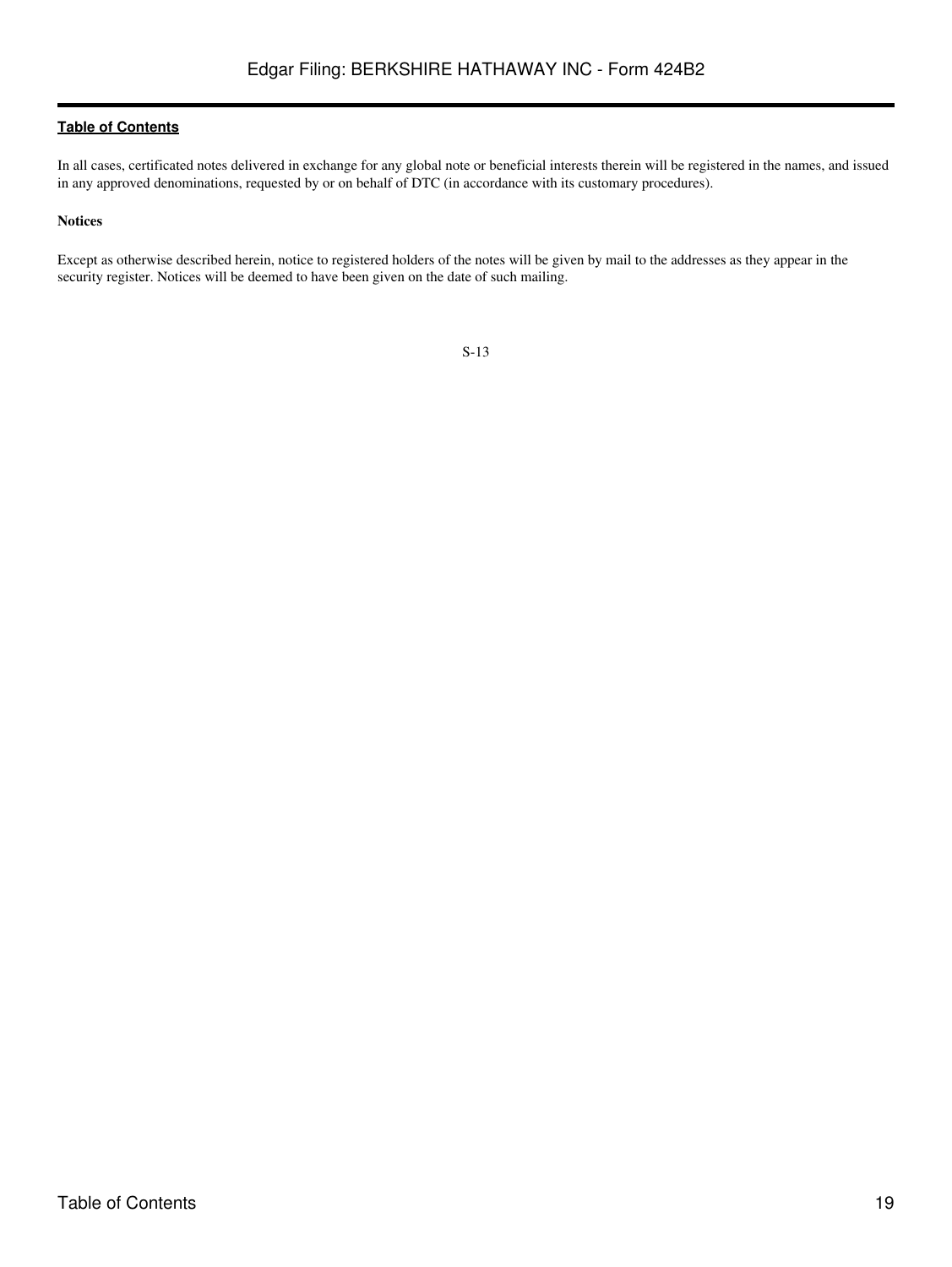In all cases, certificated notes delivered in exchange for any global note or beneficial interests therein will be registered in the names, and issued in any approved denominations, requested by or on behalf of DTC (in accordance with its customary procedures).

**Notices**

Except as otherwise described herein, notice to registered holders of the notes will be given by mail to the addresses as they appear in the security register. Notices will be deemed to have been given on the date of such mailing.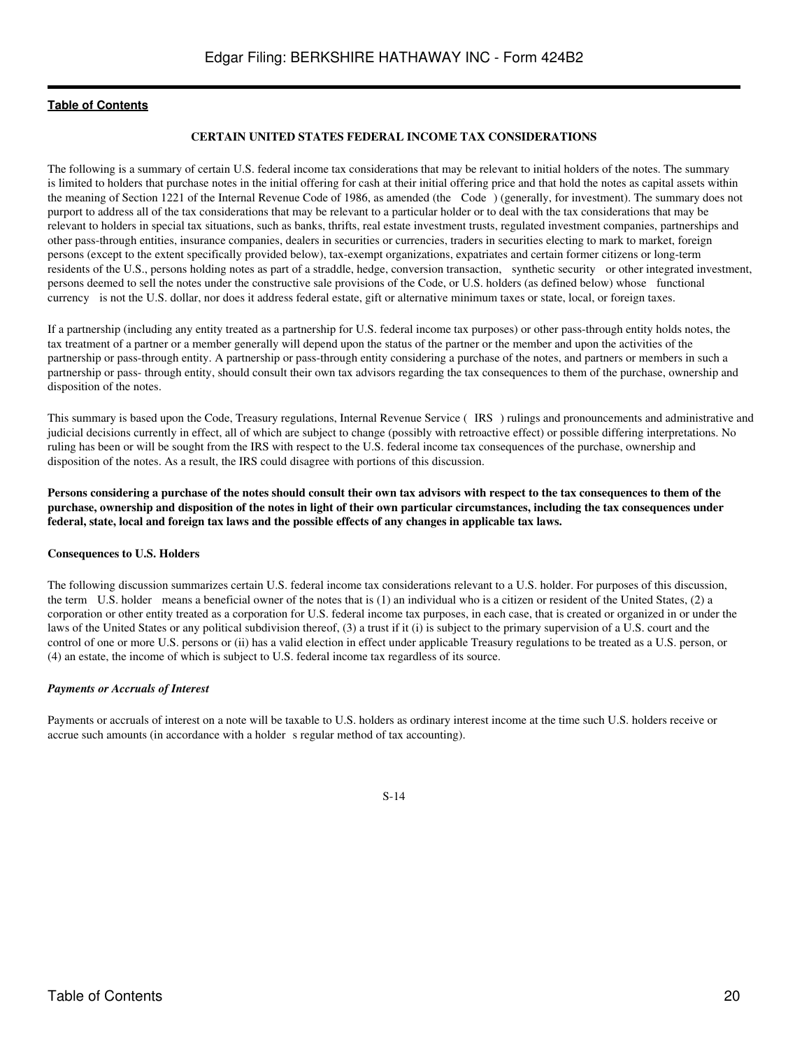## CERTAIN UNITED STATES FEDERAL INCOME TAX CONSIDERATIONS

The following is a summary of certain U.S. federal income tax considerations that may be relevant to initial holders of the notes. The summary is limited to holders that purchase notes in the initial offering for cash at their initial offering price and that hold the notes as capital assets within the meaning of Section 1221 of the Internal Revenue Code of 1986, as amended (the Code ) (generally, for investment). The summary does not purport to address all of the tax considerations that may be relevant to a particular holder or to deal with the tax considerations that may be relevant to holders in special tax situations, such as banks, thrifts, real estate investment trusts, regulated investment companies, partnerships and other pass-through entities, insurance companies, dealers in securities or currencies, traders in securities electing to mark to market, foreign persons (except to the extent specifically provided below), tax-exempt organizations, expatriates and certain former citizens or long-term residents of the U.S., persons holding notes as part of a straddle, hedge, conversion transaction, synthetic security or other integrated investment, persons deemed to sell the notes under the constructive sale provisions of the Code, or U.S. holders (as defined below) whose functional currency is not the U.S. dollar, nor does it address federal estate, gift or alternative minimum taxes or state, local, or foreign taxes.

If a partnership (including any entity treated as a partnership for U.S. federal income tax purposes) or other pass-through entity holds notes, the tax treatment of a partner or a member generally will depend upon the status of the partner or the member and upon the activities of the partnership or pass-through entity. A partnership or pass-through entity considering a purchase of the notes, and partners or members in such a partnership or pass- through entity, should consult their own tax advisors regarding the tax consequences to them of the purchase, ownership and disposition of the notes.

This summary is based upon the Code, Treasury regulations, Internal Revenue Service ( IRS ) rulings and pronouncements and administrative and judicial decisions currently in effect, all of which are subject to change (possibly with retroactive effect) or possible differing interpretations. No ruling has been or will be sought from the IRS with respect to the U.S. federal income tax consequences of the purchase, ownership and disposition of the notes. As a result, the IRS could disagree with portions of this discussion.

**Persons considering a purchase of the notes should consult their own tax advisors with respect to the tax consequences to them of the purchase, ownership and disposition of the notes in light of their own particular circumstances, including the tax consequences under federal, state, local and foreign tax laws and the possible effects of any changes in applicable tax laws.**

### Consequences to U.S. Holders

The following discussion summarizes certain U.S. federal income tax considerations relevant to a U.S. holder. For purposes of this discussion, the term U.S. holder means a beneficial owner of the notes that is (1) an individual who is a citizen or resident of the United States, (2) a corporation or other entity treated as a corporation for U.S. federal income tax purposes, in each case, that is created or organized in or under the laws of the United States or any political subdivision thereof, (3) a trust if it (i) is subject to the primary supervision of a U.S. court and the control of one or more U.S. persons or (ii) has a valid election in effect under applicable Treasury regulations to be treated as a U.S. person, or (4) an estate, the income of which is subject to U.S. federal income tax regardless of its source.

#### *Payments or Accruals of Interest*

Payments or accruals of interest on a note will be taxable to U.S. holders as ordinary interest income at the time such U.S. holders receive or accrue such amounts (in accordance with a holder s regular method of tax accounting).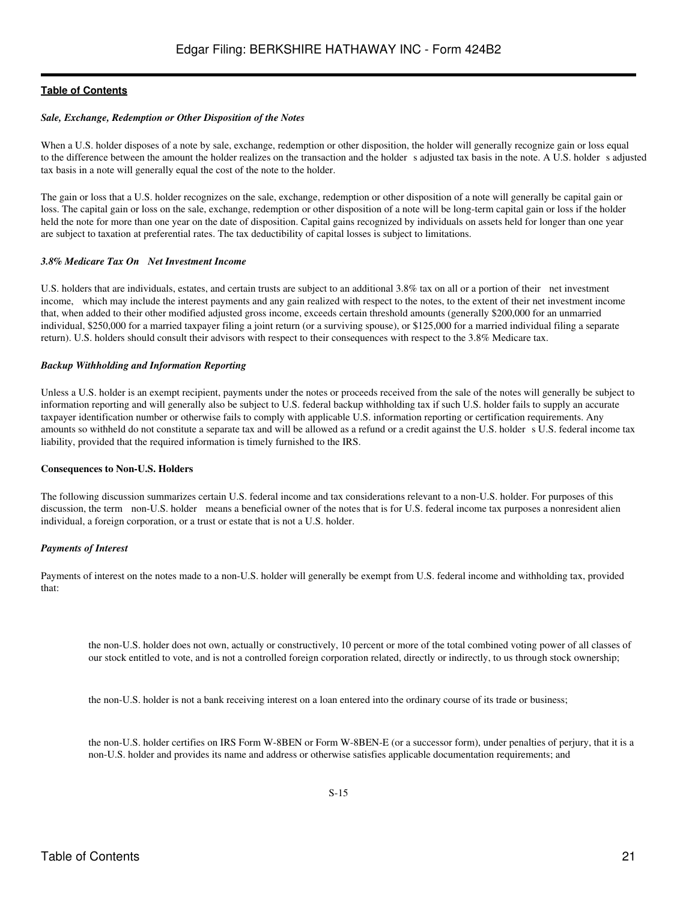**Table of Contents**

*Sale, Exchange, Redemption or Other Disposition of the Notes*

When a U.S. holder disposes of a note by sale, exchange, redemption or other disposition, the holder will generally recognize gain or loss equal to the difference between the amount the holder realizes on the transaction and the holder s adjusted tax basis in the note. A U.S. holder s adjusted tax basis in a note will generally equal the cost of the note to the holder.

The gain or loss that a U.S. holder recognizes on the sale, exchange, redemption or other disposition of a note will generally be capital gain or loss. The capital gain or loss on the sale, exchange, redemption or other disposition of a note will be long-term capital gain or loss if the holder held the note for more than one year on the date of disposition. Capital gains recognized by individuals on assets held for longer than one year are subject to taxation at preferential rates. The tax deductibility of capital losses is subject to limitations.

*3.8% Medicare Tax On Net Investment Income*

U.S. holders that are individuals, estates, and certain trusts are subject to an additional 3.8% tax on all or a portion of their net investment income, which may include the interest payments and any gain realized with respect to the notes, to the extent of their net investment income that, when added to their other modified adjusted gross income, exceeds certain threshold amounts (generally $200,000 for an unmarried individual, $250,000 for a married taxpayer filing a joint return (or a surviving spouse), or $125,000 for a married individual filing a separate return). U.S. holders should consult their advisors with respect to their consequences with respect to the 3.8% Medicare tax.

*Backup Withholding and Information Reporting*

Unless a U.S. holder is an exempt recipient, payments under the notes or proceeds received from the sale of the notes will generally be subject to information reporting and will generally also be subject to U.S. federal backup withholding tax if such U.S. holder fails to supply an accurate taxpayer identification number or otherwise fails to comply with applicable U.S. information reporting or certification requirements. Any amounts so withheld do not constitute a separate tax and will be allowed as a refund or a credit against the U.S. holder s U.S. federal income tax liability, provided that the required information is timely furnished to the IRS.

**Consequences to Non-U.S. Holders**

The following discussion summarizes certain U.S. federal income and tax considerations relevant to a non-U.S. holder. For purposes of this discussion, the term non-U.S. holder means a beneficial owner of the notes that is for U.S. federal income tax purposes a nonresident alien individual, a foreign corporation, or a trust or estate that is not a U.S. holder.

*Payments of Interest*

Payments of interest on the notes made to a non-U.S. holder will generally be exempt from U.S. federal income and withholding tax, provided that:

- the non-U.S. holder does not own, actually or constructively, 10 percent or more of the total combined voting power of all classes of our stock entitled to vote, and is not a controlled foreign corporation related, directly or indirectly, to us through stock ownership;
- the non-U.S. holder is not a bank receiving interest on a loan entered into the ordinary course of its trade or business;
- the non-U.S. holder certifies on IRS Form W-8BEN or Form W-8BEN-E (or a successor form), under penalties of perjury, that it is a non-U.S. holder and provides its name and address or otherwise satisfies applicable documentation requirements; and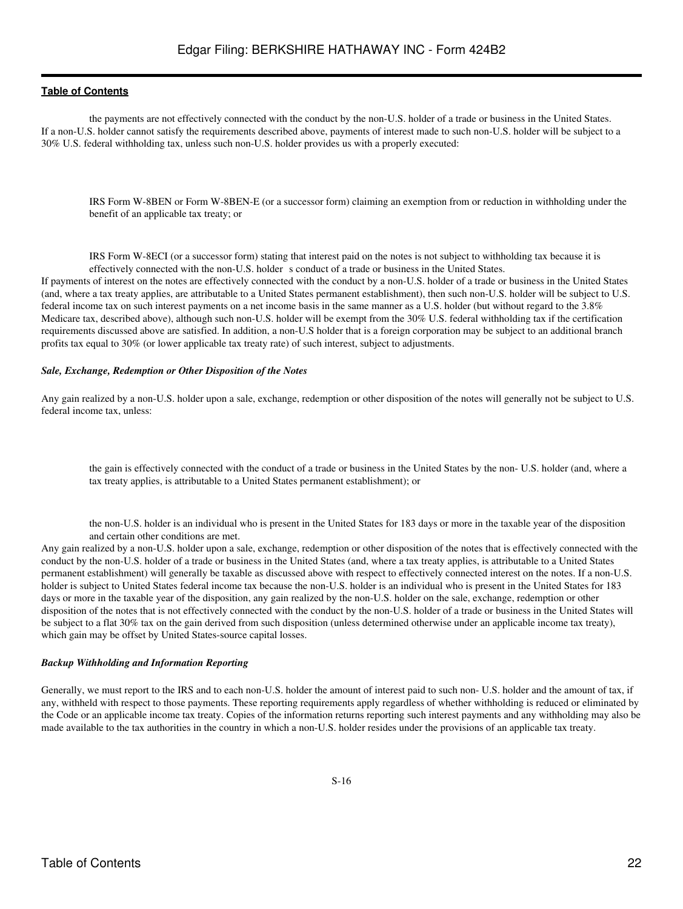the payments are not effectively connected with the conduct by the non-U.S. holder of a trade or business in the United States.

If a non-U.S. holder cannot satisfy the requirements described above, payments of interest made to such non-U.S. holder will be subject to a 30% U.S. federal withholding tax, unless such non-U.S. holder provides us with a properly executed:

- IRS Form W-8BEN or Form W-8BEN-E (or a successor form) claiming an exemption from or reduction in withholding under the benefit of an applicable tax treaty; or

- IRS Form W-8ECI (or a successor form) stating that interest paid on the notes is not subject to withholding tax because it is effectively connected with the non-U.S. holder s conduct of a trade or business in the United States.

If payments of interest on the notes are effectively connected with the conduct by a non-U.S. holder of a trade or business in the United States (and, where a tax treaty applies, are attributable to a United States permanent establishment), then such non-U.S. holder will be subject to U.S. federal income tax on such interest payments on a net income basis in the same manner as a U.S. holder (but without regard to the 3.8% Medicare tax, described above), although such non-U.S. holder will be exempt from the 30% U.S. federal withholding tax if the certification requirements discussed above are satisfied. In addition, a non-U.S holder that is a foreign corporation may be subject to an additional branch profits tax equal to 30% (or lower applicable tax treaty rate) of such interest, subject to adjustments.

***Sale, Exchange, Redemption or Other Disposition of the Notes***

Any gain realized by a non-U.S. holder upon a sale, exchange, redemption or other disposition of the notes will generally not be subject to U.S. federal income tax, unless:

- the gain is effectively connected with the conduct of a trade or business in the United States by the non- U.S. holder (and, where a tax treaty applies, is attributable to a United States permanent establishment); or

- the non-U.S. holder is an individual who is present in the United States for 183 days or more in the taxable year of the disposition and certain other conditions are met.

Any gain realized by a non-U.S. holder upon a sale, exchange, redemption or other disposition of the notes that is effectively connected with the conduct by the non-U.S. holder of a trade or business in the United States (and, where a tax treaty applies, is attributable to a United States permanent establishment) will generally be taxable as discussed above with respect to effectively connected interest on the notes. If a non-U.S. holder is subject to United States federal income tax because the non-U.S. holder is an individual who is present in the United States for 183 days or more in the taxable year of the disposition, any gain realized by the non-U.S. holder on the sale, exchange, redemption or other disposition of the notes that is not effectively connected with the conduct by the non-U.S. holder of a trade or business in the United States will be subject to a flat 30% tax on the gain derived from such disposition (unless determined otherwise under an applicable income tax treaty), which gain may be offset by United States-source capital losses.

***Backup Withholding and Information Reporting***

Generally, we must report to the IRS and to each non-U.S. holder the amount of interest paid to such non- U.S. holder and the amount of tax, if any, withheld with respect to those payments. These reporting requirements apply regardless of whether withholding is reduced or eliminated by the Code or an applicable income tax treaty. Copies of the information returns reporting such interest payments and any withholding may also be made available to the tax authorities in the country in which a non-U.S. holder resides under the provisions of an applicable tax treaty.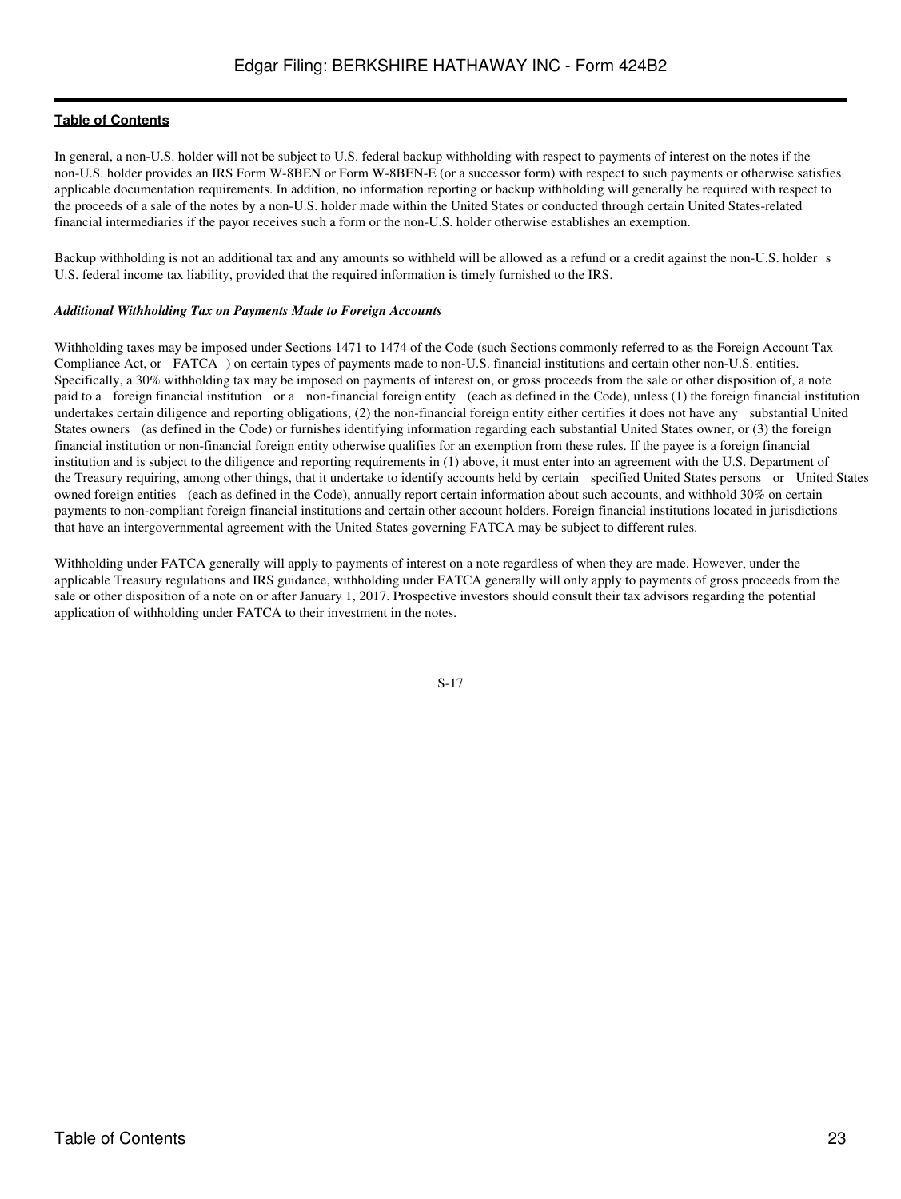In general, a non-U.S. holder will not be subject to U.S. federal backup withholding with respect to payments of interest on the notes if the non-U.S. holder provides an IRS Form W-8BEN or Form W-8BEN-E (or a successor form) with respect to such payments or otherwise satisfies applicable documentation requirements. In addition, no information reporting or backup withholding will generally be required with respect to the proceeds of a sale of the notes by a non-U.S. holder made within the United States or conducted through certain United States-related financial intermediaries if the payor receives such a form or the non-U.S. holder otherwise establishes an exemption.

Backup withholding is not an additional tax and any amounts so withheld will be allowed as a refund or a credit against the non-U.S. holder s U.S. federal income tax liability, provided that the required information is timely furnished to the IRS.

***Additional Withholding Tax on Payments Made to Foreign Accounts***

Withholding taxes may be imposed under Sections 1471 to 1474 of the Code (such Sections commonly referred to as the Foreign Account Tax Compliance Act, or FATCA ) on certain types of payments made to non-U.S. financial institutions and certain other non-U.S. entities. Specifically, a 30% withholding tax may be imposed on payments of interest on, or gross proceeds from the sale or other disposition of, a note paid to a foreign financial institution or a non-financial foreign entity (each as defined in the Code), unless (1) the foreign financial institution undertakes certain diligence and reporting obligations, (2) the non-financial foreign entity either certifies it does not have any substantial United States owners (as defined in the Code) or furnishes identifying information regarding each substantial United States owner, or (3) the foreign financial institution or non-financial foreign entity otherwise qualifies for an exemption from these rules. If the payee is a foreign financial institution and is subject to the diligence and reporting requirements in (1) above, it must enter into an agreement with the U.S. Department of the Treasury requiring, among other things, that it undertake to identify accounts held by certain specified United States persons or United States owned foreign entities (each as defined in the Code), annually report certain information about such accounts, and withhold 30% on certain payments to non-compliant foreign financial institutions and certain other account holders. Foreign financial institutions located in jurisdictions that have an intergovernmental agreement with the United States governing FATCA may be subject to different rules.

Withholding under FATCA generally will apply to payments of interest on a note regardless of when they are made. However, under the applicable Treasury regulations and IRS guidance, withholding under FATCA generally will only apply to payments of gross proceeds from the sale or other disposition of a note on or after January 1, 2017. Prospective investors should consult their tax advisors regarding the potential application of withholding under FATCA to their investment in the notes.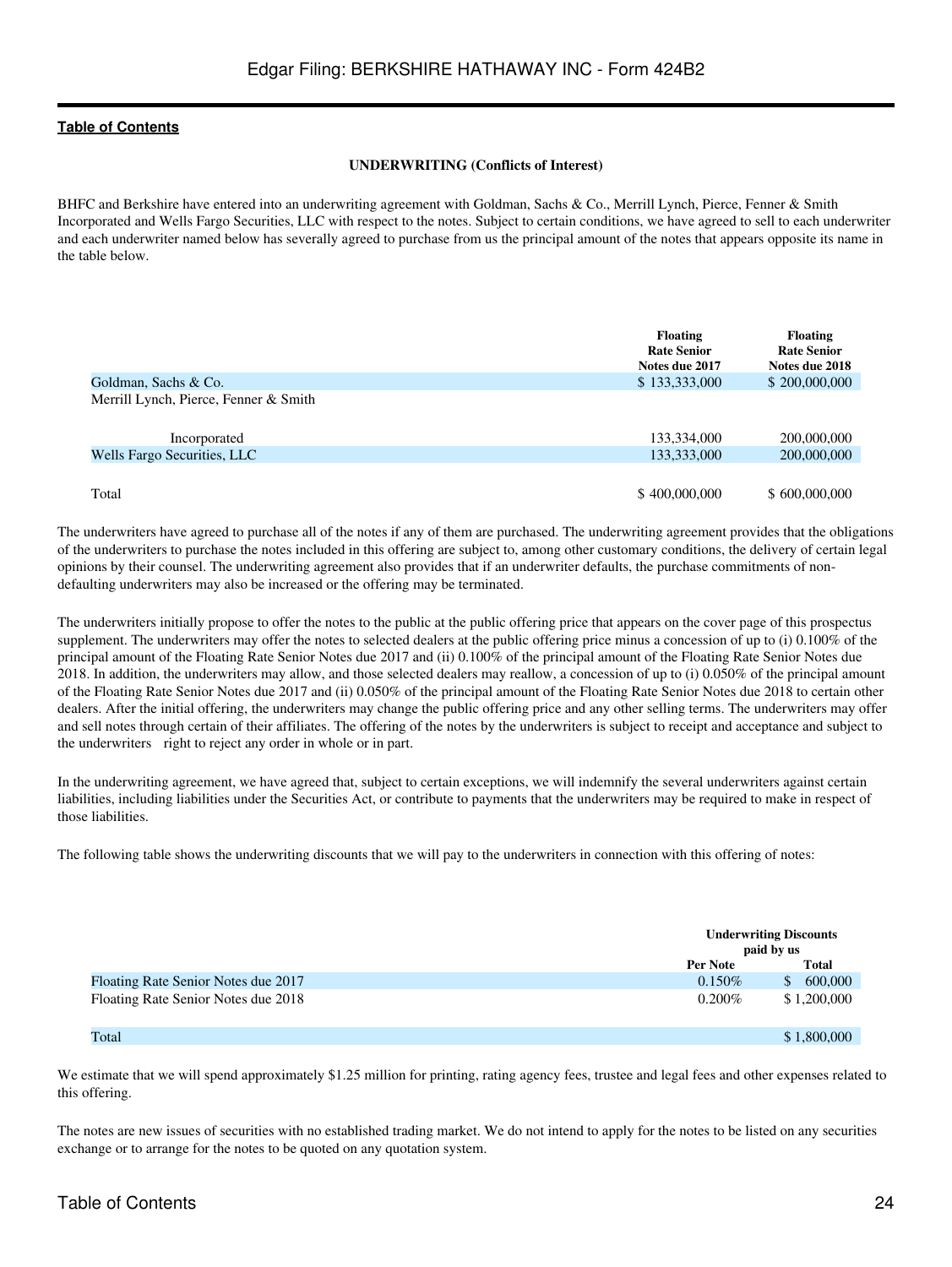**Table of Contents**

**UNDERWRITING (Conflicts of Interest)**

BHFC and Berkshire have entered into an underwriting agreement with Goldman, Sachs & Co., Merrill Lynch, Pierce, Fenner & Smith Incorporated and Wells Fargo Securities, LLC with respect to the notes. Subject to certain conditions, we have agreed to sell to each underwriter and each underwriter named below has severally agreed to purchase from us the principal amount of the notes that appears opposite its name in the table below.

| | Floating Rate Senior Notes due 2017 | Floating Rate Senior Notes due 2018 |
|---|---|---|
| Goldman, Sachs & Co. | $ 133,333,000 | $ 200,000,000 |
| Merrill Lynch, Pierce, Fenner & Smith Incorporated | 133,334,000 | 200,000,000 |
| Wells Fargo Securities, LLC | 133,333,000 | 200,000,000 |
| Total | $ 400,000,000 | $ 600,000,000 |

The underwriters have agreed to purchase all of the notes if any of them are purchased. The underwriting agreement provides that the obligations of the underwriters to purchase the notes included in this offering are subject to, among other customary conditions, the delivery of certain legal opinions by their counsel. The underwriting agreement also provides that if an underwriter defaults, the purchase commitments of non-defaulting underwriters may also be increased or the offering may be terminated.

The underwriters initially propose to offer the notes to the public at the public offering price that appears on the cover page of this prospectus supplement. The underwriters may offer the notes to selected dealers at the public offering price minus a concession of up to (i) 0.100% of the principal amount of the Floating Rate Senior Notes due 2017 and (ii) 0.100% of the principal amount of the Floating Rate Senior Notes due 2018. In addition, the underwriters may allow, and those selected dealers may reallow, a concession of up to (i) 0.050% of the principal amount of the Floating Rate Senior Notes due 2017 and (ii) 0.050% of the principal amount of the Floating Rate Senior Notes due 2018 to certain other dealers. After the initial offering, the underwriters may change the public offering price and any other selling terms. The underwriters may offer and sell notes through certain of their affiliates. The offering of the notes by the underwriters is subject to receipt and acceptance and subject to the underwriters right to reject any order in whole or in part.

In the underwriting agreement, we have agreed that, subject to certain exceptions, we will indemnify the several underwriters against certain liabilities, including liabilities under the Securities Act, or contribute to payments that the underwriters may be required to make in respect of those liabilities.

The following table shows the underwriting discounts that we will pay to the underwriters in connection with this offering of notes:

| | Underwriting Discounts paid by us | |
|---|---|---|
| | Per Note | Total |
| Floating Rate Senior Notes due 2017 | 0.150% | $ 600,000 |
| Floating Rate Senior Notes due 2018 | 0.200% | $ 1,200,000 |
| Total | | $ 1,800,000 |

We estimate that we will spend approximately $1.25 million for printing, rating agency fees, trustee and legal fees and other expenses related to this offering.

The notes are new issues of securities with no established trading market. We do not intend to apply for the notes to be listed on any securities exchange or to arrange for the notes to be quoted on any quotation system.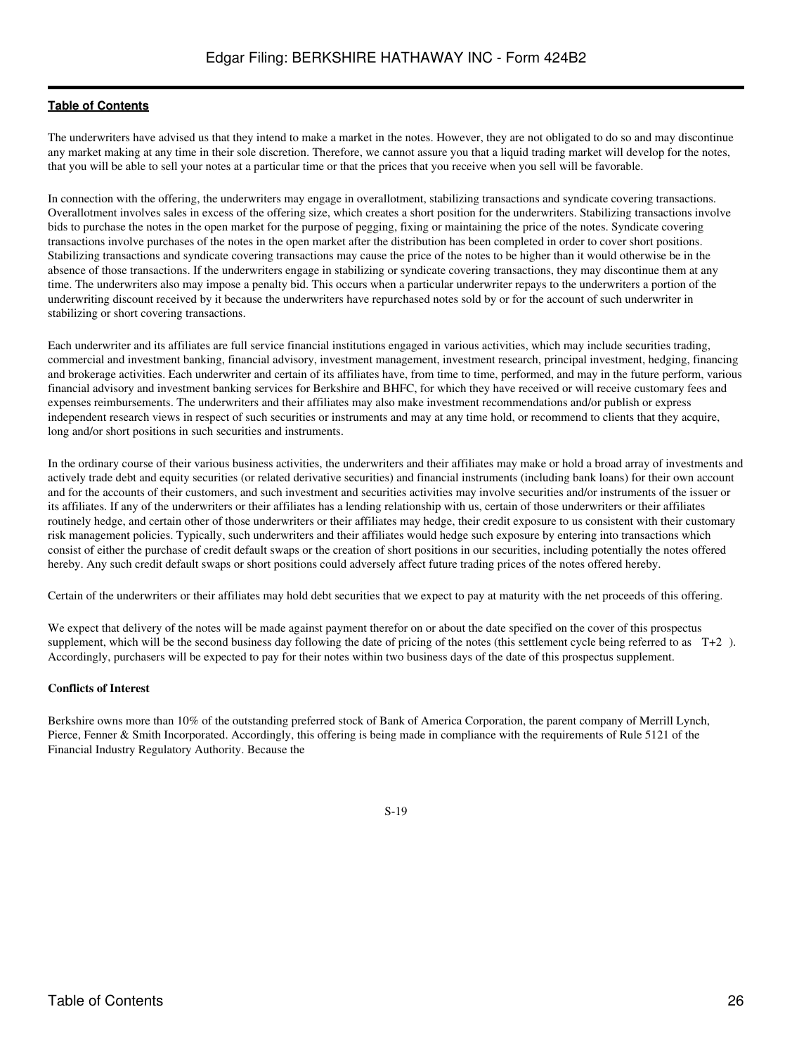The underwriters have advised us that they intend to make a market in the notes. However, they are not obligated to do so and may discontinue any market making at any time in their sole discretion. Therefore, we cannot assure you that a liquid trading market will develop for the notes, that you will be able to sell your notes at a particular time or that the prices that you receive when you sell will be favorable.

In connection with the offering, the underwriters may engage in overallotment, stabilizing transactions and syndicate covering transactions. Overallotment involves sales in excess of the offering size, which creates a short position for the underwriters. Stabilizing transactions involve bids to purchase the notes in the open market for the purpose of pegging, fixing or maintaining the price of the notes. Syndicate covering transactions involve purchases of the notes in the open market after the distribution has been completed in order to cover short positions. Stabilizing transactions and syndicate covering transactions may cause the price of the notes to be higher than it would otherwise be in the absence of those transactions. If the underwriters engage in stabilizing or syndicate covering transactions, they may discontinue them at any time. The underwriters also may impose a penalty bid. This occurs when a particular underwriter repays to the underwriters a portion of the underwriting discount received by it because the underwriters have repurchased notes sold by or for the account of such underwriter in stabilizing or short covering transactions.

Each underwriter and its affiliates are full service financial institutions engaged in various activities, which may include securities trading, commercial and investment banking, financial advisory, investment management, investment research, principal investment, hedging, financing and brokerage activities. Each underwriter and certain of its affiliates have, from time to time, performed, and may in the future perform, various financial advisory and investment banking services for Berkshire and BHFC, for which they have received or will receive customary fees and expenses reimbursements. The underwriters and their affiliates may also make investment recommendations and/or publish or express independent research views in respect of such securities or instruments and may at any time hold, or recommend to clients that they acquire, long and/or short positions in such securities and instruments.

In the ordinary course of their various business activities, the underwriters and their affiliates may make or hold a broad array of investments and actively trade debt and equity securities (or related derivative securities) and financial instruments (including bank loans) for their own account and for the accounts of their customers, and such investment and securities activities may involve securities and/or instruments of the issuer or its affiliates. If any of the underwriters or their affiliates has a lending relationship with us, certain of those underwriters or their affiliates routinely hedge, and certain other of those underwriters or their affiliates may hedge, their credit exposure to us consistent with their customary risk management policies. Typically, such underwriters and their affiliates would hedge such exposure by entering into transactions which consist of either the purchase of credit default swaps or the creation of short positions in our securities, including potentially the notes offered hereby. Any such credit default swaps or short positions could adversely affect future trading prices of the notes offered hereby.

Certain of the underwriters or their affiliates may hold debt securities that we expect to pay at maturity with the net proceeds of this offering.

We expect that delivery of the notes will be made against payment therefor on or about the date specified on the cover of this prospectus supplement, which will be the second business day following the date of pricing of the notes (this settlement cycle being referred to as T+2 ). Accordingly, purchasers will be expected to pay for their notes within two business days of the date of this prospectus supplement.

**Conflicts of Interest**

Berkshire owns more than 10% of the outstanding preferred stock of Bank of America Corporation, the parent company of Merrill Lynch, Pierce, Fenner & Smith Incorporated. Accordingly, this offering is being made in compliance with the requirements of Rule 5121 of the Financial Industry Regulatory Authority. Because the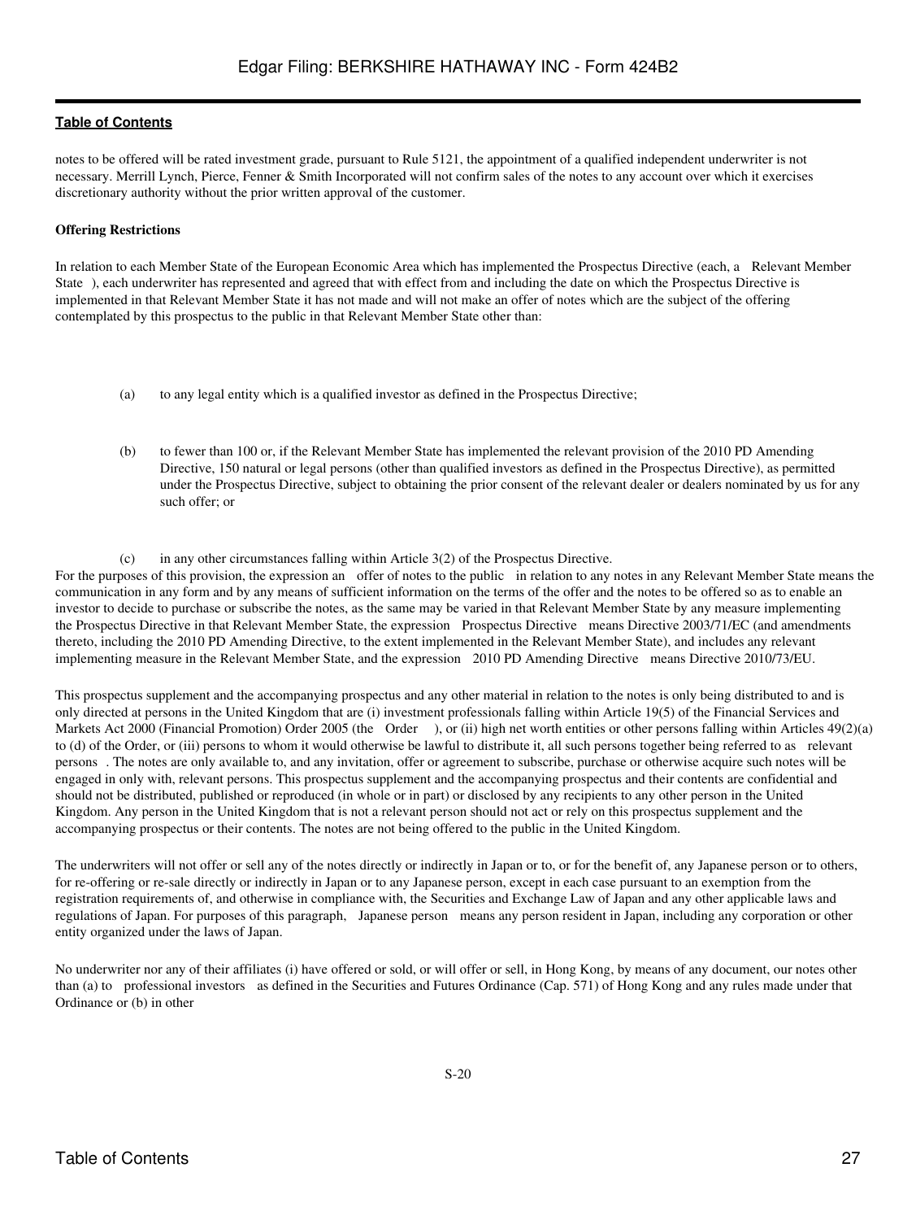notes to be offered will be rated investment grade, pursuant to Rule 5121, the appointment of a qualified independent underwriter is not necessary. Merrill Lynch, Pierce, Fenner & Smith Incorporated will not confirm sales of the notes to any account over which it exercises discretionary authority without the prior written approval of the customer.

**Offering Restrictions**

In relation to each Member State of the European Economic Area which has implemented the Prospectus Directive (each, a Relevant Member State ), each underwriter has represented and agreed that with effect from and including the date on which the Prospectus Directive is implemented in that Relevant Member State it has not made and will not make an offer of notes which are the subject of the offering contemplated by this prospectus to the public in that Relevant Member State other than:

(a) to any legal entity which is a qualified investor as defined in the Prospectus Directive;

(b) to fewer than 100 or, if the Relevant Member State has implemented the relevant provision of the 2010 PD Amending Directive, 150 natural or legal persons (other than qualified investors as defined in the Prospectus Directive), as permitted under the Prospectus Directive, subject to obtaining the prior consent of the relevant dealer or dealers nominated by us for any such offer; or

(c) in any other circumstances falling within Article 3(2) of the Prospectus Directive.

For the purposes of this provision, the expression an offer of notes to the public in relation to any notes in any Relevant Member State means the communication in any form and by any means of sufficient information on the terms of the offer and the notes to be offered so as to enable an investor to decide to purchase or subscribe the notes, as the same may be varied in that Relevant Member State by any measure implementing the Prospectus Directive in that Relevant Member State, the expression Prospectus Directive means Directive 2003/71/EC (and amendments thereto, including the 2010 PD Amending Directive, to the extent implemented in the Relevant Member State), and includes any relevant implementing measure in the Relevant Member State, and the expression 2010 PD Amending Directive means Directive 2010/73/EU.

This prospectus supplement and the accompanying prospectus and any other material in relation to the notes is only being distributed to and is only directed at persons in the United Kingdom that are (i) investment professionals falling within Article 19(5) of the Financial Services and Markets Act 2000 (Financial Promotion) Order 2005 (the Order ), or (ii) high net worth entities or other persons falling within Articles 49(2)(a) to (d) of the Order, or (iii) persons to whom it would otherwise be lawful to distribute it, all such persons together being referred to as relevant persons . The notes are only available to, and any invitation, offer or agreement to subscribe, purchase or otherwise acquire such notes will be engaged in only with, relevant persons. This prospectus supplement and the accompanying prospectus and their contents are confidential and should not be distributed, published or reproduced (in whole or in part) or disclosed by any recipients to any other person in the United Kingdom. Any person in the United Kingdom that is not a relevant person should not act or rely on this prospectus supplement and the accompanying prospectus or their contents. The notes are not being offered to the public in the United Kingdom.

The underwriters will not offer or sell any of the notes directly or indirectly in Japan or to, or for the benefit of, any Japanese person or to others, for re-offering or re-sale directly or indirectly in Japan or to any Japanese person, except in each case pursuant to an exemption from the registration requirements of, and otherwise in compliance with, the Securities and Exchange Law of Japan and any other applicable laws and regulations of Japan. For purposes of this paragraph, Japanese person means any person resident in Japan, including any corporation or other entity organized under the laws of Japan.

No underwriter nor any of their affiliates (i) have offered or sold, or will offer or sell, in Hong Kong, by means of any document, our notes other than (a) to professional investors as defined in the Securities and Futures Ordinance (Cap. 571) of Hong Kong and any rules made under that Ordinance or (b) in other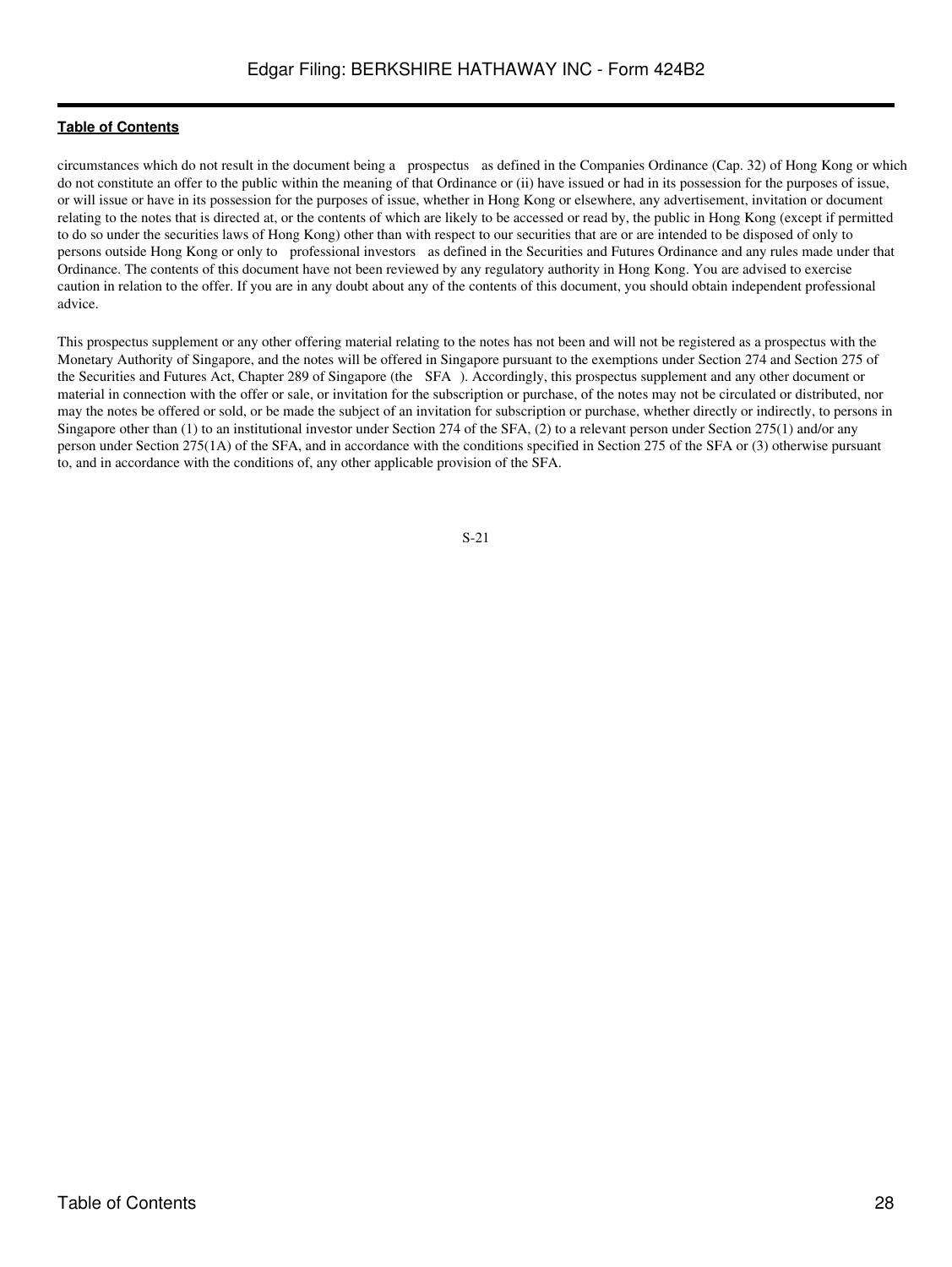circumstances which do not result in the document being a prospectus as defined in the Companies Ordinance (Cap. 32) of Hong Kong or which do not constitute an offer to the public within the meaning of that Ordinance or (ii) have issued or had in its possession for the purposes of issue, or will issue or have in its possession for the purposes of issue, whether in Hong Kong or elsewhere, any advertisement, invitation or document relating to the notes that is directed at, or the contents of which are likely to be accessed or read by, the public in Hong Kong (except if permitted to do so under the securities laws of Hong Kong) other than with respect to our securities that are or are intended to be disposed of only to persons outside Hong Kong or only to professional investors as defined in the Securities and Futures Ordinance and any rules made under that Ordinance. The contents of this document have not been reviewed by any regulatory authority in Hong Kong. You are advised to exercise caution in relation to the offer. If you are in any doubt about any of the contents of this document, you should obtain independent professional advice.

This prospectus supplement or any other offering material relating to the notes has not been and will not be registered as a prospectus with the Monetary Authority of Singapore, and the notes will be offered in Singapore pursuant to the exemptions under Section 274 and Section 275 of the Securities and Futures Act, Chapter 289 of Singapore (the SFA ). Accordingly, this prospectus supplement and any other document or material in connection with the offer or sale, or invitation for the subscription or purchase, of the notes may not be circulated or distributed, nor may the notes be offered or sold, or be made the subject of an invitation for subscription or purchase, whether directly or indirectly, to persons in Singapore other than (1) to an institutional investor under Section 274 of the SFA, (2) to a relevant person under Section 275(1) and/or any person under Section 275(1A) of the SFA, and in accordance with the conditions specified in Section 275 of the SFA or (3) otherwise pursuant to, and in accordance with the conditions of, any other applicable provision of the SFA.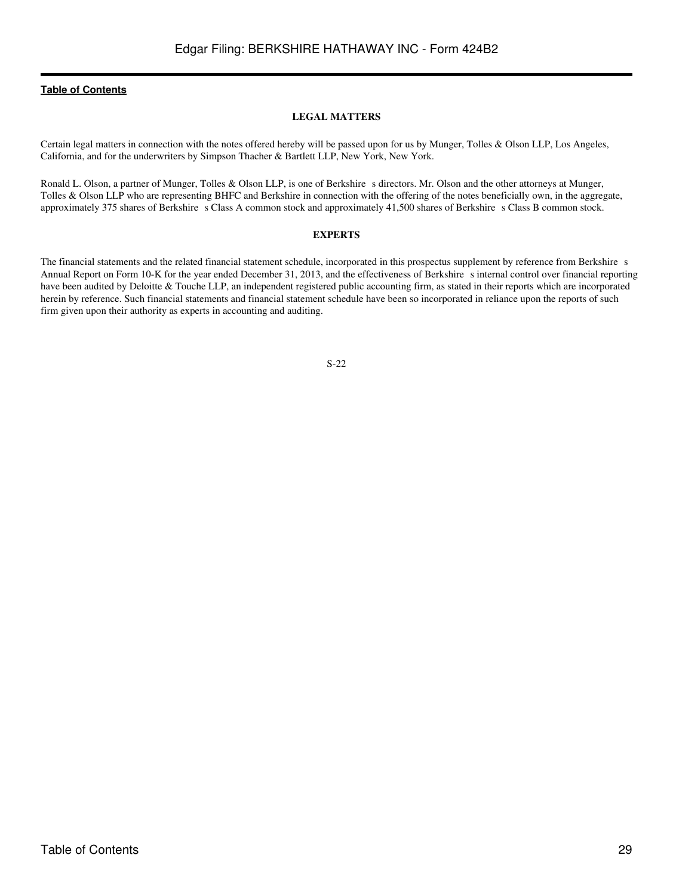## LEGAL MATTERS

Certain legal matters in connection with the notes offered hereby will be passed upon for us by Munger, Tolles & Olson LLP, Los Angeles, California, and for the underwriters by Simpson Thacher & Bartlett LLP, New York, New York.

Ronald L. Olson, a partner of Munger, Tolles & Olson LLP, is one of Berkshire s directors. Mr. Olson and the other attorneys at Munger, Tolles & Olson LLP who are representing BHFC and Berkshire in connection with the offering of the notes beneficially own, in the aggregate, approximately 375 shares of Berkshire s Class A common stock and approximately 41,500 shares of Berkshire s Class B common stock.

## EXPERTS

The financial statements and the related financial statement schedule, incorporated in this prospectus supplement by reference from Berkshire s Annual Report on Form 10-K for the year ended December 31, 2013, and the effectiveness of Berkshire s internal control over financial reporting have been audited by Deloitte & Touche LLP, an independent registered public accounting firm, as stated in their reports which are incorporated herein by reference. Such financial statements and financial statement schedule have been so incorporated in reliance upon the reports of such firm given upon their authority as experts in accounting and auditing.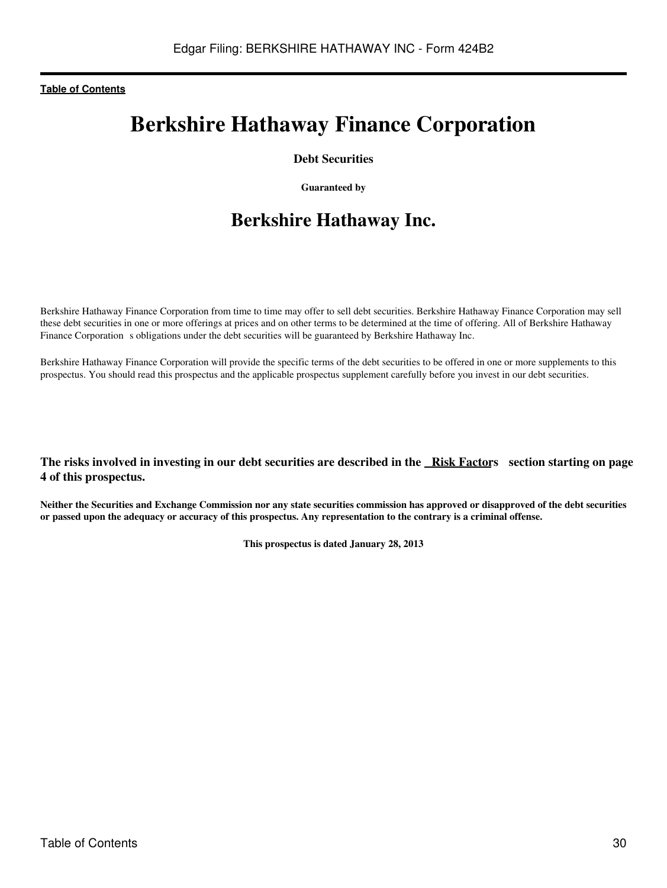[Table of Contents](#)

# Berkshire Hathaway Finance Corporation

**Debt Securities**

**Guaranteed by**

## Berkshire Hathaway Inc.

Berkshire Hathaway Finance Corporation from time to time may offer to sell debt securities. Berkshire Hathaway Finance Corporation may sell these debt securities in one or more offerings at prices and on other terms to be determined at the time of offering. All of Berkshire Hathaway Finance Corporation s obligations under the debt securities will be guaranteed by Berkshire Hathaway Inc.

Berkshire Hathaway Finance Corporation will provide the specific terms of the debt securities to be offered in one or more supplements to this prospectus. You should read this prospectus and the applicable prospectus supplement carefully before you invest in our debt securities.

**The risks involved in investing in our debt securities are described in the Risk Factors section starting on page 4 of this prospectus.**

**Neither the Securities and Exchange Commission nor any state securities commission has approved or disapproved of the debt securities or passed upon the adequacy or accuracy of this prospectus. Any representation to the contrary is a criminal offense.**

**This prospectus is dated January 28, 2013**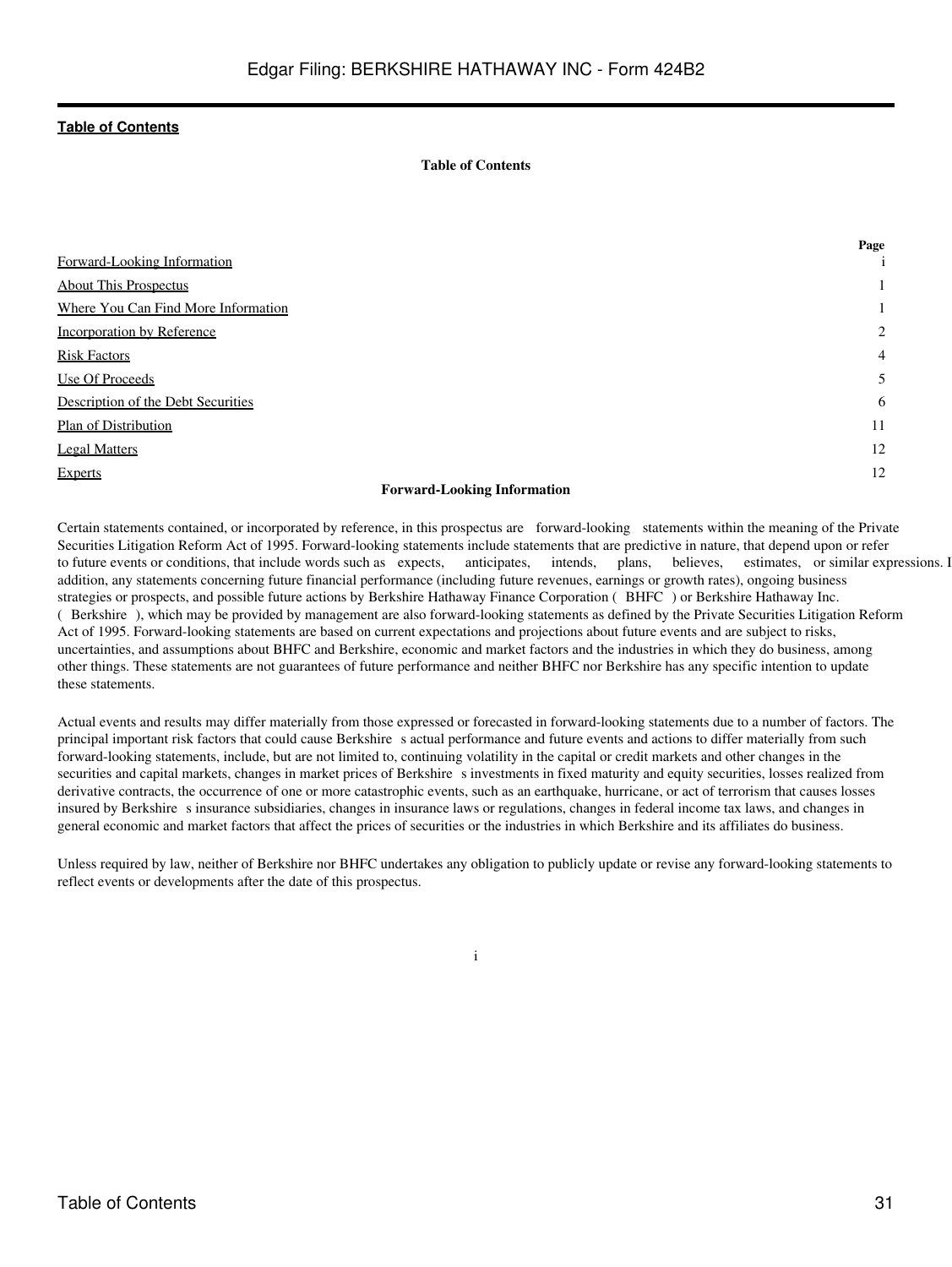**Table of Contents**

| | Page |
|---|---|
| Forward-Looking Information | i |
| About This Prospectus | 1 |
| Where You Can Find More Information | 1 |
| Incorporation by Reference | 2 |
| Risk Factors | 4 |
| Use Of Proceeds | 5 |
| Description of the Debt Securities | 6 |
| Plan of Distribution | 11 |
| Legal Matters | 12 |
| Experts | 12 |

**Forward-Looking Information**

Certain statements contained, or incorporated by reference, in this prospectus are forward-looking statements within the meaning of the Private Securities Litigation Reform Act of 1995. Forward-looking statements include statements that are predictive in nature, that depend upon or refer to future events or conditions, that include words such as expects, anticipates, intends, plans, believes, estimates, or similar expressions. In addition, any statements concerning future financial performance (including future revenues, earnings or growth rates), ongoing business strategies or prospects, and possible future actions by Berkshire Hathaway Finance Corporation ( BHFC ) or Berkshire Hathaway Inc. ( Berkshire ), which may be provided by management are also forward-looking statements as defined by the Private Securities Litigation Reform Act of 1995. Forward-looking statements are based on current expectations and projections about future events and are subject to risks, uncertainties, and assumptions about BHFC and Berkshire, economic and market factors and the industries in which they do business, among other things. These statements are not guarantees of future performance and neither BHFC nor Berkshire has any specific intention to update these statements.

Actual events and results may differ materially from those expressed or forecasted in forward-looking statements due to a number of factors. The principal important risk factors that could cause Berkshire s actual performance and future events and actions to differ materially from such forward-looking statements, include, but are not limited to, continuing volatility in the capital or credit markets and other changes in the securities and capital markets, changes in market prices of Berkshire s investments in fixed maturity and equity securities, losses realized from derivative contracts, the occurrence of one or more catastrophic events, such as an earthquake, hurricane, or act of terrorism that causes losses insured by Berkshire s insurance subsidiaries, changes in insurance laws or regulations, changes in federal income tax laws, and changes in general economic and market factors that affect the prices of securities or the industries in which Berkshire and its affiliates do business.

Unless required by law, neither of Berkshire nor BHFC undertakes any obligation to publicly update or revise any forward-looking statements to reflect events or developments after the date of this prospectus.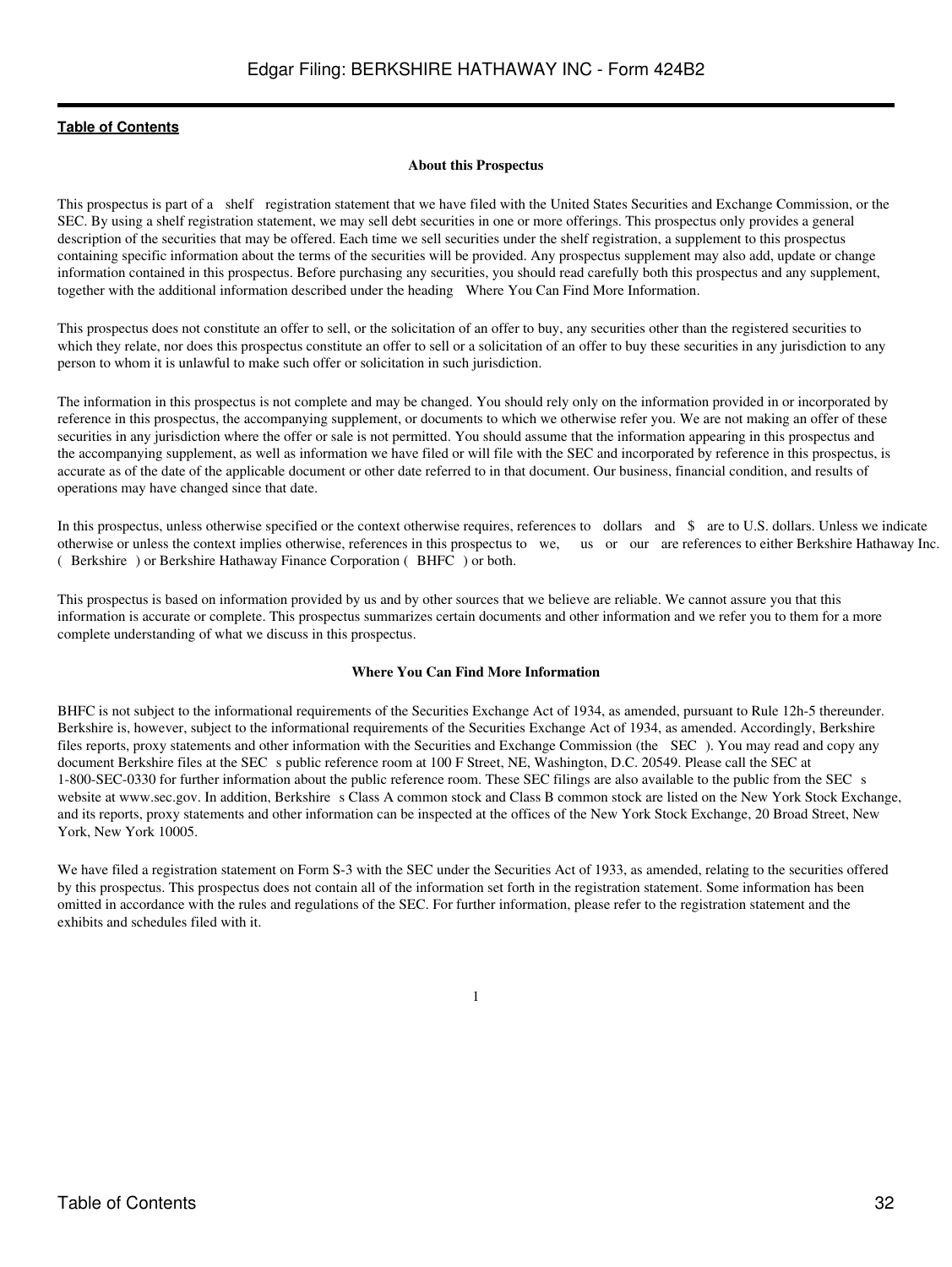[Table of Contents](#)

### About this Prospectus

This prospectus is part of a shelf registration statement that we have filed with the United States Securities and Exchange Commission, or the SEC. By using a shelf registration statement, we may sell debt securities in one or more offerings. This prospectus only provides a general description of the securities that may be offered. Each time we sell securities under the shelf registration, a supplement to this prospectus containing specific information about the terms of the securities will be provided. Any prospectus supplement may also add, update or change information contained in this prospectus. Before purchasing any securities, you should read carefully both this prospectus and any supplement, together with the additional information described under the heading Where You Can Find More Information.

This prospectus does not constitute an offer to sell, or the solicitation of an offer to buy, any securities other than the registered securities to which they relate, nor does this prospectus constitute an offer to sell or a solicitation of an offer to buy these securities in any jurisdiction to any person to whom it is unlawful to make such offer or solicitation in such jurisdiction.

The information in this prospectus is not complete and may be changed. You should rely only on the information provided in or incorporated by reference in this prospectus, the accompanying supplement, or documents to which we otherwise refer you. We are not making an offer of these securities in any jurisdiction where the offer or sale is not permitted. You should assume that the information appearing in this prospectus and the accompanying supplement, as well as information we have filed or will file with the SEC and incorporated by reference in this prospectus, is accurate as of the date of the applicable document or other date referred to in that document. Our business, financial condition, and results of operations may have changed since that date.

In this prospectus, unless otherwise specified or the context otherwise requires, references to dollars and $ are to U.S. dollars. Unless we indicate otherwise or unless the context implies otherwise, references in this prospectus to we, us or our are references to either Berkshire Hathaway Inc. ( Berkshire ) or Berkshire Hathaway Finance Corporation ( BHFC ) or both.

This prospectus is based on information provided by us and by other sources that we believe are reliable. We cannot assure you that this information is accurate or complete. This prospectus summarizes certain documents and other information and we refer you to them for a more complete understanding of what we discuss in this prospectus.

### Where You Can Find More Information

BHFC is not subject to the informational requirements of the Securities Exchange Act of 1934, as amended, pursuant to Rule 12h-5 thereunder. Berkshire is, however, subject to the informational requirements of the Securities Exchange Act of 1934, as amended. Accordingly, Berkshire files reports, proxy statements and other information with the Securities and Exchange Commission (the SEC ). You may read and copy any document Berkshire files at the SEC s public reference room at 100 F Street, NE, Washington, D.C. 20549. Please call the SEC at 1-800-SEC-0330 for further information about the public reference room. These SEC filings are also available to the public from the SEC s website at www.sec.gov. In addition, Berkshire s Class A common stock and Class B common stock are listed on the New York Stock Exchange, and its reports, proxy statements and other information can be inspected at the offices of the New York Stock Exchange, 20 Broad Street, New York, New York 10005.

We have filed a registration statement on Form S-3 with the SEC under the Securities Act of 1933, as amended, relating to the securities offered by this prospectus. This prospectus does not contain all of the information set forth in the registration statement. Some information has been omitted in accordance with the rules and regulations of the SEC. For further information, please refer to the registration statement and the exhibits and schedules filed with it.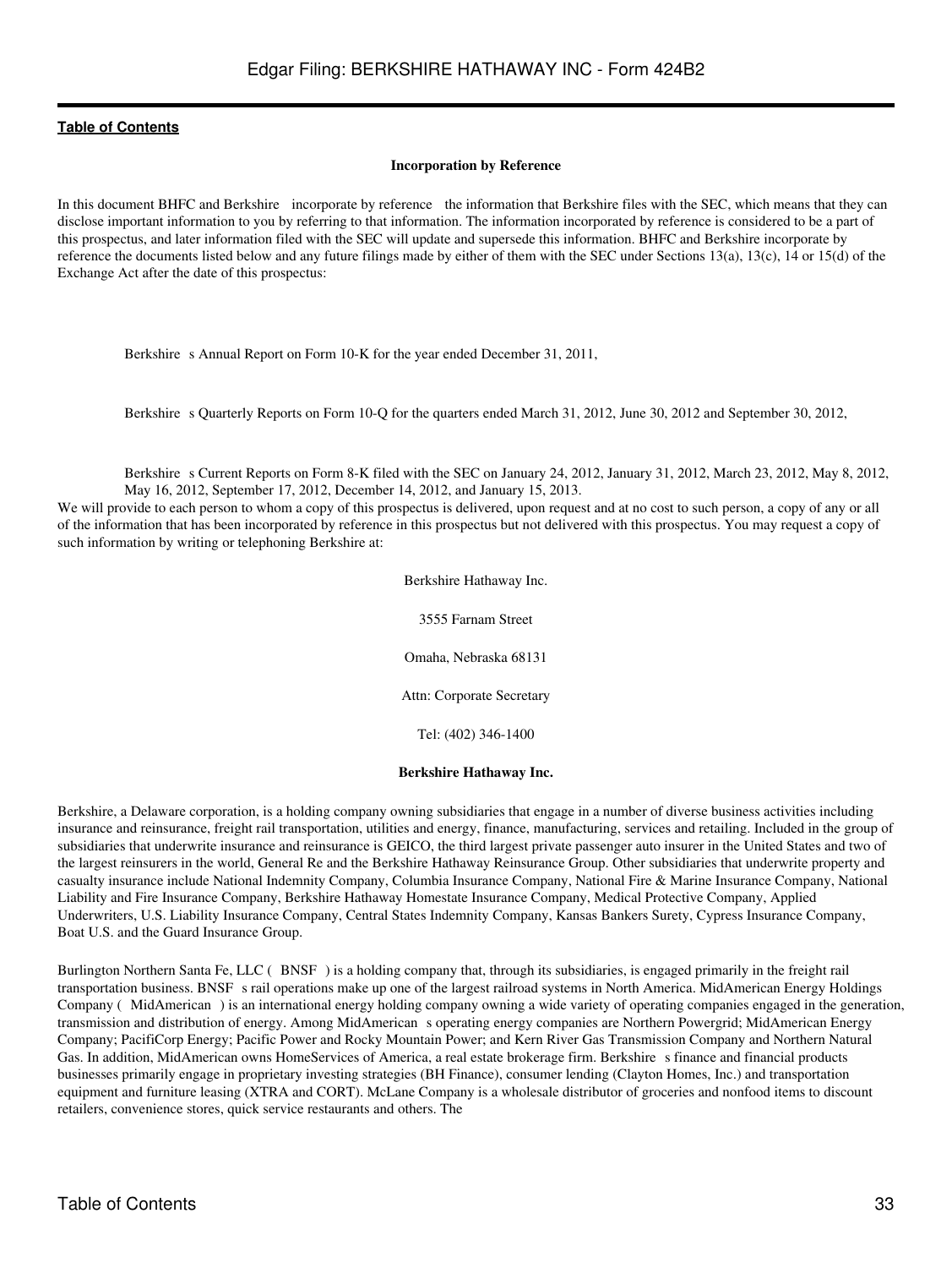[Table of Contents](#)

### Incorporation by Reference

In this document BHFC and Berkshire incorporate by reference the information that Berkshire files with the SEC, which means that they can disclose important information to you by referring to that information. The information incorporated by reference is considered to be a part of this prospectus, and later information filed with the SEC will update and supersede this information. BHFC and Berkshire incorporate by reference the documents listed below and any future filings made by either of them with the SEC under Sections 13(a), 13(c), 14 or 15(d) of the Exchange Act after the date of this prospectus:

- Berkshire s Annual Report on Form 10-K for the year ended December 31, 2011,
- Berkshire s Quarterly Reports on Form 10-Q for the quarters ended March 31, 2012, June 30, 2012 and September 30, 2012,
- Berkshire s Current Reports on Form 8-K filed with the SEC on January 24, 2012, January 31, 2012, March 23, 2012, May 8, 2012, May 16, 2012, September 17, 2012, December 14, 2012, and January 15, 2013.

We will provide to each person to whom a copy of this prospectus is delivered, upon request and at no cost to such person, a copy of any or all of the information that has been incorporated by reference in this prospectus but not delivered with this prospectus. You may request a copy of such information by writing or telephoning Berkshire at:

Berkshire Hathaway Inc.

3555 Farnam Street

Omaha, Nebraska 68131

Attn: Corporate Secretary

Tel: (402) 346-1400

### Berkshire Hathaway Inc.

Berkshire, a Delaware corporation, is a holding company owning subsidiaries that engage in a number of diverse business activities including insurance and reinsurance, freight rail transportation, utilities and energy, finance, manufacturing, services and retailing. Included in the group of subsidiaries that underwrite insurance and reinsurance is GEICO, the third largest private passenger auto insurer in the United States and two of the largest reinsurers in the world, General Re and the Berkshire Hathaway Reinsurance Group. Other subsidiaries that underwrite property and casualty insurance include National Indemnity Company, Columbia Insurance Company, National Fire & Marine Insurance Company, National Liability and Fire Insurance Company, Berkshire Hathaway Homestate Insurance Company, Medical Protective Company, Applied Underwriters, U.S. Liability Insurance Company, Central States Indemnity Company, Kansas Bankers Surety, Cypress Insurance Company, Boat U.S. and the Guard Insurance Group.

Burlington Northern Santa Fe, LLC ( BNSF ) is a holding company that, through its subsidiaries, is engaged primarily in the freight rail transportation business. BNSF s rail operations make up one of the largest railroad systems in North America. MidAmerican Energy Holdings Company ( MidAmerican ) is an international energy holding company owning a wide variety of operating companies engaged in the generation, transmission and distribution of energy. Among MidAmerican s operating energy companies are Northern Powergrid; MidAmerican Energy Company; PacifiCorp Energy; Pacific Power and Rocky Mountain Power; and Kern River Gas Transmission Company and Northern Natural Gas. In addition, MidAmerican owns HomeServices of America, a real estate brokerage firm. Berkshire s finance and financial products businesses primarily engage in proprietary investing strategies (BH Finance), consumer lending (Clayton Homes, Inc.) and transportation equipment and furniture leasing (XTRA and CORT). McLane Company is a wholesale distributor of groceries and nonfood items to discount retailers, convenience stores, quick service restaurants and others. The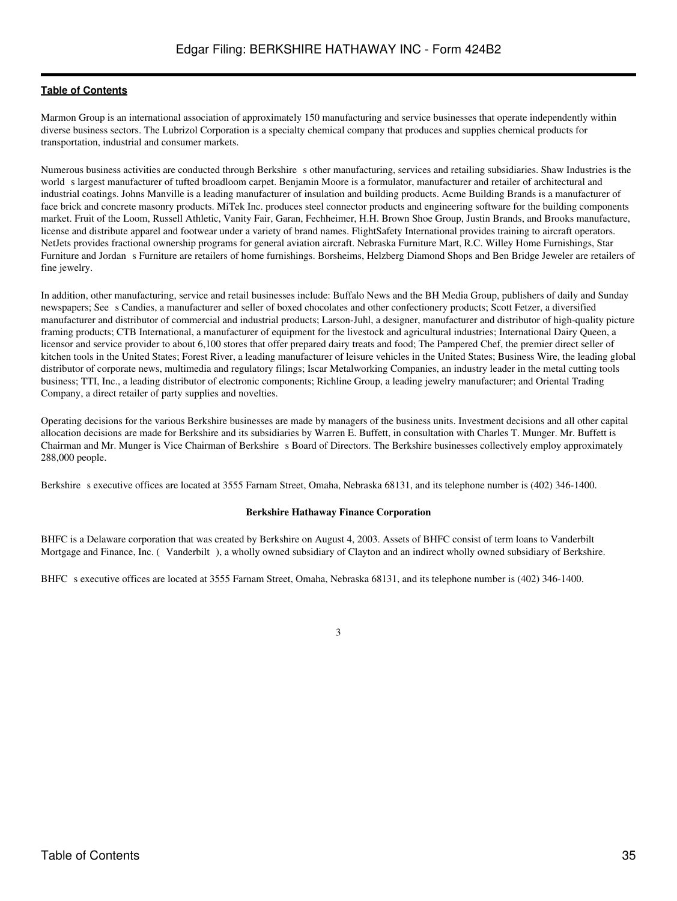Marmon Group is an international association of approximately 150 manufacturing and service businesses that operate independently within diverse business sectors. The Lubrizol Corporation is a specialty chemical company that produces and supplies chemical products for transportation, industrial and consumer markets.

Numerous business activities are conducted through Berkshire s other manufacturing, services and retailing subsidiaries. Shaw Industries is the world s largest manufacturer of tufted broadloom carpet. Benjamin Moore is a formulator, manufacturer and retailer of architectural and industrial coatings. Johns Manville is a leading manufacturer of insulation and building products. Acme Building Brands is a manufacturer of face brick and concrete masonry products. MiTek Inc. produces steel connector products and engineering software for the building components market. Fruit of the Loom, Russell Athletic, Vanity Fair, Garan, Fechheimer, H.H. Brown Shoe Group, Justin Brands, and Brooks manufacture, license and distribute apparel and footwear under a variety of brand names. FlightSafety International provides training to aircraft operators. NetJets provides fractional ownership programs for general aviation aircraft. Nebraska Furniture Mart, R.C. Willey Home Furnishings, Star Furniture and Jordan s Furniture are retailers of home furnishings. Borsheims, Helzberg Diamond Shops and Ben Bridge Jeweler are retailers of fine jewelry.

In addition, other manufacturing, service and retail businesses include: Buffalo News and the BH Media Group, publishers of daily and Sunday newspapers; See s Candies, a manufacturer and seller of boxed chocolates and other confectionery products; Scott Fetzer, a diversified manufacturer and distributor of commercial and industrial products; Larson-Juhl, a designer, manufacturer and distributor of high-quality picture framing products; CTB International, a manufacturer of equipment for the livestock and agricultural industries; International Dairy Queen, a licensor and service provider to about 6,100 stores that offer prepared dairy treats and food; The Pampered Chef, the premier direct seller of kitchen tools in the United States; Forest River, a leading manufacturer of leisure vehicles in the United States; Business Wire, the leading global distributor of corporate news, multimedia and regulatory filings; Iscar Metalworking Companies, an industry leader in the metal cutting tools business; TTI, Inc., a leading distributor of electronic components; Richline Group, a leading jewelry manufacturer; and Oriental Trading Company, a direct retailer of party supplies and novelties.

Operating decisions for the various Berkshire businesses are made by managers of the business units. Investment decisions and all other capital allocation decisions are made for Berkshire and its subsidiaries by Warren E. Buffett, in consultation with Charles T. Munger. Mr. Buffett is Chairman and Mr. Munger is Vice Chairman of Berkshire s Board of Directors. The Berkshire businesses collectively employ approximately 288,000 people.

Berkshire s executive offices are located at 3555 Farnam Street, Omaha, Nebraska 68131, and its telephone number is (402) 346-1400.

**Berkshire Hathaway Finance Corporation**

BHFC is a Delaware corporation that was created by Berkshire on August 4, 2003. Assets of BHFC consist of term loans to Vanderbilt Mortgage and Finance, Inc. ( Vanderbilt ), a wholly owned subsidiary of Clayton and an indirect wholly owned subsidiary of Berkshire.

BHFC s executive offices are located at 3555 Farnam Street, Omaha, Nebraska 68131, and its telephone number is (402) 346-1400.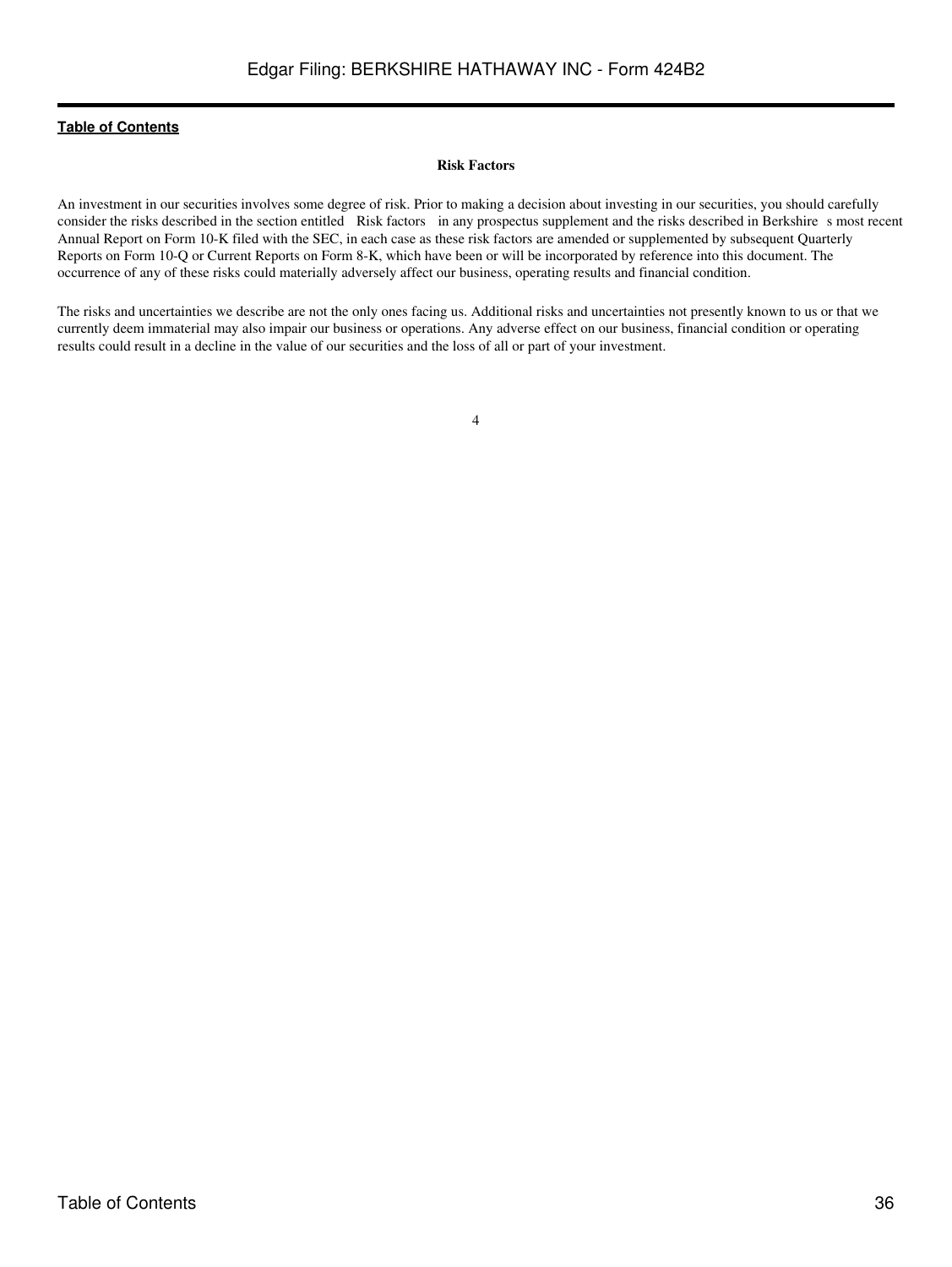[Table of Contents]

**Risk Factors**

An investment in our securities involves some degree of risk. Prior to making a decision about investing in our securities, you should carefully consider the risks described in the section entitled Risk factors in any prospectus supplement and the risks described in Berkshire s most recent Annual Report on Form 10-K filed with the SEC, in each case as these risk factors are amended or supplemented by subsequent Quarterly Reports on Form 10-Q or Current Reports on Form 8-K, which have been or will be incorporated by reference into this document. The occurrence of any of these risks could materially adversely affect our business, operating results and financial condition.

The risks and uncertainties we describe are not the only ones facing us. Additional risks and uncertainties not presently known to us or that we currently deem immaterial may also impair our business or operations. Any adverse effect on our business, financial condition or operating results could result in a decline in the value of our securities and the loss of all or part of your investment.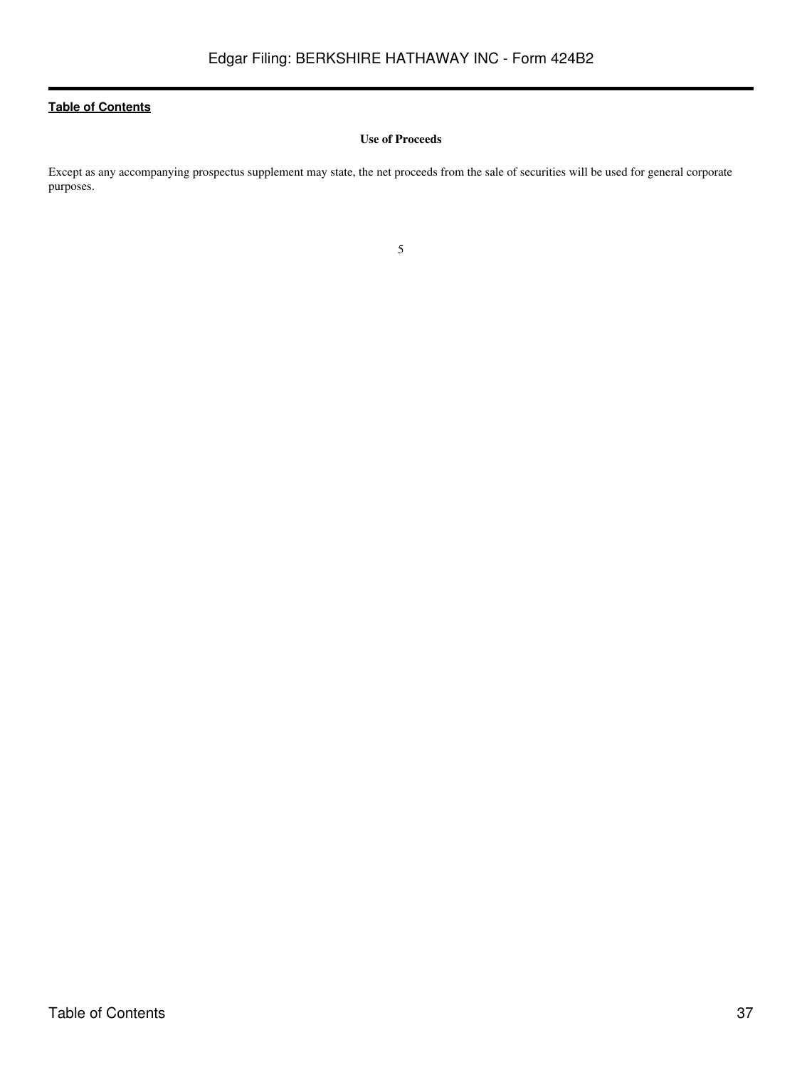[Table of Contents](#)

## Use of Proceeds

Except as any accompanying prospectus supplement may state, the net proceeds from the sale of securities will be used for general corporate purposes.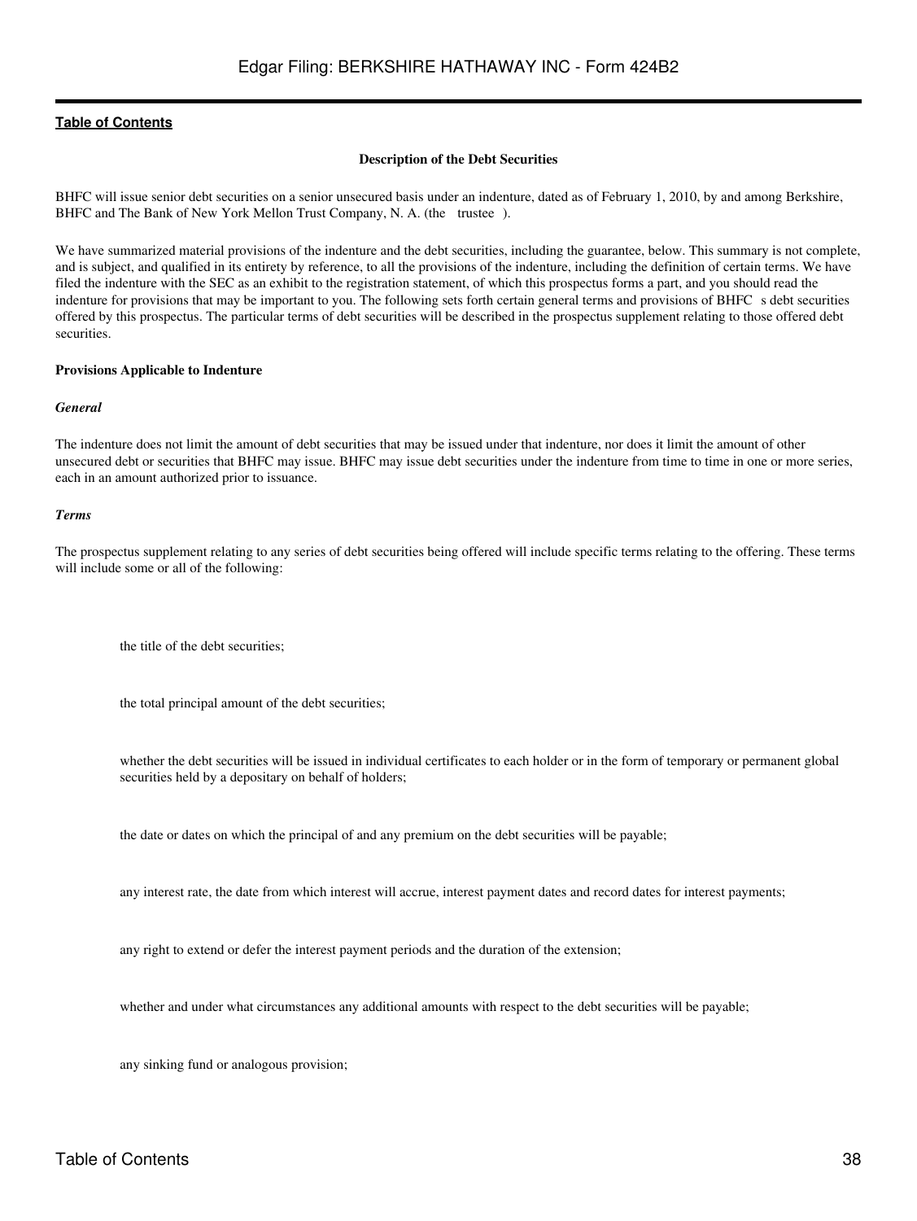### Description of the Debt Securities

BHFC will issue senior debt securities on a senior unsecured basis under an indenture, dated as of February 1, 2010, by and among Berkshire, BHFC and The Bank of New York Mellon Trust Company, N. A. (the trustee).

We have summarized material provisions of the indenture and the debt securities, including the guarantee, below. This summary is not complete, and is subject, and qualified in its entirety by reference, to all the provisions of the indenture, including the definition of certain terms. We have filed the indenture with the SEC as an exhibit to the registration statement, of which this prospectus forms a part, and you should read the indenture for provisions that may be important to you. The following sets forth certain general terms and provisions of BHFC s debt securities offered by this prospectus. The particular terms of debt securities will be described in the prospectus supplement relating to those offered debt securities.

**Provisions Applicable to Indenture**

***General***

The indenture does not limit the amount of debt securities that may be issued under that indenture, nor does it limit the amount of other unsecured debt or securities that BHFC may issue. BHFC may issue debt securities under the indenture from time to time in one or more series, each in an amount authorized prior to issuance.

***Terms***

The prospectus supplement relating to any series of debt securities being offered will include specific terms relating to the offering. These terms will include some or all of the following:

- the title of the debt securities;
- the total principal amount of the debt securities;
- whether the debt securities will be issued in individual certificates to each holder or in the form of temporary or permanent global securities held by a depositary on behalf of holders;
- the date or dates on which the principal of and any premium on the debt securities will be payable;
- any interest rate, the date from which interest will accrue, interest payment dates and record dates for interest payments;
- any right to extend or defer the interest payment periods and the duration of the extension;
- whether and under what circumstances any additional amounts with respect to the debt securities will be payable;
- any sinking fund or analogous provision;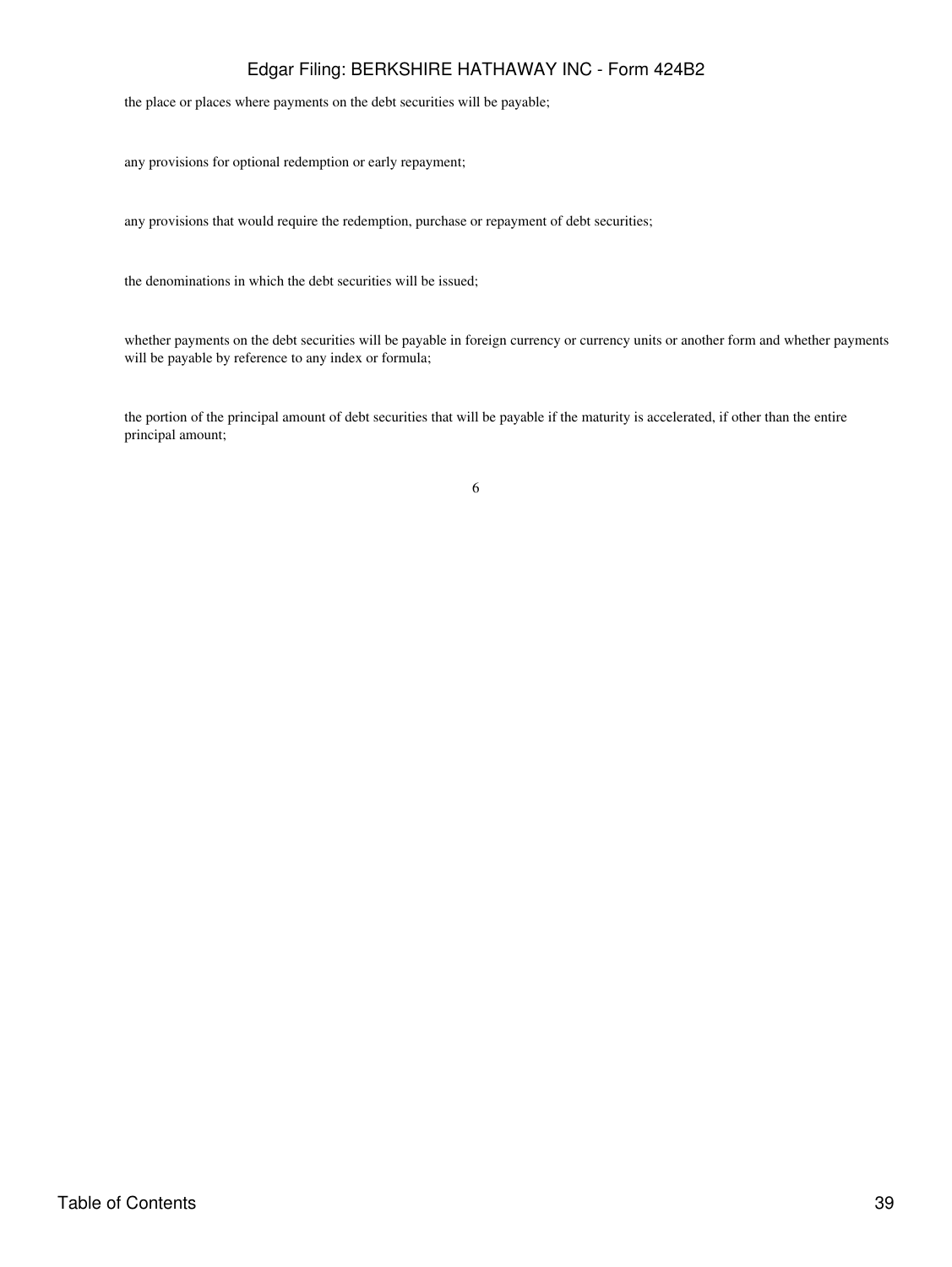- the place or places where payments on the debt securities will be payable;
- any provisions for optional redemption or early repayment;
- any provisions that would require the redemption, purchase or repayment of debt securities;
- the denominations in which the debt securities will be issued;
- whether payments on the debt securities will be payable in foreign currency or currency units or another form and whether payments will be payable by reference to any index or formula;
- the portion of the principal amount of debt securities that will be payable if the maturity is accelerated, if other than the entire principal amount;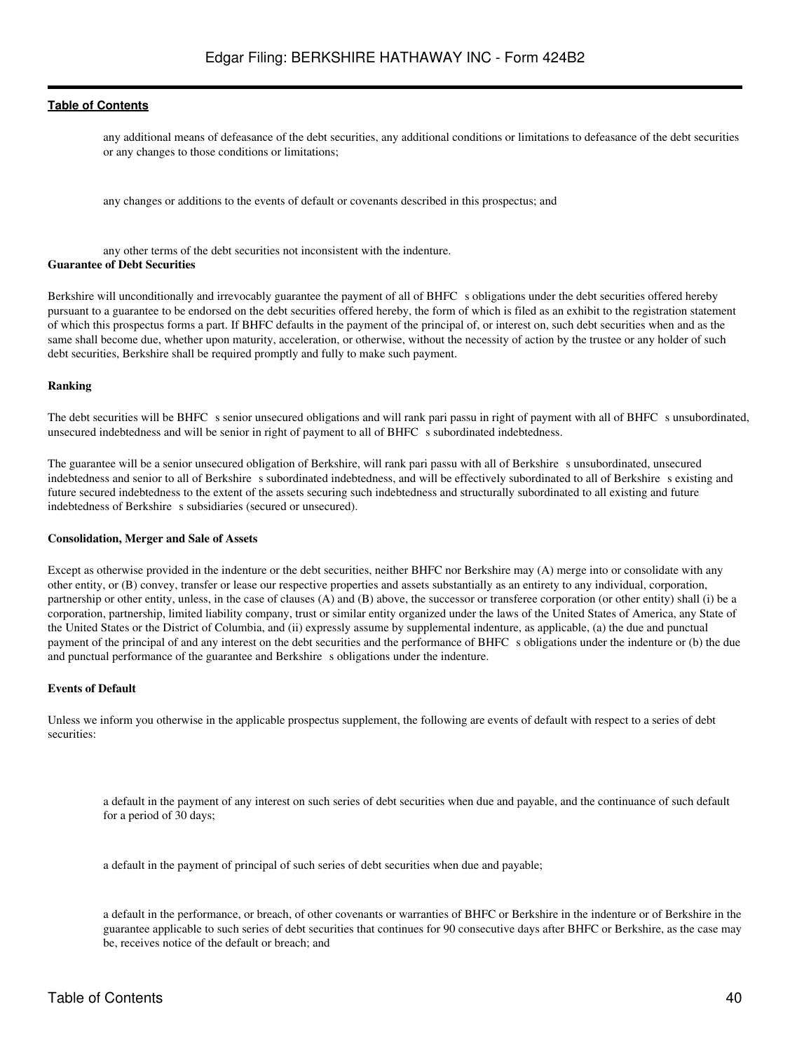- any additional means of defeasance of the debt securities, any additional conditions or limitations to defeasance of the debt securities or any changes to those conditions or limitations;
- any changes or additions to the events of default or covenants described in this prospectus; and
- any other terms of the debt securities not inconsistent with the indenture.

**Guarantee of Debt Securities**

Berkshire will unconditionally and irrevocably guarantee the payment of all of BHFC s obligations under the debt securities offered hereby pursuant to a guarantee to be endorsed on the debt securities offered hereby, the form of which is filed as an exhibit to the registration statement of which this prospectus forms a part. If BHFC defaults in the payment of the principal of, or interest on, such debt securities when and as the same shall become due, whether upon maturity, acceleration, or otherwise, without the necessity of action by the trustee or any holder of such debt securities, Berkshire shall be required promptly and fully to make such payment.

**Ranking**

The debt securities will be BHFC s senior unsecured obligations and will rank pari passu in right of payment with all of BHFC s unsubordinated, unsecured indebtedness and will be senior in right of payment to all of BHFC s subordinated indebtedness.

The guarantee will be a senior unsecured obligation of Berkshire, will rank pari passu with all of Berkshire s unsubordinated, unsecured indebtedness and senior to all of Berkshire s subordinated indebtedness, and will be effectively subordinated to all of Berkshire s existing and future secured indebtedness to the extent of the assets securing such indebtedness and structurally subordinated to all existing and future indebtedness of Berkshire s subsidiaries (secured or unsecured).

**Consolidation, Merger and Sale of Assets**

Except as otherwise provided in the indenture or the debt securities, neither BHFC nor Berkshire may (A) merge into or consolidate with any other entity, or (B) convey, transfer or lease our respective properties and assets substantially as an entirety to any individual, corporation, partnership or other entity, unless, in the case of clauses (A) and (B) above, the successor or transferee corporation (or other entity) shall (i) be a corporation, partnership, limited liability company, trust or similar entity organized under the laws of the United States of America, any State of the United States or the District of Columbia, and (ii) expressly assume by supplemental indenture, as applicable, (a) the due and punctual payment of the principal of and any interest on the debt securities and the performance of BHFC s obligations under the indenture or (b) the due and punctual performance of the guarantee and Berkshire s obligations under the indenture.

**Events of Default**

Unless we inform you otherwise in the applicable prospectus supplement, the following are events of default with respect to a series of debt securities:

- a default in the payment of any interest on such series of debt securities when due and payable, and the continuance of such default for a period of 30 days;
- a default in the payment of principal of such series of debt securities when due and payable;
- a default in the performance, or breach, of other covenants or warranties of BHFC or Berkshire in the indenture or of Berkshire in the guarantee applicable to such series of debt securities that continues for 90 consecutive days after BHFC or Berkshire, as the case may be, receives notice of the default or breach; and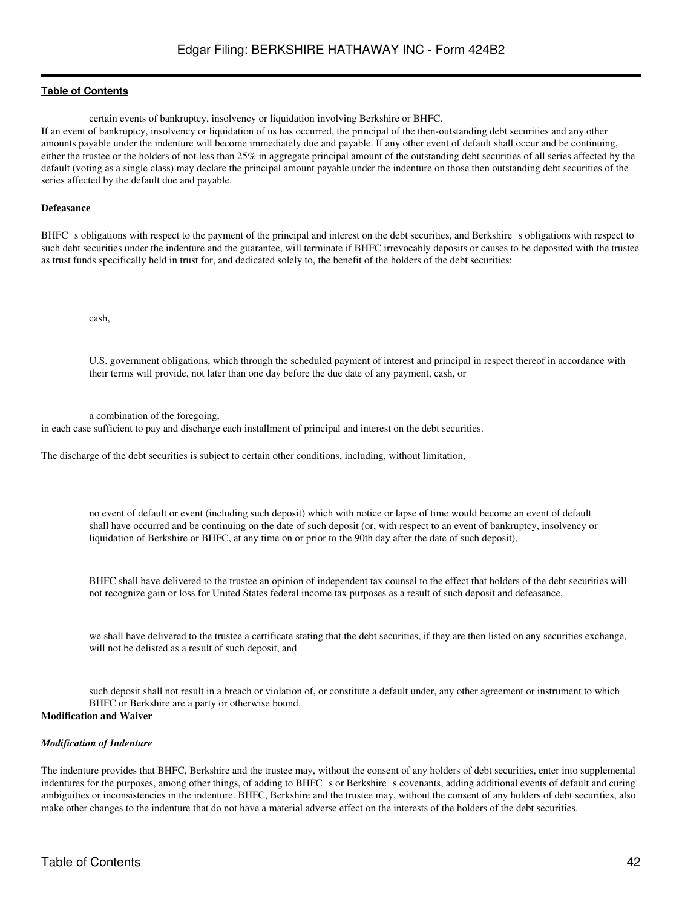- certain events of bankruptcy, insolvency or liquidation involving Berkshire or BHFC.

If an event of bankruptcy, insolvency or liquidation of us has occurred, the principal of the then-outstanding debt securities and any other amounts payable under the indenture will become immediately due and payable. If any other event of default shall occur and be continuing, either the trustee or the holders of not less than 25% in aggregate principal amount of the outstanding debt securities of all series affected by the default (voting as a single class) may declare the principal amount payable under the indenture on those then outstanding debt securities of the series affected by the default due and payable.

**Defeasance**

BHFC s obligations with respect to the payment of the principal and interest on the debt securities, and Berkshire s obligations with respect to such debt securities under the indenture and the guarantee, will terminate if BHFC irrevocably deposits or causes to be deposited with the trustee as trust funds specifically held in trust for, and dedicated solely to, the benefit of the holders of the debt securities:

- cash,
- U.S. government obligations, which through the scheduled payment of interest and principal in respect thereof in accordance with their terms will provide, not later than one day before the due date of any payment, cash, or
- a combination of the foregoing,

in each case sufficient to pay and discharge each installment of principal and interest on the debt securities.

The discharge of the debt securities is subject to certain other conditions, including, without limitation,

- no event of default or event (including such deposit) which with notice or lapse of time would become an event of default shall have occurred and be continuing on the date of such deposit (or, with respect to an event of bankruptcy, insolvency or liquidation of Berkshire or BHFC, at any time on or prior to the 90th day after the date of such deposit),
- BHFC shall have delivered to the trustee an opinion of independent tax counsel to the effect that holders of the debt securities will not recognize gain or loss for United States federal income tax purposes as a result of such deposit and defeasance,
- we shall have delivered to the trustee a certificate stating that the debt securities, if they are then listed on any securities exchange, will not be delisted as a result of such deposit, and
- such deposit shall not result in a breach or violation of, or constitute a default under, any other agreement or instrument to which BHFC or Berkshire are a party or otherwise bound.

**Modification and Waiver**

***Modification of Indenture***

The indenture provides that BHFC, Berkshire and the trustee may, without the consent of any holders of debt securities, enter into supplemental indentures for the purposes, among other things, of adding to BHFC s or Berkshire s covenants, adding additional events of default and curing ambiguities or inconsistencies in the indenture. BHFC, Berkshire and the trustee may, without the consent of any holders of debt securities, also make other changes to the indenture that do not have a material adverse effect on the interests of the holders of the debt securities.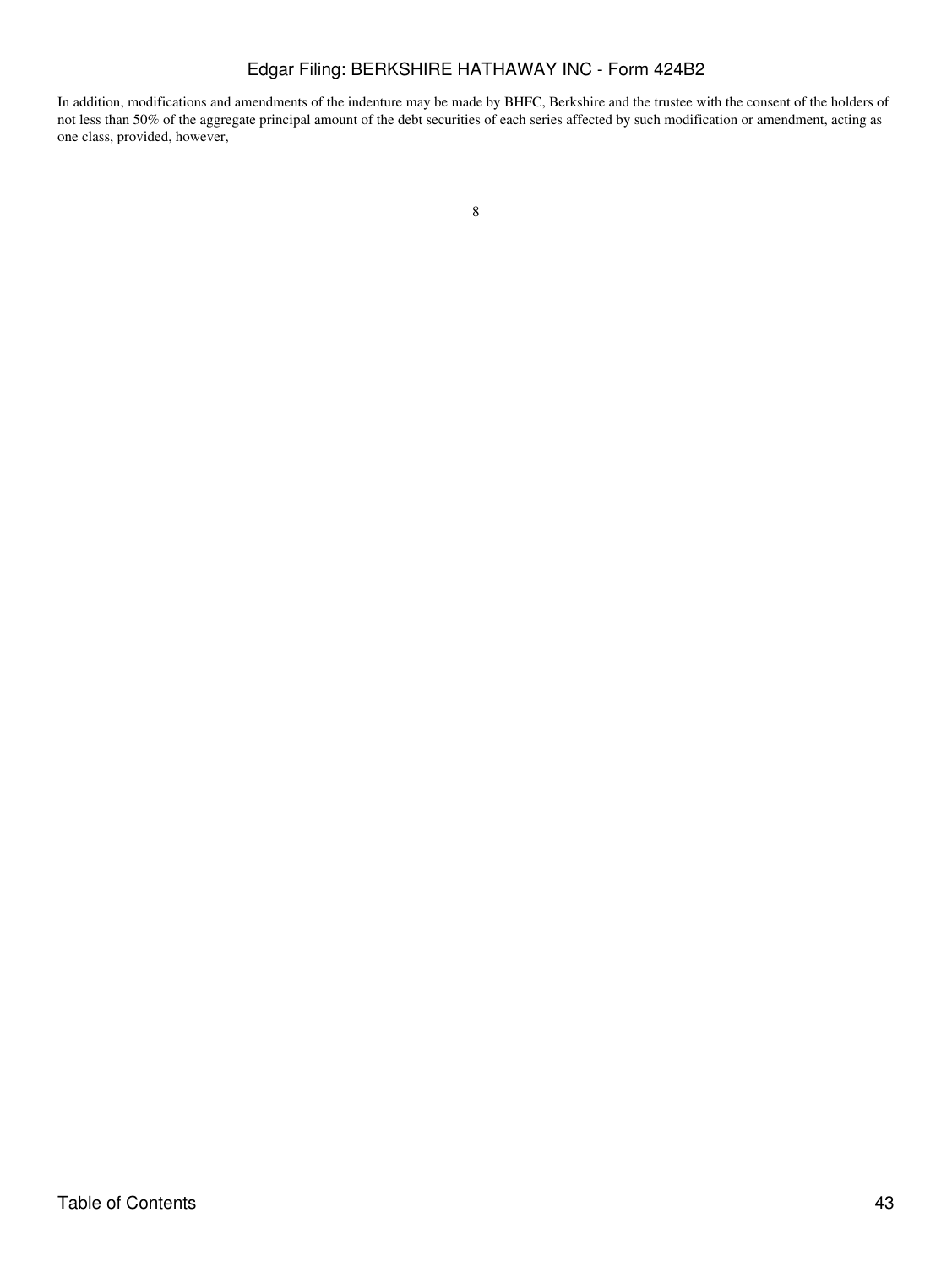In addition, modifications and amendments of the indenture may be made by BHFC, Berkshire and the trustee with the consent of the holders of not less than 50% of the aggregate principal amount of the debt securities of each series affected by such modification or amendment, acting as one class, provided, however,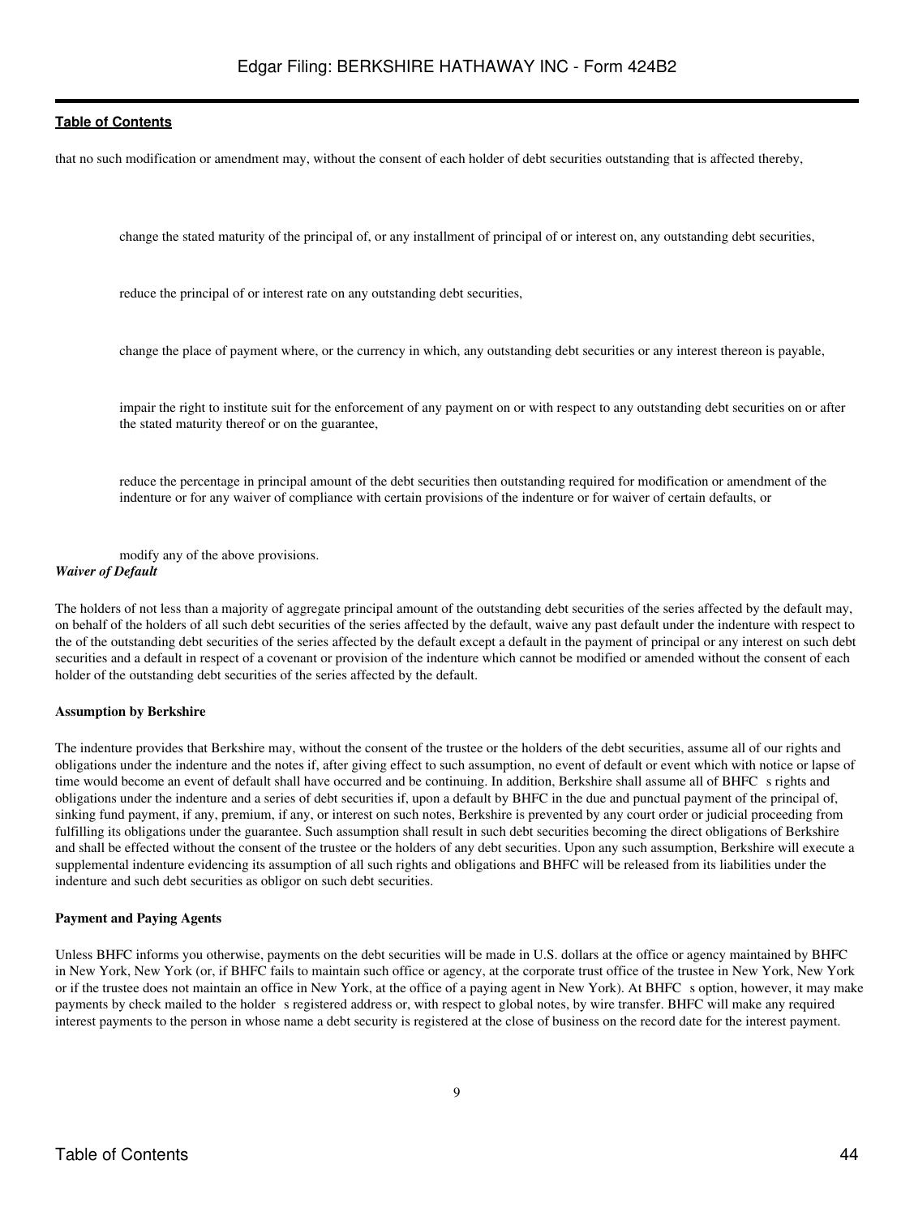that no such modification or amendment may, without the consent of each holder of debt securities outstanding that is affected thereby,

- change the stated maturity of the principal of, or any installment of principal of or interest on, any outstanding debt securities,
- reduce the principal of or interest rate on any outstanding debt securities,
- change the place of payment where, or the currency in which, any outstanding debt securities or any interest thereon is payable,
- impair the right to institute suit for the enforcement of any payment on or with respect to any outstanding debt securities on or after the stated maturity thereof or on the guarantee,
- reduce the percentage in principal amount of the debt securities then outstanding required for modification or amendment of the indenture or for any waiver of compliance with certain provisions of the indenture or for waiver of certain defaults, or
- modify any of the above provisions.

***Waiver of Default***

The holders of not less than a majority of aggregate principal amount of the outstanding debt securities of the series affected by the default may, on behalf of the holders of all such debt securities of the series affected by the default, waive any past default under the indenture with respect to the of the outstanding debt securities of the series affected by the default except a default in the payment of principal or any interest on such debt securities and a default in respect of a covenant or provision of the indenture which cannot be modified or amended without the consent of each holder of the outstanding debt securities of the series affected by the default.

**Assumption by Berkshire**

The indenture provides that Berkshire may, without the consent of the trustee or the holders of the debt securities, assume all of our rights and obligations under the indenture and the notes if, after giving effect to such assumption, no event of default or event which with notice or lapse of time would become an event of default shall have occurred and be continuing. In addition, Berkshire shall assume all of BHFC s rights and obligations under the indenture and a series of debt securities if, upon a default by BHFC in the due and punctual payment of the principal of, sinking fund payment, if any, premium, if any, or interest on such notes, Berkshire is prevented by any court order or judicial proceeding from fulfilling its obligations under the guarantee. Such assumption shall result in such debt securities becoming the direct obligations of Berkshire and shall be effected without the consent of the trustee or the holders of any debt securities. Upon any such assumption, Berkshire will execute a supplemental indenture evidencing its assumption of all such rights and obligations and BHFC will be released from its liabilities under the indenture and such debt securities as obligor on such debt securities.

**Payment and Paying Agents**

Unless BHFC informs you otherwise, payments on the debt securities will be made in U.S. dollars at the office or agency maintained by BHFC in New York, New York (or, if BHFC fails to maintain such office or agency, at the corporate trust office of the trustee in New York, New York or if the trustee does not maintain an office in New York, at the office of a paying agent in New York). At BHFC s option, however, it may make payments by check mailed to the holder s registered address or, with respect to global notes, by wire transfer. BHFC will make any required interest payments to the person in whose name a debt security is registered at the close of business on the record date for the interest payment.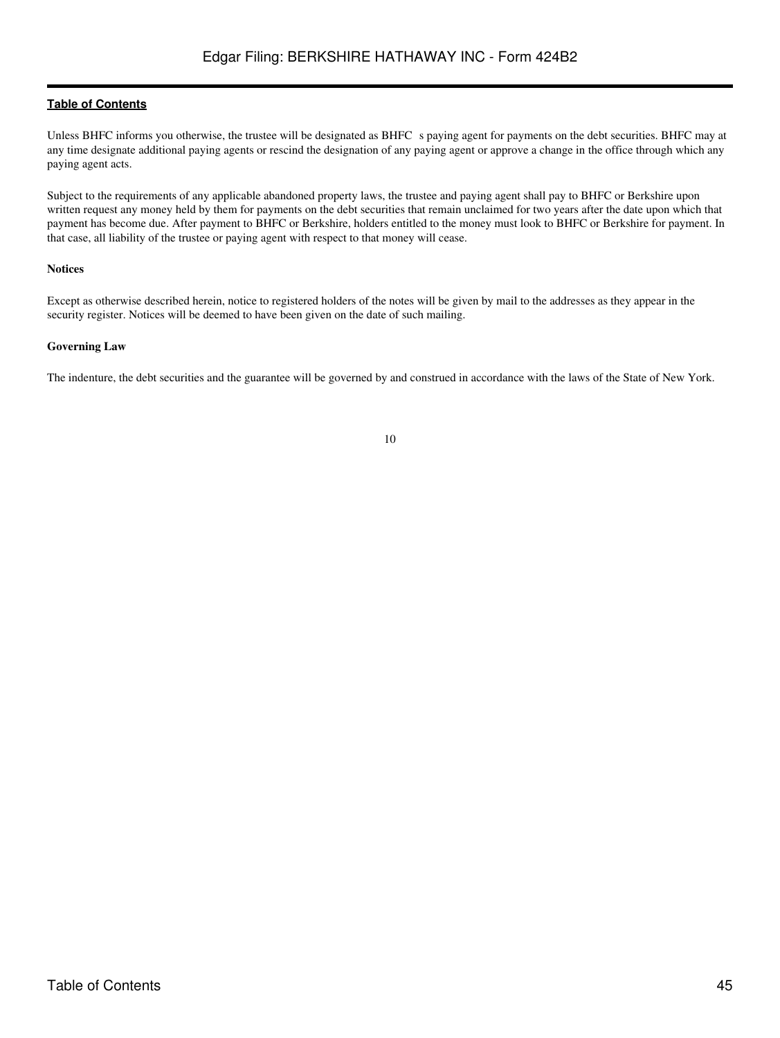Unless BHFC informs you otherwise, the trustee will be designated as BHFC s paying agent for payments on the debt securities. BHFC may at any time designate additional paying agents or rescind the designation of any paying agent or approve a change in the office through which any paying agent acts.

Subject to the requirements of any applicable abandoned property laws, the trustee and paying agent shall pay to BHFC or Berkshire upon written request any money held by them for payments on the debt securities that remain unclaimed for two years after the date upon which that payment has become due. After payment to BHFC or Berkshire, holders entitled to the money must look to BHFC or Berkshire for payment. In that case, all liability of the trustee or paying agent with respect to that money will cease.

**Notices**

Except as otherwise described herein, notice to registered holders of the notes will be given by mail to the addresses as they appear in the security register. Notices will be deemed to have been given on the date of such mailing.

**Governing Law**

The indenture, the debt securities and the guarantee will be governed by and construed in accordance with the laws of the State of New York.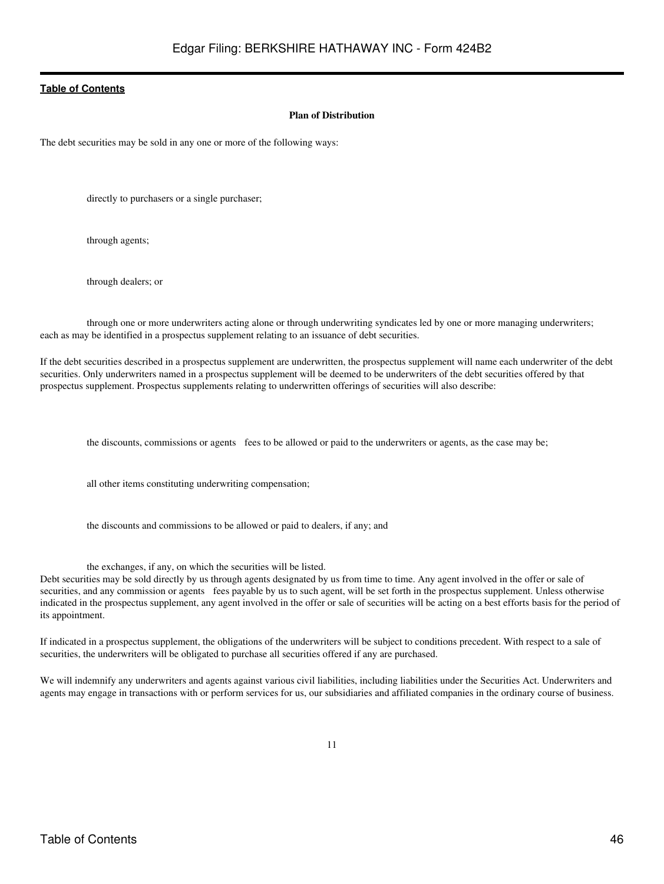## Plan of Distribution

The debt securities may be sold in any one or more of the following ways:

- directly to purchasers or a single purchaser;
- through agents;
- through dealers; or
- through one or more underwriters acting alone or through underwriting syndicates led by one or more managing underwriters;

each as may be identified in a prospectus supplement relating to an issuance of debt securities.

If the debt securities described in a prospectus supplement are underwritten, the prospectus supplement will name each underwriter of the debt securities. Only underwriters named in a prospectus supplement will be deemed to be underwriters of the debt securities offered by that prospectus supplement. Prospectus supplements relating to underwritten offerings of securities will also describe:

- the discounts, commissions or agents fees to be allowed or paid to the underwriters or agents, as the case may be;
- all other items constituting underwriting compensation;
- the discounts and commissions to be allowed or paid to dealers, if any; and
- the exchanges, if any, on which the securities will be listed.

Debt securities may be sold directly by us through agents designated by us from time to time. Any agent involved in the offer or sale of securities, and any commission or agents fees payable by us to such agent, will be set forth in the prospectus supplement. Unless otherwise indicated in the prospectus supplement, any agent involved in the offer or sale of securities will be acting on a best efforts basis for the period of its appointment.

If indicated in a prospectus supplement, the obligations of the underwriters will be subject to conditions precedent. With respect to a sale of securities, the underwriters will be obligated to purchase all securities offered if any are purchased.

We will indemnify any underwriters and agents against various civil liabilities, including liabilities under the Securities Act. Underwriters and agents may engage in transactions with or perform services for us, our subsidiaries and affiliated companies in the ordinary course of business.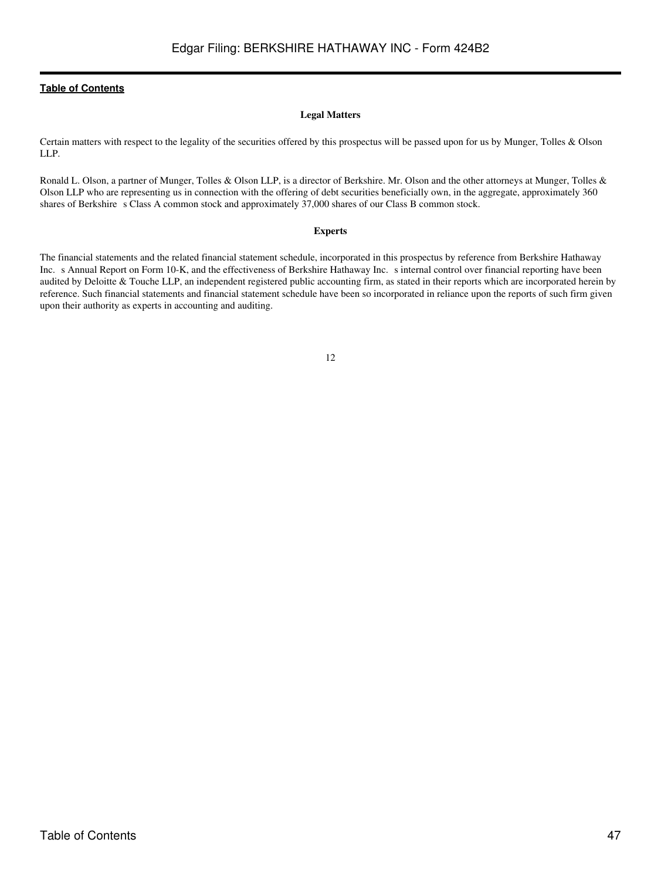**Legal Matters**

Certain matters with respect to the legality of the securities offered by this prospectus will be passed upon for us by Munger, Tolles & Olson LLP.

Ronald L. Olson, a partner of Munger, Tolles & Olson LLP, is a director of Berkshire. Mr. Olson and the other attorneys at Munger, Tolles & Olson LLP who are representing us in connection with the offering of debt securities beneficially own, in the aggregate, approximately 360 shares of Berkshire s Class A common stock and approximately 37,000 shares of our Class B common stock.

**Experts**

The financial statements and the related financial statement schedule, incorporated in this prospectus by reference from Berkshire Hathaway Inc. s Annual Report on Form 10-K, and the effectiveness of Berkshire Hathaway Inc. s internal control over financial reporting have been audited by Deloitte & Touche LLP, an independent registered public accounting firm, as stated in their reports which are incorporated herein by reference. Such financial statements and financial statement schedule have been so incorporated in reliance upon the reports of such firm given upon their authority as experts in accounting and auditing.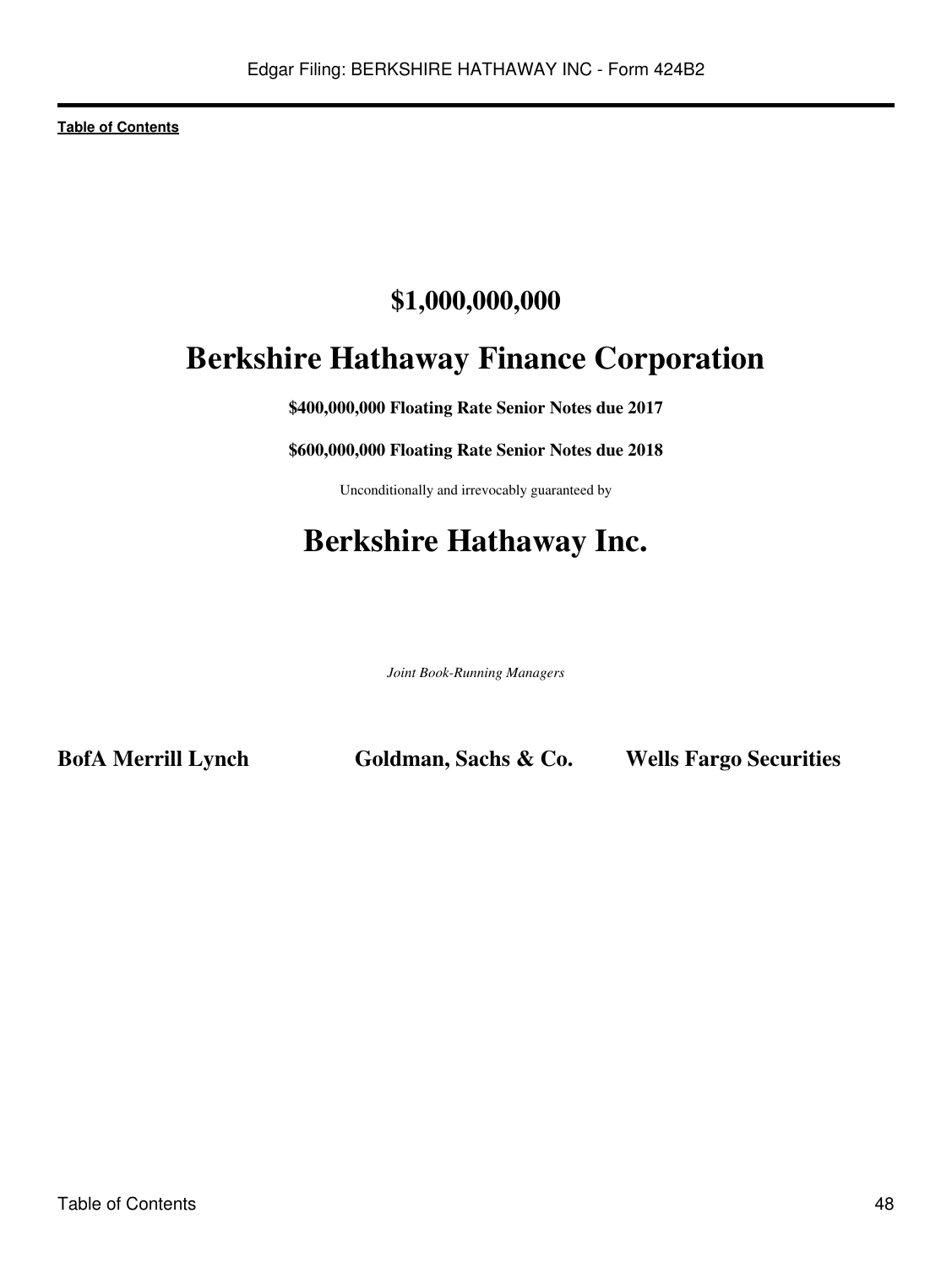**Table of Contents**

# $1,000,000,000

# Berkshire Hathaway Finance Corporation

**$400,000,000 Floating Rate Senior Notes due 2017**

**$600,000,000 Floating Rate Senior Notes due 2018**

Unconditionally and irrevocably guaranteed by

# Berkshire Hathaway Inc.

*Joint Book-Running Managers*

**BofA Merrill Lynch** **Goldman, Sachs & Co.** **Wells Fargo Securities**